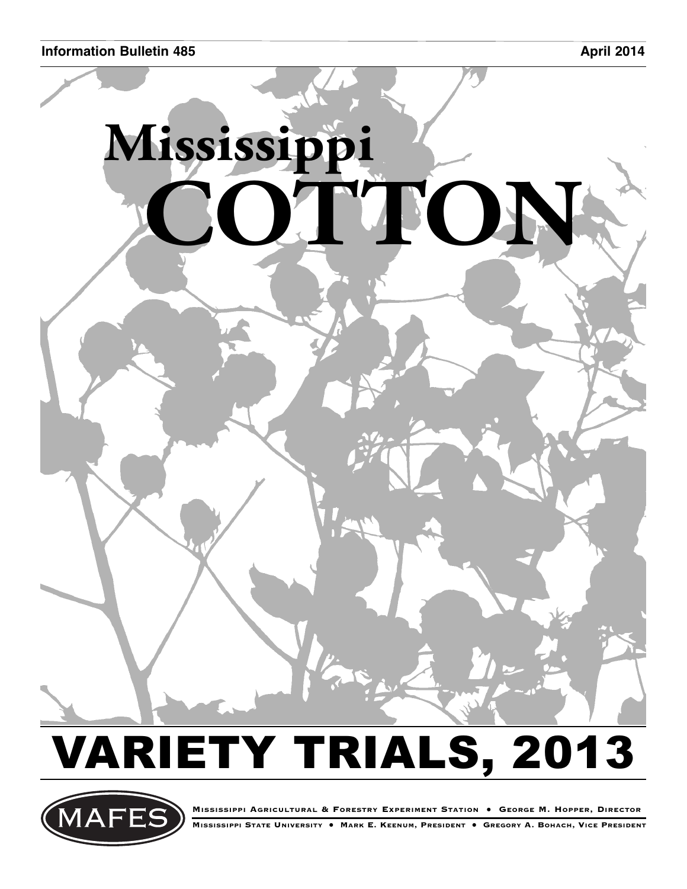**Information Bulletin 485** **April 2014**

# Mississippi COTTON

# VARIETY TRIALS, 2013

MAFES

Mississippi Agricultural & Forestry Experiment Station • George M. Hopper, Director

Mississippi State University • Mark E. Keenum, President • Gregory A. Bohach, Vice President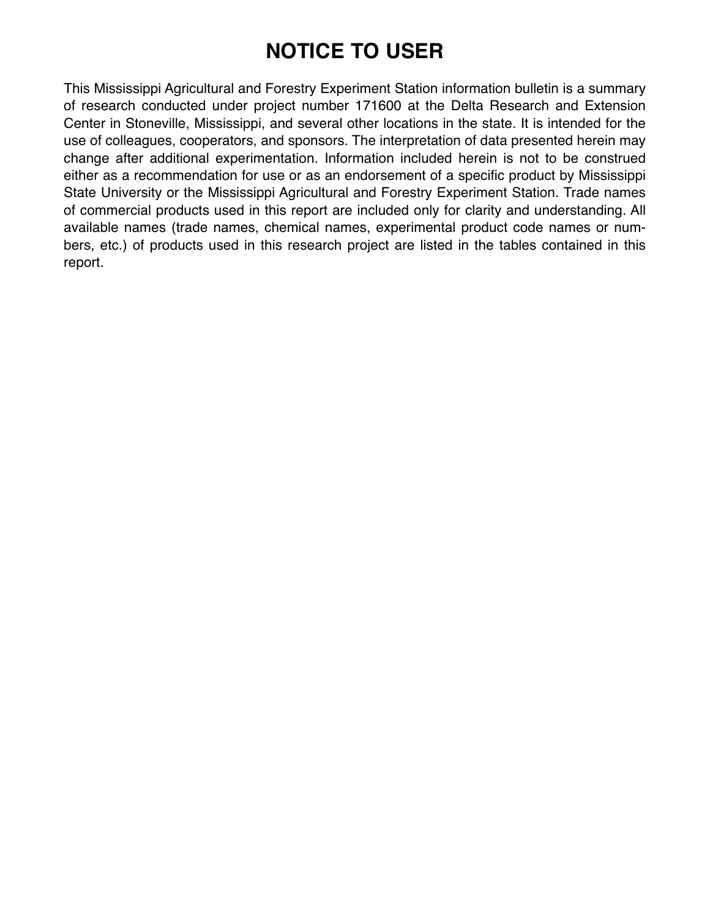# NOTICE TO USER

This Mississippi Agricultural and Forestry Experiment Station information bulletin is a summary of research conducted under project number 171600 at the Delta Research and Extension Center in Stoneville, Mississippi, and several other locations in the state. It is intended for the use of colleagues, cooperators, and sponsors. The interpretation of data presented herein may change after additional experimentation. Information included herein is not to be construed either as a recommendation for use or as an endorsement of a specific product by Mississippi State University or the Mississippi Agricultural and Forestry Experiment Station. Trade names of commercial products used in this report are included only for clarity and understanding. All available names (trade names, chemical names, experimental product code names or numbers, etc.) of products used in this research project are listed in the tables contained in this report.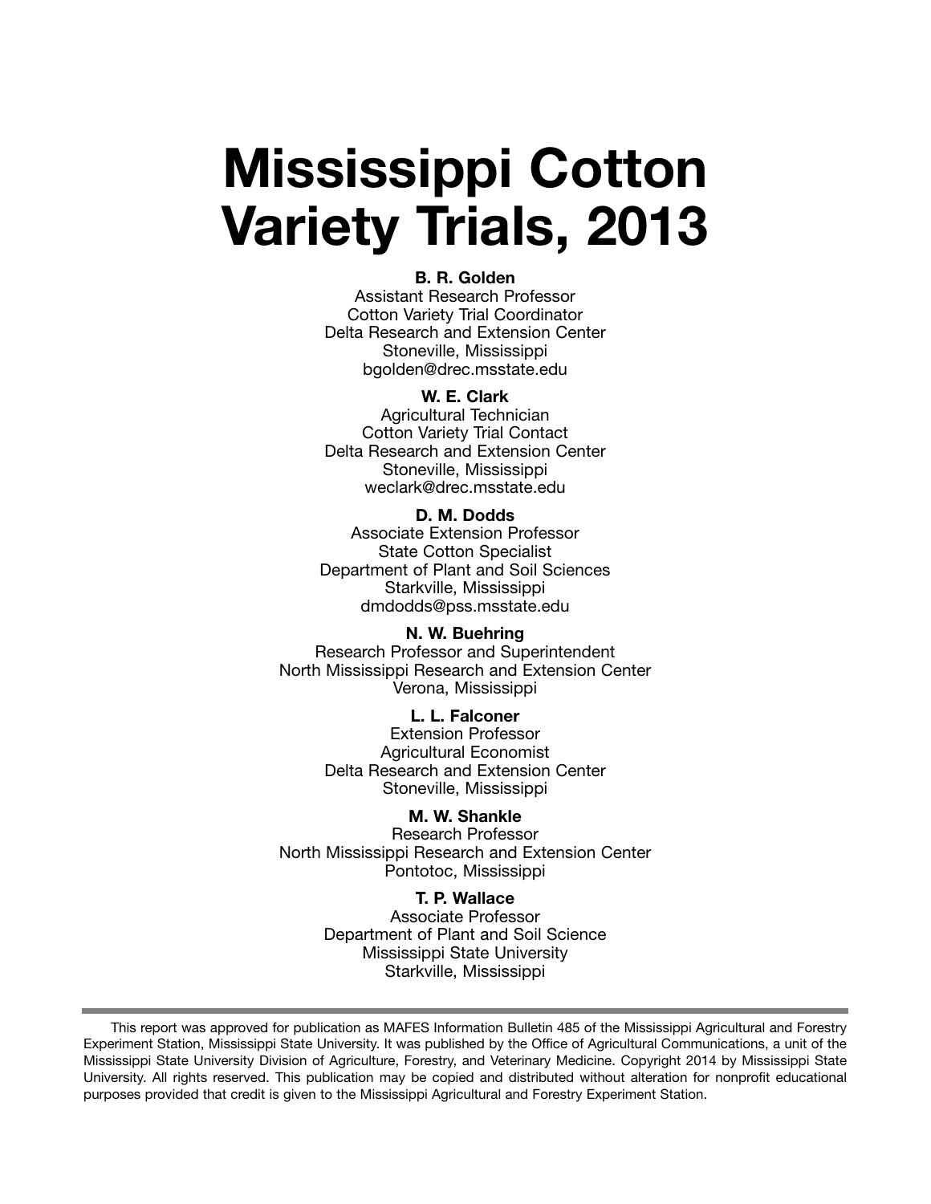# Mississippi Cotton Variety Trials, 2013

**B. R. Golden**
Assistant Research Professor
Cotton Variety Trial Coordinator
Delta Research and Extension Center
Stoneville, Mississippi
bgolden@drec.msstate.edu

**W. E. Clark**
Agricultural Technician
Cotton Variety Trial Contact
Delta Research and Extension Center
Stoneville, Mississippi
weclark@drec.msstate.edu

**D. M. Dodds**
Associate Extension Professor
State Cotton Specialist
Department of Plant and Soil Sciences
Starkville, Mississippi
dmdodds@pss.msstate.edu

**N. W. Buehring**
Research Professor and Superintendent
North Mississippi Research and Extension Center
Verona, Mississippi

**L. L. Falconer**
Extension Professor
Agricultural Economist
Delta Research and Extension Center
Stoneville, Mississippi

**M. W. Shankle**
Research Professor
North Mississippi Research and Extension Center
Pontotoc, Mississippi

**T. P. Wallace**
Associate Professor
Department of Plant and Soil Science
Mississippi State University
Starkville, Mississippi

---

This report was approved for publication as MAFES Information Bulletin 485 of the Mississippi Agricultural and Forestry Experiment Station, Mississippi State University. It was published by the Office of Agricultural Communications, a unit of the Mississippi State University Division of Agriculture, Forestry, and Veterinary Medicine. Copyright 2014 by Mississippi State University. All rights reserved. This publication may be copied and distributed without alteration for nonprofit educational purposes provided that credit is given to the Mississippi Agricultural and Forestry Experiment Station.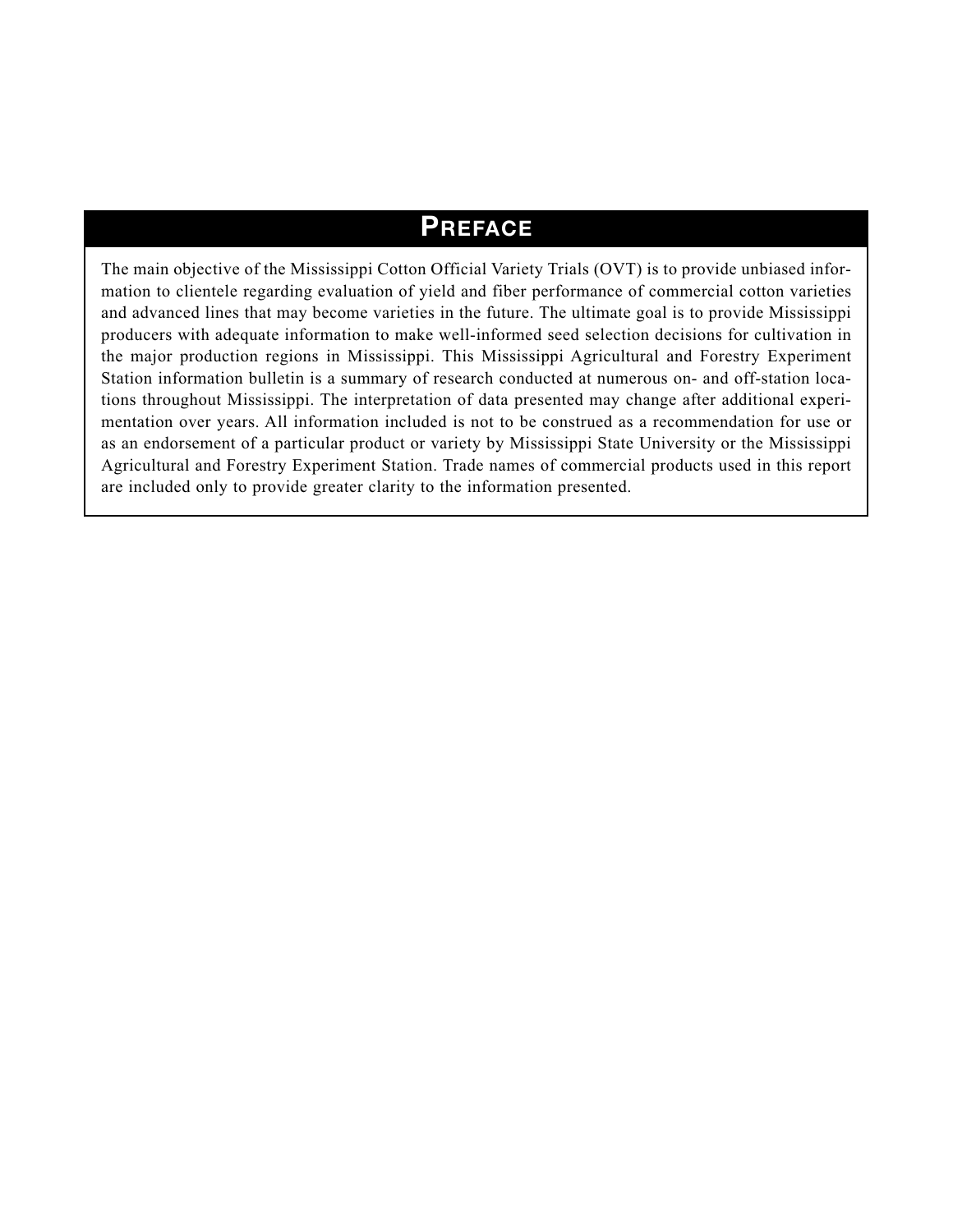# Preface

The main objective of the Mississippi Cotton Official Variety Trials (OVT) is to provide unbiased information to clientele regarding evaluation of yield and fiber performance of commercial cotton varieties and advanced lines that may become varieties in the future. The ultimate goal is to provide Mississippi producers with adequate information to make well-informed seed selection decisions for cultivation in the major production regions in Mississippi. This Mississippi Agricultural and Forestry Experiment Station information bulletin is a summary of research conducted at numerous on- and off-station locations throughout Mississippi. The interpretation of data presented may change after additional experimentation over years. All information included is not to be construed as a recommendation for use or as an endorsement of a particular product or variety by Mississippi State University or the Mississippi Agricultural and Forestry Experiment Station. Trade names of commercial products used in this report are included only to provide greater clarity to the information presented.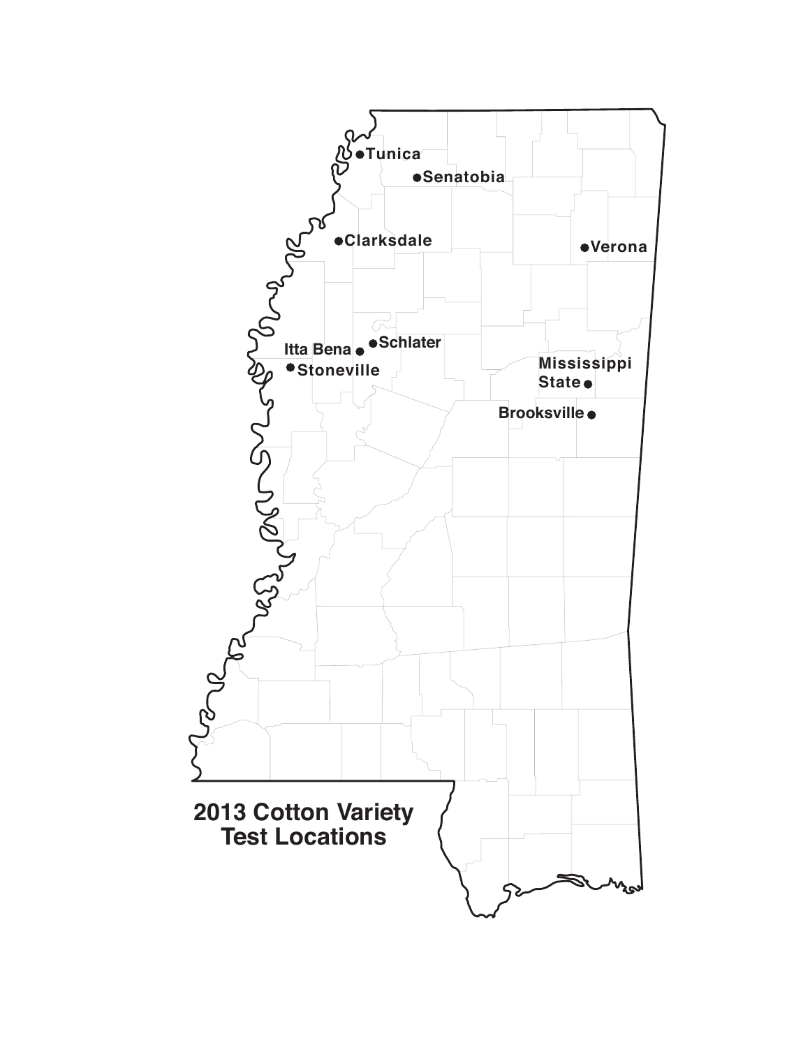Tunica

Senatobia

Clarksdale

Verona

Itta Bena

Schlater

Stoneville

Mississippi State

Brooksville

**2013 Cotton Variety Test Locations**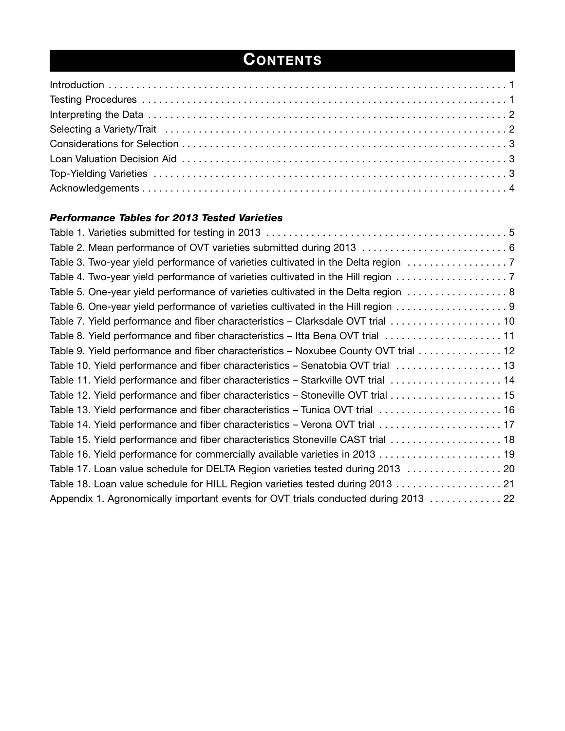# Contents

Introduction . . . . . . . . . . . . . . . . . . . . . . . . . . . . . . . . . . . . . . . . . . . . . . . . . . . . . . . . . . . . . . . . . . . 1
Testing Procedures . . . . . . . . . . . . . . . . . . . . . . . . . . . . . . . . . . . . . . . . . . . . . . . . . . . . . . . . . . . . . . . 1
Interpreting the Data . . . . . . . . . . . . . . . . . . . . . . . . . . . . . . . . . . . . . . . . . . . . . . . . . . . . . . . . . . . . . . 2
Selecting a Variety/Trait . . . . . . . . . . . . . . . . . . . . . . . . . . . . . . . . . . . . . . . . . . . . . . . . . . . . . . . . . . . . 2
Considerations for Selection . . . . . . . . . . . . . . . . . . . . . . . . . . . . . . . . . . . . . . . . . . . . . . . . . . . . . . . . . 3
Loan Valuation Decision Aid . . . . . . . . . . . . . . . . . . . . . . . . . . . . . . . . . . . . . . . . . . . . . . . . . . . . . . . . . 3
Top-Yielding Varieties . . . . . . . . . . . . . . . . . . . . . . . . . . . . . . . . . . . . . . . . . . . . . . . . . . . . . . . . . . . . . . 3
Acknowledgements . . . . . . . . . . . . . . . . . . . . . . . . . . . . . . . . . . . . . . . . . . . . . . . . . . . . . . . . . . . . . . . . 4

***Performance Tables for 2013 Tested Varieties***

Table 1. Varieties submitted for testing in 2013 . . . . . . . . . . . . . . . . . . . . . . . . . . . . . . . . . . . . . . . . . . . 5
Table 2. Mean performance of OVT varieties submitted during 2013 . . . . . . . . . . . . . . . . . . . . . . . . . . 6
Table 3. Two-year yield performance of varieties cultivated in the Delta region . . . . . . . . . . . . . . . . . . 7
Table 4. Two-year yield performance of varieties cultivated in the Hill region . . . . . . . . . . . . . . . . . . . . 7
Table 5. One-year yield performance of varieties cultivated in the Delta region . . . . . . . . . . . . . . . . . . 8
Table 6. One-year yield performance of varieties cultivated in the Hill region . . . . . . . . . . . . . . . . . . . . 9
Table 7. Yield performance and fiber characteristics – Clarksdale OVT trial . . . . . . . . . . . . . . . . . . . . 10
Table 8. Yield performance and fiber characteristics – Itta Bena OVT trial . . . . . . . . . . . . . . . . . . . . . 11
Table 9. Yield performance and fiber characteristics – Noxubee County OVT trial . . . . . . . . . . . . . . . 12
Table 10. Yield performance and fiber characteristics – Senatobia OVT trial . . . . . . . . . . . . . . . . . . . 13
Table 11. Yield performance and fiber characteristics – Starkville OVT trial . . . . . . . . . . . . . . . . . . . . 14
Table 12. Yield performance and fiber characteristics – Stoneville OVT trial . . . . . . . . . . . . . . . . . . . . 15
Table 13. Yield performance and fiber characteristics – Tunica OVT trial . . . . . . . . . . . . . . . . . . . . . . 16
Table 14. Yield performance and fiber characteristics – Verona OVT trial . . . . . . . . . . . . . . . . . . . . . . 17
Table 15. Yield performance and fiber characteristics Stoneville CAST trial . . . . . . . . . . . . . . . . . . . . 18
Table 16. Yield performance for commercially available varieties in 2013 . . . . . . . . . . . . . . . . . . . . . . 19
Table 17. Loan value schedule for DELTA Region varieties tested during 2013 . . . . . . . . . . . . . . . . . 20
Table 18. Loan value schedule for HILL Region varieties tested during 2013 . . . . . . . . . . . . . . . . . . . 21
Appendix 1. Agronomically important events for OVT trials conducted during 2013 . . . . . . . . . . . . . 22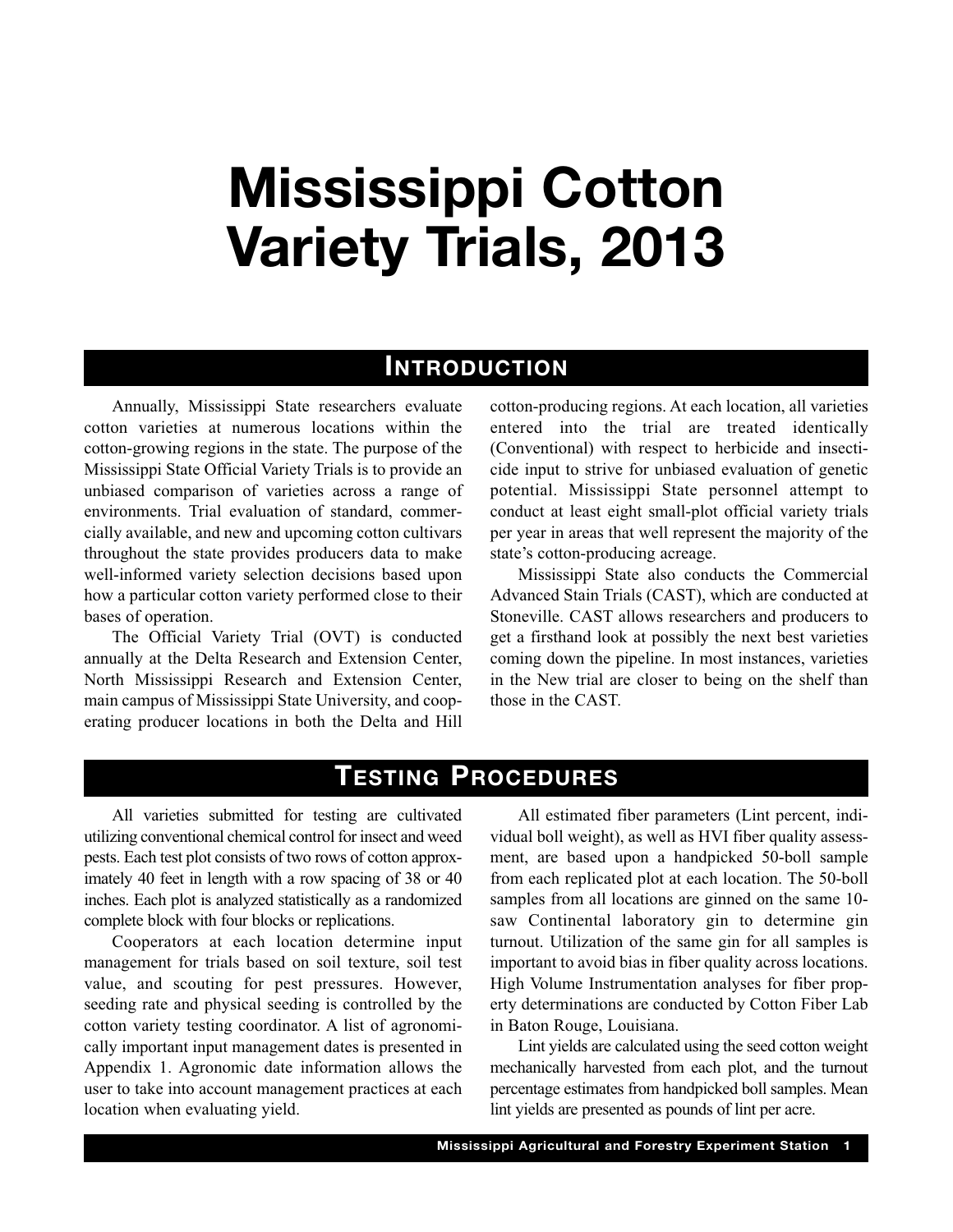# Mississippi Cotton Variety Trials, 2013

## Introduction

Annually, Mississippi State researchers evaluate cotton varieties at numerous locations within the cotton-growing regions in the state. The purpose of the Mississippi State Official Variety Trials is to provide an unbiased comparison of varieties across a range of environments. Trial evaluation of standard, commercially available, and new and upcoming cotton cultivars throughout the state provides producers data to make well-informed variety selection decisions based upon how a particular cotton variety performed close to their bases of operation.

The Official Variety Trial (OVT) is conducted annually at the Delta Research and Extension Center, North Mississippi Research and Extension Center, main campus of Mississippi State University, and cooperating producer locations in both the Delta and Hill cotton-producing regions. At each location, all varieties entered into the trial are treated identically (Conventional) with respect to herbicide and insecticide input to strive for unbiased evaluation of genetic potential. Mississippi State personnel attempt to conduct at least eight small-plot official variety trials per year in areas that well represent the majority of the state's cotton-producing acreage.

Mississippi State also conducts the Commercial Advanced Stain Trials (CAST), which are conducted at Stoneville. CAST allows researchers and producers to get a firsthand look at possibly the next best varieties coming down the pipeline. In most instances, varieties in the New trial are closer to being on the shelf than those in the CAST.

## Testing Procedures

All varieties submitted for testing are cultivated utilizing conventional chemical control for insect and weed pests. Each test plot consists of two rows of cotton approximately 40 feet in length with a row spacing of 38 or 40 inches. Each plot is analyzed statistically as a randomized complete block with four blocks or replications.

Cooperators at each location determine input management for trials based on soil texture, soil test value, and scouting for pest pressures. However, seeding rate and physical seeding is controlled by the cotton variety testing coordinator. A list of agronomically important input management dates is presented in Appendix 1. Agronomic date information allows the user to take into account management practices at each location when evaluating yield.

All estimated fiber parameters (Lint percent, individual boll weight), as well as HVI fiber quality assessment, are based upon a handpicked 50-boll sample from each replicated plot at each location. The 50-boll samples from all locations are ginned on the same 10-saw Continental laboratory gin to determine gin turnout. Utilization of the same gin for all samples is important to avoid bias in fiber quality across locations. High Volume Instrumentation analyses for fiber property determinations are conducted by Cotton Fiber Lab in Baton Rouge, Louisiana.

Lint yields are calculated using the seed cotton weight mechanically harvested from each plot, and the turnout percentage estimates from handpicked boll samples. Mean lint yields are presented as pounds of lint per acre.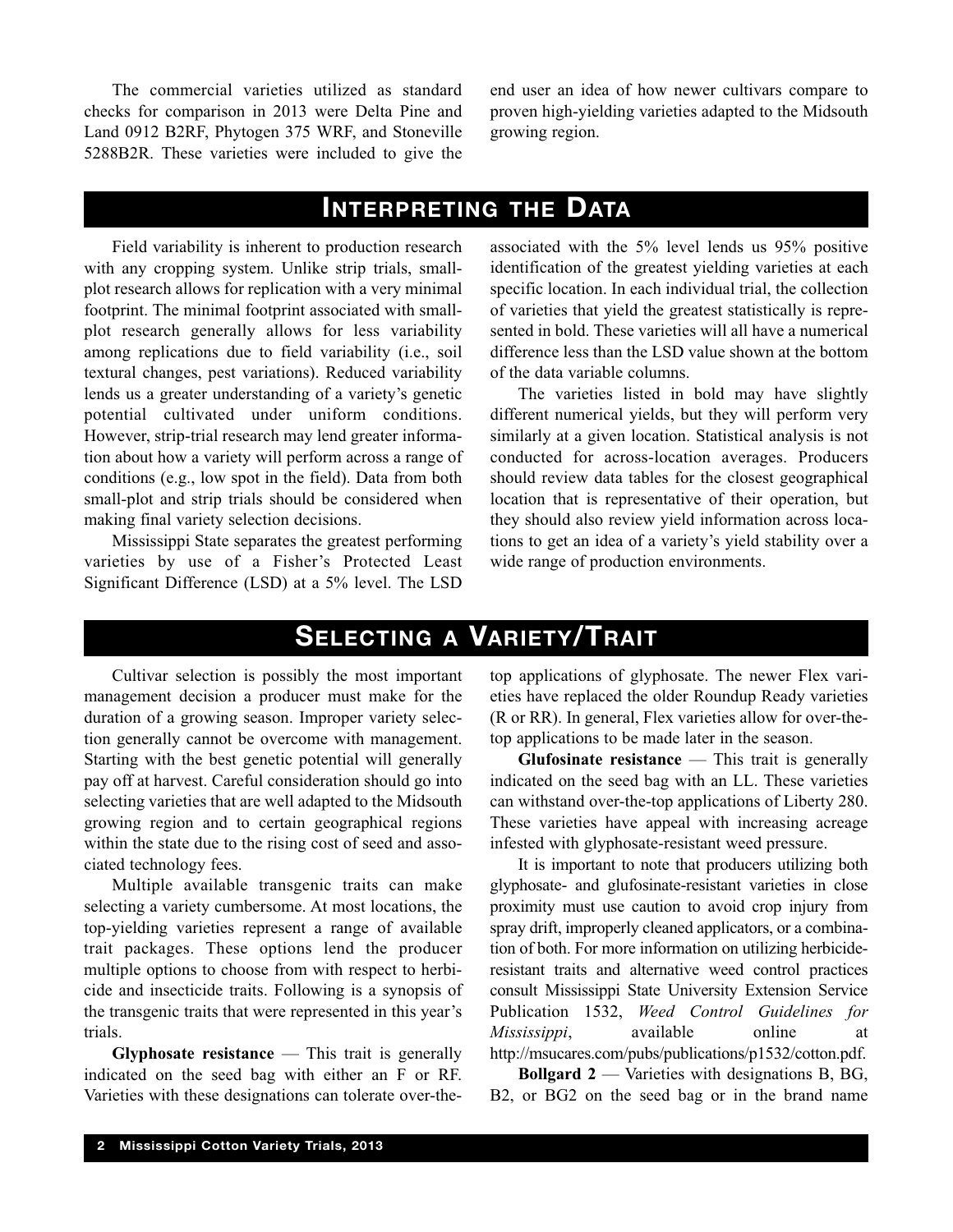The commercial varieties utilized as standard checks for comparison in 2013 were Delta Pine and Land 0912 B2RF, Phytogen 375 WRF, and Stoneville 5288B2R. These varieties were included to give the end user an idea of how newer cultivars compare to proven high-yielding varieties adapted to the Midsouth growing region.

## Interpreting the Data

Field variability is inherent to production research with any cropping system. Unlike strip trials, small-plot research allows for replication with a very minimal footprint. The minimal footprint associated with small-plot research generally allows for less variability among replications due to field variability (i.e., soil textural changes, pest variations). Reduced variability lends us a greater understanding of a variety's genetic potential cultivated under uniform conditions. However, strip-trial research may lend greater information about how a variety will perform across a range of conditions (e.g., low spot in the field). Data from both small-plot and strip trials should be considered when making final variety selection decisions.

Mississippi State separates the greatest performing varieties by use of a Fisher's Protected Least Significant Difference (LSD) at a 5% level. The LSD associated with the 5% level lends us 95% positive identification of the greatest yielding varieties at each specific location. In each individual trial, the collection of varieties that yield the greatest statistically is represented in bold. These varieties will all have a numerical difference less than the LSD value shown at the bottom of the data variable columns.

The varieties listed in bold may have slightly different numerical yields, but they will perform very similarly at a given location. Statistical analysis is not conducted for across-location averages. Producers should review data tables for the closest geographical location that is representative of their operation, but they should also review yield information across locations to get an idea of a variety's yield stability over a wide range of production environments.

## Selecting a Variety/Trait

Cultivar selection is possibly the most important management decision a producer must make for the duration of a growing season. Improper variety selection generally cannot be overcome with management. Starting with the best genetic potential will generally pay off at harvest. Careful consideration should go into selecting varieties that are well adapted to the Midsouth growing region and to certain geographical regions within the state due to the rising cost of seed and associated technology fees.

Multiple available transgenic traits can make selecting a variety cumbersome. At most locations, the top-yielding varieties represent a range of available trait packages. These options lend the producer multiple options to choose from with respect to herbicide and insecticide traits. Following is a synopsis of the transgenic traits that were represented in this year's trials.

**Glyphosate resistance** — This trait is generally indicated on the seed bag with either an F or RF. Varieties with these designations can tolerate over-the-top applications of glyphosate. The newer Flex varieties have replaced the older Roundup Ready varieties (R or RR). In general, Flex varieties allow for over-the-top applications to be made later in the season.

**Glufosinate resistance** — This trait is generally indicated on the seed bag with an LL. These varieties can withstand over-the-top applications of Liberty 280. These varieties have appeal with increasing acreage infested with glyphosate-resistant weed pressure.

It is important to note that producers utilizing both glyphosate- and glufosinate-resistant varieties in close proximity must use caution to avoid crop injury from spray drift, improperly cleaned applicators, or a combination of both. For more information on utilizing herbicide-resistant traits and alternative weed control practices consult Mississippi State University Extension Service Publication 1532, *Weed Control Guidelines for Mississippi*, available online at http://msucares.com/pubs/publications/p1532/cotton.pdf.

**Bollgard 2** — Varieties with designations B, BG, B2, or BG2 on the seed bag or in the brand name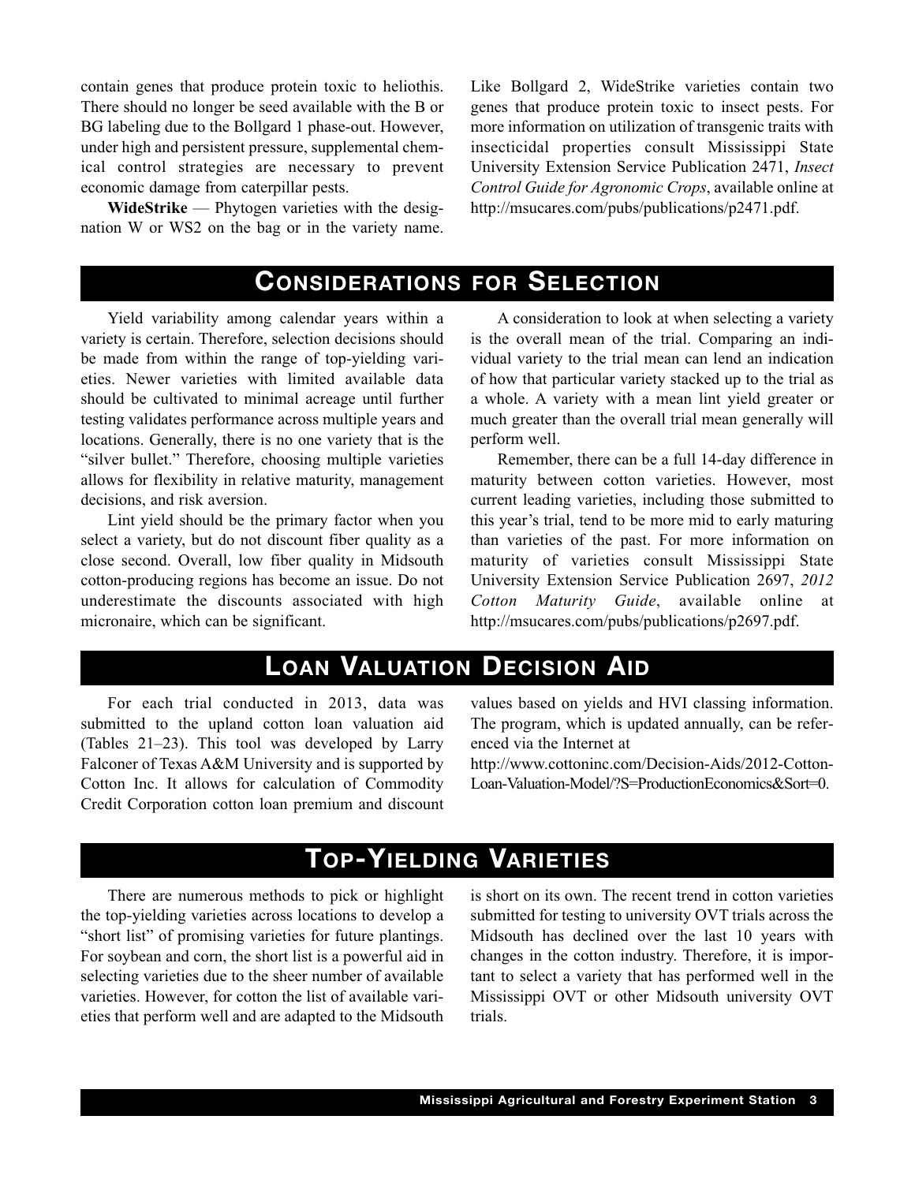contain genes that produce protein toxic to heliothis. There should no longer be seed available with the B or BG labeling due to the Bollgard 1 phase-out. However, under high and persistent pressure, supplemental chemical control strategies are necessary to prevent economic damage from caterpillar pests.

**WideStrike** — Phytogen varieties with the designation W or WS2 on the bag or in the variety name. Like Bollgard 2, WideStrike varieties contain two genes that produce protein toxic to insect pests. For more information on utilization of transgenic traits with insecticidal properties consult Mississippi State University Extension Service Publication 2471, *Insect Control Guide for Agronomic Crops*, available online at http://msucares.com/pubs/publications/p2471.pdf.

## Considerations for Selection

Yield variability among calendar years within a variety is certain. Therefore, selection decisions should be made from within the range of top-yielding varieties. Newer varieties with limited available data should be cultivated to minimal acreage until further testing validates performance across multiple years and locations. Generally, there is no one variety that is the "silver bullet." Therefore, choosing multiple varieties allows for flexibility in relative maturity, management decisions, and risk aversion.

Lint yield should be the primary factor when you select a variety, but do not discount fiber quality as a close second. Overall, low fiber quality in Midsouth cotton-producing regions has become an issue. Do not underestimate the discounts associated with high micronaire, which can be significant.

A consideration to look at when selecting a variety is the overall mean of the trial. Comparing an individual variety to the trial mean can lend an indication of how that particular variety stacked up to the trial as a whole. A variety with a mean lint yield greater or much greater than the overall trial mean generally will perform well.

Remember, there can be a full 14-day difference in maturity between cotton varieties. However, most current leading varieties, including those submitted to this year's trial, tend to be more mid to early maturing than varieties of the past. For more information on maturity of varieties consult Mississippi State University Extension Service Publication 2697, *2012 Cotton Maturity Guide*, available online at http://msucares.com/pubs/publications/p2697.pdf.

## Loan Valuation Decision Aid

For each trial conducted in 2013, data was submitted to the upland cotton loan valuation aid (Tables 21–23). This tool was developed by Larry Falconer of Texas A&M University and is supported by Cotton Inc. It allows for calculation of Commodity Credit Corporation cotton loan premium and discount values based on yields and HVI classing information. The program, which is updated annually, can be referenced via the Internet at http://www.cottoninc.com/Decision-Aids/2012-Cotton-Loan-Valuation-Model/?S=ProductionEconomics&Sort=0.

## Top-Yielding Varieties

There are numerous methods to pick or highlight the top-yielding varieties across locations to develop a "short list" of promising varieties for future plantings. For soybean and corn, the short list is a powerful aid in selecting varieties due to the sheer number of available varieties. However, for cotton the list of available varieties that perform well and are adapted to the Midsouth is short on its own. The recent trend in cotton varieties submitted for testing to university OVT trials across the Midsouth has declined over the last 10 years with changes in the cotton industry. Therefore, it is important to select a variety that has performed well in the Mississippi OVT or other Midsouth university OVT trials.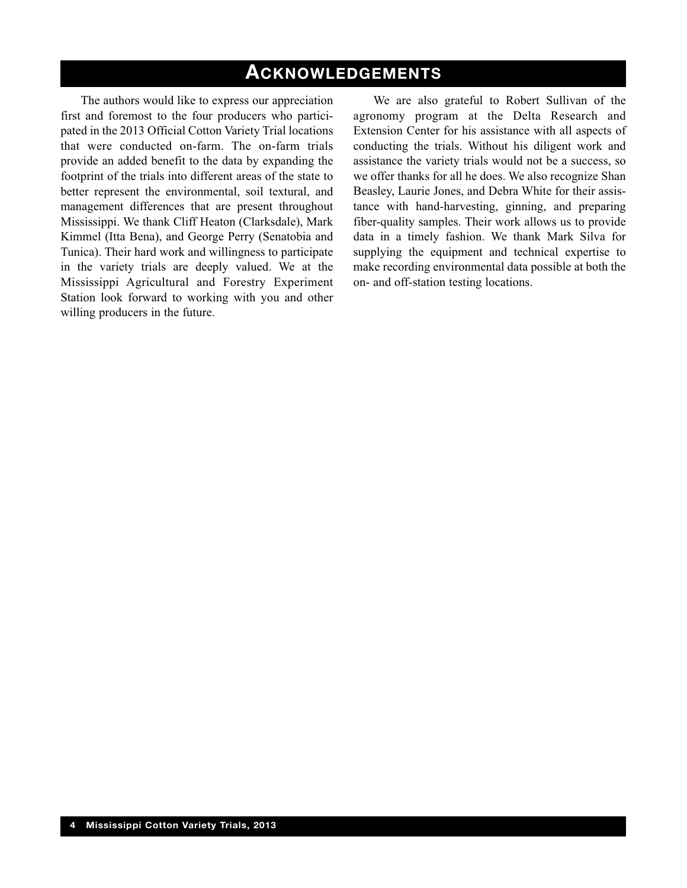# Acknowledgements

The authors would like to express our appreciation first and foremost to the four producers who participated in the 2013 Official Cotton Variety Trial locations that were conducted on-farm. The on-farm trials provide an added benefit to the data by expanding the footprint of the trials into different areas of the state to better represent the environmental, soil textural, and management differences that are present throughout Mississippi. We thank Cliff Heaton (Clarksdale), Mark Kimmel (Itta Bena), and George Perry (Senatobia and Tunica). Their hard work and willingness to participate in the variety trials are deeply valued. We at the Mississippi Agricultural and Forestry Experiment Station look forward to working with you and other willing producers in the future.

We are also grateful to Robert Sullivan of the agronomy program at the Delta Research and Extension Center for his assistance with all aspects of conducting the trials. Without his diligent work and assistance the variety trials would not be a success, so we offer thanks for all he does. We also recognize Shan Beasley, Laurie Jones, and Debra White for their assistance with hand-harvesting, ginning, and preparing fiber-quality samples. Their work allows us to provide data in a timely fashion. We thank Mark Silva for supplying the equipment and technical expertise to make recording environmental data possible at both the on- and off-station testing locations.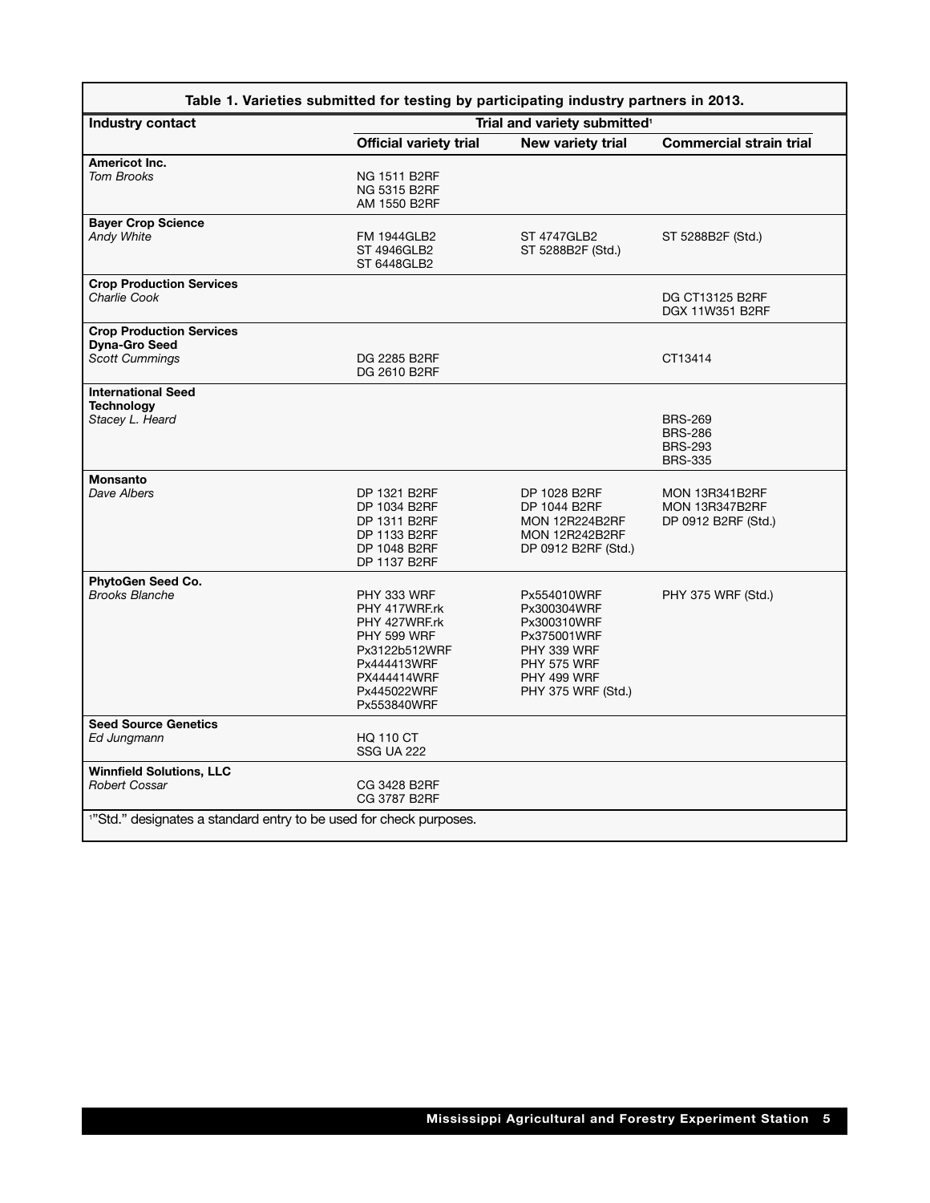**Table 1. Varieties submitted for testing by participating industry partners in 2013.**

| Industry contact | Trial and variety submitted[1] | | |
|---|---|---|---|
| | Official variety trial | New variety trial | Commercial strain trial |
| **Americot Inc.**<br>*Tom Brooks* | NG 1511 B2RF<br>NG 5315 B2RF<br>AM 1550 B2RF | | |
| **Bayer Crop Science**<br>*Andy White* | FM 1944GLB2<br>ST 4946GLB2<br>ST 6448GLB2 | ST 4747GLB2<br>ST 5288B2F (Std.) | ST 5288B2F (Std.) |
| **Crop Production Services**<br>*Charlie Cook* | | | DG CT13125 B2RF<br>DGX 11W351 B2RF |
| **Crop Production Services Dyna-Gro Seed**<br>*Scott Cummings* | DG 2285 B2RF<br>DG 2610 B2RF | | CT13414 |
| **International Seed Technology**<br>*Stacey L. Heard* | | | BRS-269<br>BRS-286<br>BRS-293<br>BRS-335 |
| **Monsanto**<br>*Dave Albers* | DP 1321 B2RF<br>DP 1034 B2RF<br>DP 1311 B2RF<br>DP 1133 B2RF<br>DP 1048 B2RF<br>DP 1137 B2RF | DP 1028 B2RF<br>DP 1044 B2RF<br>MON 12R224B2RF<br>MON 12R242B2RF<br>DP 0912 B2RF (Std.) | MON 13R341B2RF<br>MON 13R347B2RF<br>DP 0912 B2RF (Std.) |
| **PhytoGen Seed Co.**<br>*Brooks Blanche* | PHY 333 WRF<br>PHY 417WRF.rk<br>PHY 427WRF.rk<br>PHY 599 WRF<br>Px3122b512WRF<br>Px444413WRF<br>PX444414WRF<br>Px445022WRF<br>Px553840WRF | Px554010WRF<br>Px300304WRF<br>Px300310WRF<br>Px375001WRF<br>PHY 339 WRF<br>PHY 575 WRF<br>PHY 499 WRF<br>PHY 375 WRF (Std.) | PHY 375 WRF (Std.) |
| **Seed Source Genetics**<br>*Ed Jungmann* | HQ 110 CT<br>SSG UA 222 | | |
| **Winnfield Solutions, LLC**<br>*Robert Cossar* | CG 3428 B2RF<br>CG 3787 B2RF | | |

[1]"Std." designates a standard entry to be used for check purposes.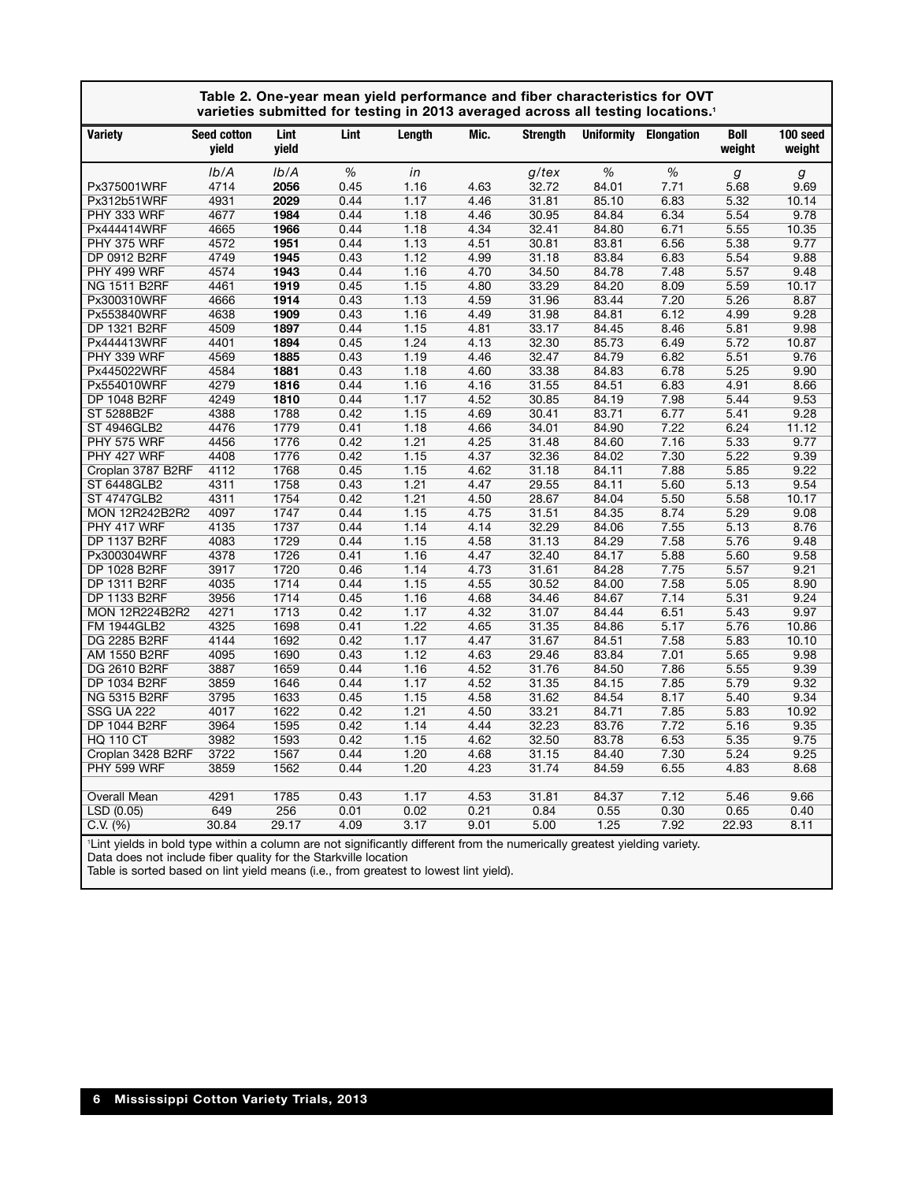**Table 2. One-year mean yield performance and fiber characteristics for OVT varieties submitted for testing in 2013 averaged across all testing locations.[1]**

| Variety | Seed cotton yield | Lint yield | Lint | Length | Mic. | Strength | Uniformity | Elongation | Boll weight | 100 seed weight |
|---|---|---|---|---|---|---|---|---|---|---|
| | *lb/A* | *lb/A* | *%* | *in* | | *g/tex* | *%* | *%* | *g* | *g* |
| Px375001WRF | 4714 | **2056** | 0.45 | 1.16 | 4.63 | 32.72 | 84.01 | 7.71 | 5.68 | 9.69 |
| Px312b51WRF | 4931 | **2029** | 0.44 | 1.17 | 4.46 | 31.81 | 85.10 | 6.83 | 5.32 | 10.14 |
| PHY 333 WRF | 4677 | **1984** | 0.44 | 1.18 | 4.46 | 30.95 | 84.84 | 6.34 | 5.54 | 9.78 |
| Px444414WRF | 4665 | **1966** | 0.44 | 1.18 | 4.34 | 32.41 | 84.80 | 6.71 | 5.55 | 10.35 |
| PHY 375 WRF | 4572 | **1951** | 0.44 | 1.13 | 4.51 | 30.81 | 83.81 | 6.56 | 5.38 | 9.77 |
| DP 0912 B2RF | 4749 | **1945** | 0.43 | 1.12 | 4.99 | 31.18 | 83.84 | 6.83 | 5.54 | 9.88 |
| PHY 499 WRF | 4574 | **1943** | 0.44 | 1.16 | 4.70 | 34.50 | 84.78 | 7.48 | 5.57 | 9.48 |
| NG 1511 B2RF | 4461 | **1919** | 0.45 | 1.15 | 4.80 | 33.29 | 84.20 | 8.09 | 5.59 | 10.17 |
| Px300310WRF | 4666 | **1914** | 0.43 | 1.13 | 4.59 | 31.96 | 83.44 | 7.20 | 5.26 | 8.87 |
| Px553840WRF | 4638 | **1909** | 0.43 | 1.16 | 4.49 | 31.98 | 84.81 | 6.12 | 4.99 | 9.28 |
| DP 1321 B2RF | 4509 | **1897** | 0.44 | 1.15 | 4.81 | 33.17 | 84.45 | 8.46 | 5.81 | 9.98 |
| Px444413WRF | 4401 | **1894** | 0.45 | 1.24 | 4.13 | 32.30 | 85.73 | 6.49 | 5.72 | 10.87 |
| PHY 339 WRF | 4569 | **1885** | 0.43 | 1.19 | 4.46 | 32.47 | 84.79 | 6.82 | 5.51 | 9.76 |
| Px445022WRF | 4584 | **1881** | 0.43 | 1.18 | 4.60 | 33.38 | 84.83 | 6.78 | 5.25 | 9.90 |
| Px554010WRF | 4279 | **1816** | 0.44 | 1.16 | 4.16 | 31.55 | 84.51 | 6.83 | 4.91 | 8.66 |
| DP 1048 B2RF | 4249 | **1810** | 0.44 | 1.17 | 4.52 | 30.85 | 84.19 | 7.98 | 5.44 | 9.53 |
| ST 5288B2F | 4388 | 1788 | 0.42 | 1.15 | 4.69 | 30.41 | 83.71 | 6.77 | 5.41 | 9.28 |
| ST 4946GLB2 | 4476 | 1779 | 0.41 | 1.18 | 4.66 | 34.01 | 84.90 | 7.22 | 6.24 | 11.12 |
| PHY 575 WRF | 4456 | 1776 | 0.42 | 1.21 | 4.25 | 31.48 | 84.60 | 7.16 | 5.33 | 9.77 |
| PHY 427 WRF | 4408 | 1776 | 0.42 | 1.15 | 4.37 | 32.36 | 84.02 | 7.30 | 5.22 | 9.39 |
| Croplan 3787 B2RF | 4112 | 1768 | 0.45 | 1.15 | 4.62 | 31.18 | 84.11 | 7.88 | 5.85 | 9.22 |
| ST 6448GLB2 | 4311 | 1758 | 0.43 | 1.21 | 4.47 | 29.55 | 84.11 | 5.60 | 5.13 | 9.54 |
| ST 4747GLB2 | 4311 | 1754 | 0.42 | 1.21 | 4.50 | 28.67 | 84.04 | 5.50 | 5.58 | 10.17 |
| MON 12R242B2R2 | 4097 | 1747 | 0.44 | 1.15 | 4.75 | 31.51 | 84.35 | 8.74 | 5.29 | 9.08 |
| PHY 417 WRF | 4135 | 1737 | 0.44 | 1.14 | 4.14 | 32.29 | 84.06 | 7.55 | 5.13 | 8.76 |
| DP 1137 B2RF | 4083 | 1729 | 0.44 | 1.15 | 4.58 | 31.13 | 84.29 | 7.58 | 5.76 | 9.48 |
| Px300304WRF | 4378 | 1726 | 0.41 | 1.16 | 4.47 | 32.40 | 84.17 | 5.88 | 5.60 | 9.58 |
| DP 1028 B2RF | 3917 | 1720 | 0.46 | 1.14 | 4.73 | 31.61 | 84.28 | 7.75 | 5.57 | 9.21 |
| DP 1311 B2RF | 4035 | 1714 | 0.44 | 1.15 | 4.55 | 30.52 | 84.00 | 7.58 | 5.05 | 8.90 |
| DP 1133 B2RF | 3956 | 1714 | 0.45 | 1.16 | 4.68 | 34.46 | 84.67 | 7.14 | 5.31 | 9.24 |
| MON 12R224B2R2 | 4271 | 1713 | 0.42 | 1.17 | 4.32 | 31.07 | 84.44 | 6.51 | 5.43 | 9.97 |
| FM 1944GLB2 | 4325 | 1698 | 0.41 | 1.22 | 4.65 | 31.35 | 84.86 | 5.17 | 5.76 | 10.86 |
| DG 2285 B2RF | 4144 | 1692 | 0.42 | 1.17 | 4.47 | 31.67 | 84.51 | 7.58 | 5.83 | 10.10 |
| AM 1550 B2RF | 4095 | 1690 | 0.43 | 1.12 | 4.63 | 29.46 | 83.84 | 7.01 | 5.65 | 9.98 |
| DG 2610 B2RF | 3887 | 1659 | 0.44 | 1.16 | 4.52 | 31.76 | 84.50 | 7.86 | 5.55 | 9.39 |
| DP 1034 B2RF | 3859 | 1646 | 0.44 | 1.17 | 4.52 | 31.35 | 84.15 | 7.85 | 5.79 | 9.32 |
| NG 5315 B2RF | 3795 | 1633 | 0.45 | 1.15 | 4.58 | 31.62 | 84.54 | 8.17 | 5.40 | 9.34 |
| SSG UA 222 | 4017 | 1622 | 0.42 | 1.21 | 4.50 | 33.21 | 84.71 | 7.85 | 5.83 | 10.92 |
| DP 1044 B2RF | 3964 | 1595 | 0.42 | 1.14 | 4.44 | 32.23 | 83.76 | 7.72 | 5.16 | 9.35 |
| HQ 110 CT | 3982 | 1593 | 0.42 | 1.15 | 4.62 | 32.50 | 83.78 | 6.53 | 5.35 | 9.75 |
| Croplan 3428 B2RF | 3722 | 1567 | 0.44 | 1.20 | 4.68 | 31.15 | 84.40 | 7.30 | 5.24 | 9.25 |
| PHY 599 WRF | 3859 | 1562 | 0.44 | 1.20 | 4.23 | 31.74 | 84.59 | 6.55 | 4.83 | 8.68 |
| | | | | | | | | | | |
| Overall Mean | 4291 | 1785 | 0.43 | 1.17 | 4.53 | 31.81 | 84.37 | 7.12 | 5.46 | 9.66 |
| LSD (0.05) | 649 | 256 | 0.01 | 0.02 | 0.21 | 0.84 | 0.55 | 0.30 | 0.65 | 0.40 |
| C.V. (%) | 30.84 | 29.17 | 4.09 | 3.17 | 9.01 | 5.00 | 1.25 | 7.92 | 22.93 | 8.11 |

[1]Lint yields in bold type within a column are not significantly different from the numerically greatest yielding variety.
Data does not include fiber quality for the Starkville location
Table is sorted based on lint yield means (i.e., from greatest to lowest lint yield).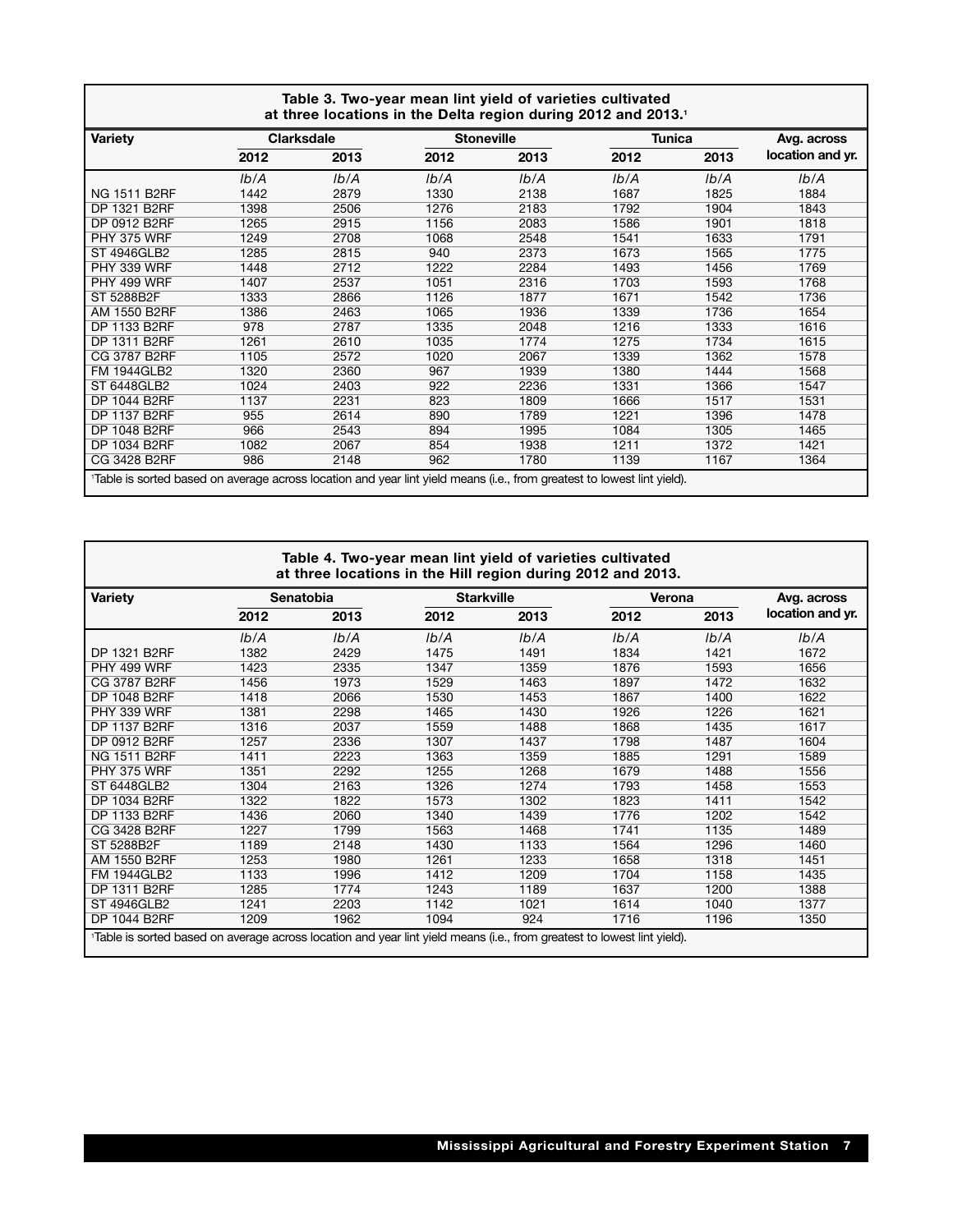**Table 3. Two-year mean lint yield of varieties cultivated at three locations in the Delta region during 2012 and 2013.**[1]

| Variety | Clarksdale | | Stoneville | | Tunica | | Avg. across location and yr. |
|---|---|---|---|---|---|---|---|
| | 2012 | 2013 | 2012 | 2013 | 2012 | 2013 | |
| | *lb/A* | *lb/A* | *lb/A* | *lb/A* | *lb/A* | *lb/A* | *lb/A* |
| NG 1511 B2RF | 1442 | 2879 | 1330 | 2138 | 1687 | 1825 | 1884 |
| DP 1321 B2RF | 1398 | 2506 | 1276 | 2183 | 1792 | 1904 | 1843 |
| DP 0912 B2RF | 1265 | 2915 | 1156 | 2083 | 1586 | 1901 | 1818 |
| PHY 375 WRF | 1249 | 2708 | 1068 | 2548 | 1541 | 1633 | 1791 |
| ST 4946GLB2 | 1285 | 2815 | 940 | 2373 | 1673 | 1565 | 1775 |
| PHY 339 WRF | 1448 | 2712 | 1222 | 2284 | 1493 | 1456 | 1769 |
| PHY 499 WRF | 1407 | 2537 | 1051 | 2316 | 1703 | 1593 | 1768 |
| ST 5288B2F | 1333 | 2866 | 1126 | 1877 | 1671 | 1542 | 1736 |
| AM 1550 B2RF | 1386 | 2463 | 1065 | 1936 | 1339 | 1736 | 1654 |
| DP 1133 B2RF | 978 | 2787 | 1335 | 2048 | 1216 | 1333 | 1616 |
| DP 1311 B2RF | 1261 | 2610 | 1035 | 1774 | 1275 | 1734 | 1615 |
| CG 3787 B2RF | 1105 | 2572 | 1020 | 2067 | 1339 | 1362 | 1578 |
| FM 1944GLB2 | 1320 | 2360 | 967 | 1939 | 1380 | 1444 | 1568 |
| ST 6448GLB2 | 1024 | 2403 | 922 | 2236 | 1331 | 1366 | 1547 |
| DP 1044 B2RF | 1137 | 2231 | 823 | 1809 | 1666 | 1517 | 1531 |
| DP 1137 B2RF | 955 | 2614 | 890 | 1789 | 1221 | 1396 | 1478 |
| DP 1048 B2RF | 966 | 2543 | 894 | 1995 | 1084 | 1305 | 1465 |
| DP 1034 B2RF | 1082 | 2067 | 854 | 1938 | 1211 | 1372 | 1421 |
| CG 3428 B2RF | 986 | 2148 | 962 | 1780 | 1139 | 1167 | 1364 |

[1]Table is sorted based on average across location and year lint yield means (i.e., from greatest to lowest lint yield).

**Table 4. Two-year mean lint yield of varieties cultivated at three locations in the Hill region during 2012 and 2013.**

| Variety | Senatobia | | Starkville | | Verona | | Avg. across location and yr. |
|---|---|---|---|---|---|---|---|
| | 2012 | 2013 | 2012 | 2013 | 2012 | 2013 | |
| | *lb/A* | *lb/A* | *lb/A* | *lb/A* | *lb/A* | *lb/A* | *lb/A* |
| DP 1321 B2RF | 1382 | 2429 | 1475 | 1491 | 1834 | 1421 | 1672 |
| PHY 499 WRF | 1423 | 2335 | 1347 | 1359 | 1876 | 1593 | 1656 |
| CG 3787 B2RF | 1456 | 1973 | 1529 | 1463 | 1897 | 1472 | 1632 |
| DP 1048 B2RF | 1418 | 2066 | 1530 | 1453 | 1867 | 1400 | 1622 |
| PHY 339 WRF | 1381 | 2298 | 1465 | 1430 | 1926 | 1226 | 1621 |
| DP 1137 B2RF | 1316 | 2037 | 1559 | 1488 | 1868 | 1435 | 1617 |
| DP 0912 B2RF | 1257 | 2336 | 1307 | 1437 | 1798 | 1487 | 1604 |
| NG 1511 B2RF | 1411 | 2223 | 1363 | 1359 | 1885 | 1291 | 1589 |
| PHY 375 WRF | 1351 | 2292 | 1255 | 1268 | 1679 | 1488 | 1556 |
| ST 6448GLB2 | 1304 | 2163 | 1326 | 1274 | 1793 | 1458 | 1553 |
| DP 1034 B2RF | 1322 | 1822 | 1573 | 1302 | 1823 | 1411 | 1542 |
| DP 1133 B2RF | 1436 | 2060 | 1340 | 1439 | 1776 | 1202 | 1542 |
| CG 3428 B2RF | 1227 | 1799 | 1563 | 1468 | 1741 | 1135 | 1489 |
| ST 5288B2F | 1189 | 2148 | 1430 | 1133 | 1564 | 1296 | 1460 |
| AM 1550 B2RF | 1253 | 1980 | 1261 | 1233 | 1658 | 1318 | 1451 |
| FM 1944GLB2 | 1133 | 1996 | 1412 | 1209 | 1704 | 1158 | 1435 |
| DP 1311 B2RF | 1285 | 1774 | 1243 | 1189 | 1637 | 1200 | 1388 |
| ST 4946GLB2 | 1241 | 2203 | 1142 | 1021 | 1614 | 1040 | 1377 |
| DP 1044 B2RF | 1209 | 1962 | 1094 | 924 | 1716 | 1196 | 1350 |

[1]Table is sorted based on average across location and year lint yield means (i.e., from greatest to lowest lint yield).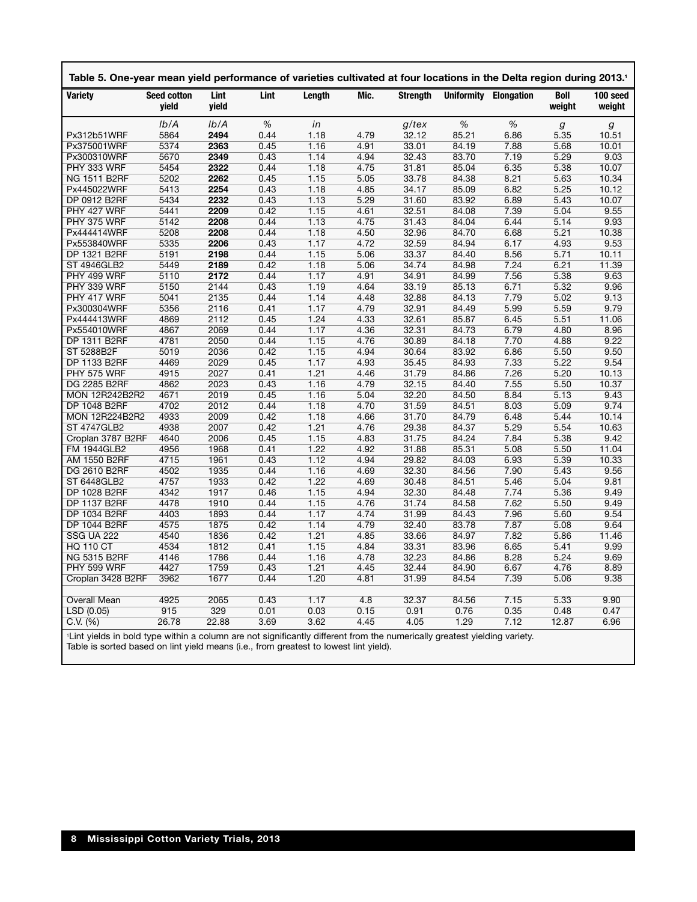**Table 5. One-year mean yield performance of varieties cultivated at four locations in the Delta region during 2013.[1]**

| Variety | Seed cotton yield | Lint yield | Lint | Length | Mic. | Strength | Uniformity | Elongation | Boll weight | 100 seed weight |
|---|---|---|---|---|---|---|---|---|---|---|
| | *lb/A* | *lb/A* | *%* | *in* | | *g/tex* | *%* | *%* | *g* | *g* |
| Px312b51WRF | 5864 | **2494** | 0.44 | 1.18 | 4.79 | 32.12 | 85.21 | 6.86 | 5.35 | 10.51 |
| Px375001WRF | 5374 | **2363** | 0.45 | 1.16 | 4.91 | 33.01 | 84.19 | 7.88 | 5.68 | 10.01 |
| Px300310WRF | 5670 | **2349** | 0.43 | 1.14 | 4.94 | 32.43 | 83.70 | 7.19 | 5.29 | 9.03 |
| PHY 333 WRF | 5454 | **2322** | 0.44 | 1.18 | 4.75 | 31.81 | 85.04 | 6.35 | 5.38 | 10.07 |
| NG 1511 B2RF | 5202 | **2262** | 0.45 | 1.15 | 5.05 | 33.78 | 84.38 | 8.21 | 5.63 | 10.34 |
| Px445022WRF | 5413 | **2254** | 0.43 | 1.18 | 4.85 | 34.17 | 85.09 | 6.82 | 5.25 | 10.12 |
| DP 0912 B2RF | 5434 | **2232** | 0.43 | 1.13 | 5.29 | 31.60 | 83.92 | 6.89 | 5.43 | 10.07 |
| PHY 427 WRF | 5441 | **2209** | 0.42 | 1.15 | 4.61 | 32.51 | 84.08 | 7.39 | 5.04 | 9.55 |
| PHY 375 WRF | 5142 | **2208** | 0.44 | 1.13 | 4.75 | 31.43 | 84.04 | 6.44 | 5.14 | 9.93 |
| Px444414WRF | 5208 | **2208** | 0.44 | 1.18 | 4.50 | 32.96 | 84.70 | 6.68 | 5.21 | 10.38 |
| Px553840WRF | 5335 | **2206** | 0.43 | 1.17 | 4.72 | 32.59 | 84.94 | 6.17 | 4.93 | 9.53 |
| DP 1321 B2RF | 5191 | **2198** | 0.44 | 1.15 | 5.06 | 33.37 | 84.40 | 8.56 | 5.71 | 10.11 |
| ST 4946GLB2 | 5449 | **2189** | 0.42 | 1.18 | 5.06 | 34.74 | 84.98 | 7.24 | 6.21 | 11.39 |
| PHY 499 WRF | 5110 | **2172** | 0.44 | 1.17 | 4.91 | 34.91 | 84.99 | 7.56 | 5.38 | 9.63 |
| PHY 339 WRF | 5150 | 2144 | 0.43 | 1.19 | 4.64 | 33.19 | 85.13 | 6.71 | 5.32 | 9.96 |
| PHY 417 WRF | 5041 | 2135 | 0.44 | 1.14 | 4.48 | 32.88 | 84.13 | 7.79 | 5.02 | 9.13 |
| Px300304WRF | 5356 | 2116 | 0.41 | 1.17 | 4.79 | 32.91 | 84.49 | 5.99 | 5.59 | 9.79 |
| Px444413WRF | 4869 | 2112 | 0.45 | 1.24 | 4.33 | 32.61 | 85.87 | 6.45 | 5.51 | 11.06 |
| Px554010WRF | 4867 | 2069 | 0.44 | 1.17 | 4.36 | 32.31 | 84.73 | 6.79 | 4.80 | 8.96 |
| DP 1311 B2RF | 4781 | 2050 | 0.44 | 1.15 | 4.76 | 30.89 | 84.18 | 7.70 | 4.88 | 9.22 |
| ST 5288B2F | 5019 | 2036 | 0.42 | 1.15 | 4.94 | 30.64 | 83.92 | 6.86 | 5.50 | 9.50 |
| DP 1133 B2RF | 4469 | 2029 | 0.45 | 1.17 | 4.93 | 35.45 | 84.93 | 7.33 | 5.22 | 9.54 |
| PHY 575 WRF | 4915 | 2027 | 0.41 | 1.21 | 4.46 | 31.79 | 84.86 | 7.26 | 5.20 | 10.13 |
| DG 2285 B2RF | 4862 | 2023 | 0.43 | 1.16 | 4.79 | 32.15 | 84.40 | 7.55 | 5.50 | 10.37 |
| MON 12R242B2R2 | 4671 | 2019 | 0.45 | 1.16 | 5.04 | 32.20 | 84.50 | 8.84 | 5.13 | 9.43 |
| DP 1048 B2RF | 4702 | 2012 | 0.44 | 1.18 | 4.70 | 31.59 | 84.51 | 8.03 | 5.09 | 9.74 |
| MON 12R224B2R2 | 4933 | 2009 | 0.42 | 1.18 | 4.66 | 31.70 | 84.79 | 6.48 | 5.44 | 10.14 |
| ST 4747GLB2 | 4938 | 2007 | 0.42 | 1.21 | 4.76 | 29.38 | 84.37 | 5.29 | 5.54 | 10.63 |
| Croplan 3787 B2RF | 4640 | 2006 | 0.45 | 1.15 | 4.83 | 31.75 | 84.24 | 7.84 | 5.38 | 9.42 |
| FM 1944GLB2 | 4956 | 1968 | 0.41 | 1.22 | 4.92 | 31.88 | 85.31 | 5.08 | 5.50 | 11.04 |
| AM 1550 B2RF | 4715 | 1961 | 0.43 | 1.12 | 4.94 | 29.82 | 84.03 | 6.93 | 5.39 | 10.33 |
| DG 2610 B2RF | 4502 | 1935 | 0.44 | 1.16 | 4.69 | 32.30 | 84.56 | 7.90 | 5.43 | 9.56 |
| ST 6448GLB2 | 4757 | 1933 | 0.42 | 1.22 | 4.69 | 30.48 | 84.51 | 5.46 | 5.04 | 9.81 |
| DP 1028 B2RF | 4342 | 1917 | 0.46 | 1.15 | 4.94 | 32.30 | 84.48 | 7.74 | 5.36 | 9.49 |
| DP 1137 B2RF | 4478 | 1910 | 0.44 | 1.15 | 4.76 | 31.74 | 84.58 | 7.62 | 5.50 | 9.49 |
| DP 1034 B2RF | 4403 | 1893 | 0.44 | 1.17 | 4.74 | 31.99 | 84.43 | 7.96 | 5.60 | 9.54 |
| DP 1044 B2RF | 4575 | 1875 | 0.42 | 1.14 | 4.79 | 32.40 | 83.78 | 7.87 | 5.08 | 9.64 |
| SSG UA 222 | 4540 | 1836 | 0.42 | 1.21 | 4.85 | 33.66 | 84.97 | 7.82 | 5.86 | 11.46 |
| HQ 110 CT | 4534 | 1812 | 0.41 | 1.15 | 4.84 | 33.31 | 83.96 | 6.65 | 5.41 | 9.99 |
| NG 5315 B2RF | 4146 | 1786 | 0.44 | 1.16 | 4.78 | 32.23 | 84.86 | 8.28 | 5.24 | 9.69 |
| PHY 599 WRF | 4427 | 1759 | 0.43 | 1.21 | 4.45 | 32.44 | 84.90 | 6.67 | 4.76 | 8.89 |
| Croplan 3428 B2RF | 3962 | 1677 | 0.44 | 1.20 | 4.81 | 31.99 | 84.54 | 7.39 | 5.06 | 9.38 |
| | | | | | | | | | | |
| Overall Mean | 4925 | 2065 | 0.43 | 1.17 | 4.8 | 32.37 | 84.56 | 7.15 | 5.33 | 9.90 |
| LSD (0.05) | 915 | 329 | 0.01 | 0.03 | 0.15 | 0.91 | 0.76 | 0.35 | 0.48 | 0.47 |
| C.V. (%) | 26.78 | 22.88 | 3.69 | 3.62 | 4.45 | 4.05 | 1.29 | 7.12 | 12.87 | 6.96 |

[1]Lint yields in bold type within a column are not significantly different from the numerically greatest yielding variety.
Table is sorted based on lint yield means (i.e., from greatest to lowest lint yield).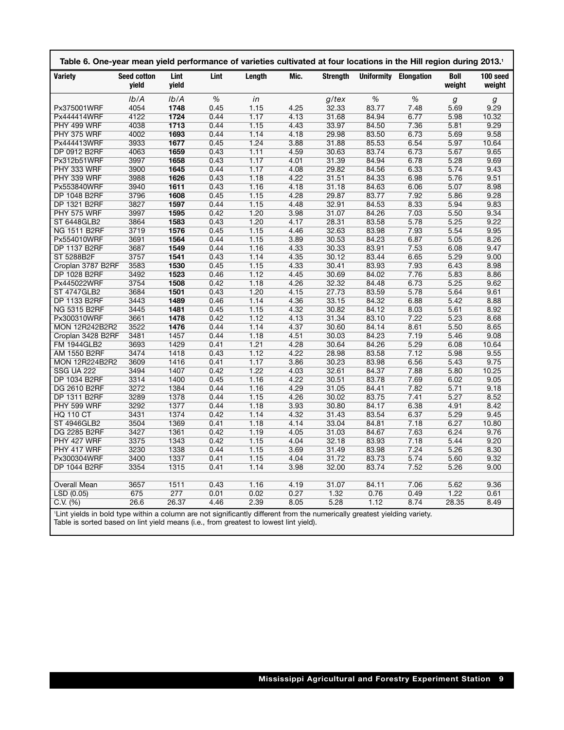**Table 6. One-year mean yield performance of varieties cultivated at four locations in the Hill region during 2013.**[1]

| Variety | Seed cotton yield | Lint yield | Lint | Length | Mic. | Strength | Uniformity | Elongation | Boll weight | 100 seed weight |
|---|---|---|---|---|---|---|---|---|---|---|
| | *lb/A* | *lb/A* | *%* | *in* | | *g/tex* | *%* | *%* | *g* | *g* |
| Px375001WRF | 4054 | **1748** | 0.45 | 1.15 | 4.25 | 32.33 | 83.77 | 7.48 | 5.69 | 9.29 |
| Px444414WRF | 4122 | **1724** | 0.44 | 1.17 | 4.13 | 31.68 | 84.94 | 6.77 | 5.98 | 10.32 |
| PHY 499 WRF | 4038 | **1713** | 0.44 | 1.15 | 4.43 | 33.97 | 84.50 | 7.36 | 5.81 | 9.29 |
| PHY 375 WRF | 4002 | **1693** | 0.44 | 1.14 | 4.18 | 29.98 | 83.50 | 6.73 | 5.69 | 9.58 |
| Px444413WRF | 3933 | **1677** | 0.45 | 1.24 | 3.88 | 31.88 | 85.53 | 6.54 | 5.97 | 10.64 |
| DP 0912 B2RF | 4063 | **1659** | 0.43 | 1.11 | 4.59 | 30.63 | 83.74 | 6.73 | 5.67 | 9.65 |
| Px312b51WRF | 3997 | **1658** | 0.43 | 1.17 | 4.01 | 31.39 | 84.94 | 6.78 | 5.28 | 9.69 |
| PHY 333 WRF | 3900 | **1645** | 0.44 | 1.17 | 4.08 | 29.82 | 84.56 | 6.33 | 5.74 | 9.43 |
| PHY 339 WRF | 3988 | **1626** | 0.43 | 1.18 | 4.22 | 31.51 | 84.33 | 6.98 | 5.76 | 9.51 |
| Px553840WRF | 3940 | **1611** | 0.43 | 1.16 | 4.18 | 31.18 | 84.63 | 6.06 | 5.07 | 8.98 |
| DP 1048 B2RF | 3796 | **1608** | 0.45 | 1.15 | 4.28 | 29.87 | 83.77 | 7.92 | 5.86 | 9.28 |
| DP 1321 B2RF | 3827 | **1597** | 0.44 | 1.15 | 4.48 | 32.91 | 84.53 | 8.33 | 5.94 | 9.83 |
| PHY 575 WRF | 3997 | **1595** | 0.42 | 1.20 | 3.98 | 31.07 | 84.26 | 7.03 | 5.50 | 9.34 |
| ST 6448GLB2 | 3864 | **1583** | 0.43 | 1.20 | 4.17 | 28.31 | 83.58 | 5.78 | 5.25 | 9.22 |
| NG 1511 B2RF | 3719 | **1576** | 0.45 | 1.15 | 4.46 | 32.63 | 83.98 | 7.93 | 5.54 | 9.95 |
| Px554010WRF | 3691 | **1564** | 0.44 | 1.15 | 3.89 | 30.53 | 84.23 | 6.87 | 5.05 | 8.26 |
| DP 1137 B2RF | 3687 | **1549** | 0.44 | 1.16 | 4.33 | 30.33 | 83.91 | 7.53 | 6.08 | 9.47 |
| ST 5288B2F | 3757 | **1541** | 0.43 | 1.14 | 4.35 | 30.12 | 83.44 | 6.65 | 5.29 | 9.00 |
| Croplan 3787 B2RF | 3583 | **1530** | 0.45 | 1.15 | 4.33 | 30.41 | 83.93 | 7.93 | 6.43 | 8.98 |
| DP 1028 B2RF | 3492 | **1523** | 0.46 | 1.12 | 4.45 | 30.69 | 84.02 | 7.76 | 5.83 | 8.86 |
| Px445022WRF | 3754 | **1508** | 0.42 | 1.18 | 4.26 | 32.32 | 84.48 | 6.73 | 5.25 | 9.62 |
| ST 4747GLB2 | 3684 | **1501** | 0.43 | 1.20 | 4.15 | 27.73 | 83.59 | 5.78 | 5.64 | 9.61 |
| DP 1133 B2RF | 3443 | **1489** | 0.46 | 1.14 | 4.36 | 33.15 | 84.32 | 6.88 | 5.42 | 8.88 |
| NG 5315 B2RF | 3445 | **1481** | 0.45 | 1.15 | 4.32 | 30.82 | 84.12 | 8.03 | 5.61 | 8.92 |
| Px300310WRF | 3661 | **1478** | 0.42 | 1.12 | 4.13 | 31.34 | 83.10 | 7.22 | 5.23 | 8.68 |
| MON 12R242B2R2 | 3522 | **1476** | 0.44 | 1.14 | 4.37 | 30.60 | 84.14 | 8.61 | 5.50 | 8.65 |
| Croplan 3428 B2RF | 3481 | 1457 | 0.44 | 1.18 | 4.51 | 30.03 | 84.23 | 7.19 | 5.46 | 9.08 |
| FM 1944GLB2 | 3693 | 1429 | 0.41 | 1.21 | 4.28 | 30.64 | 84.26 | 5.29 | 6.08 | 10.64 |
| AM 1550 B2RF | 3474 | 1418 | 0.43 | 1.12 | 4.22 | 28.98 | 83.58 | 7.12 | 5.98 | 9.55 |
| MON 12R224B2R2 | 3609 | 1416 | 0.41 | 1.17 | 3.86 | 30.23 | 83.98 | 6.56 | 5.43 | 9.75 |
| SSG UA 222 | 3494 | 1407 | 0.42 | 1.22 | 4.03 | 32.61 | 84.37 | 7.88 | 5.80 | 10.25 |
| DP 1034 B2RF | 3314 | 1400 | 0.45 | 1.16 | 4.22 | 30.51 | 83.78 | 7.69 | 6.02 | 9.05 |
| DG 2610 B2RF | 3272 | 1384 | 0.44 | 1.16 | 4.29 | 31.05 | 84.41 | 7.82 | 5.71 | 9.18 |
| DP 1311 B2RF | 3289 | 1378 | 0.44 | 1.15 | 4.26 | 30.02 | 83.75 | 7.41 | 5.27 | 8.52 |
| PHY 599 WRF | 3292 | 1377 | 0.44 | 1.18 | 3.93 | 30.80 | 84.17 | 6.38 | 4.91 | 8.42 |
| HQ 110 CT | 3431 | 1374 | 0.42 | 1.14 | 4.32 | 31.43 | 83.54 | 6.37 | 5.29 | 9.45 |
| ST 4946GLB2 | 3504 | 1369 | 0.41 | 1.18 | 4.14 | 33.04 | 84.81 | 7.18 | 6.27 | 10.80 |
| DG 2285 B2RF | 3427 | 1361 | 0.42 | 1.19 | 4.05 | 31.03 | 84.67 | 7.63 | 6.24 | 9.76 |
| PHY 427 WRF | 3375 | 1343 | 0.42 | 1.15 | 4.04 | 32.18 | 83.93 | 7.18 | 5.44 | 9.20 |
| PHY 417 WRF | 3230 | 1338 | 0.44 | 1.15 | 3.69 | 31.49 | 83.98 | 7.24 | 5.26 | 8.30 |
| Px300304WRF | 3400 | 1337 | 0.41 | 1.15 | 4.04 | 31.72 | 83.73 | 5.74 | 5.60 | 9.32 |
| DP 1044 B2RF | 3354 | 1315 | 0.41 | 1.14 | 3.98 | 32.00 | 83.74 | 7.52 | 5.26 | 9.00 |
| | | | | | | | | | | |
| Overall Mean | 3657 | 1511 | 0.43 | 1.16 | 4.19 | 31.07 | 84.11 | 7.06 | 5.62 | 9.36 |
| LSD (0.05) | 675 | 277 | 0.01 | 0.02 | 0.27 | 1.32 | 0.76 | 0.49 | 1.22 | 0.61 |
| C.V. (%) | 26.6 | 26.37 | 4.46 | 2.39 | 8.05 | 5.28 | 1.12 | 8.74 | 28.35 | 8.49 |

[1]Lint yields in bold type within a column are not significantly different from the numerically greatest yielding variety.
Table is sorted based on lint yield means (i.e., from greatest to lowest lint yield).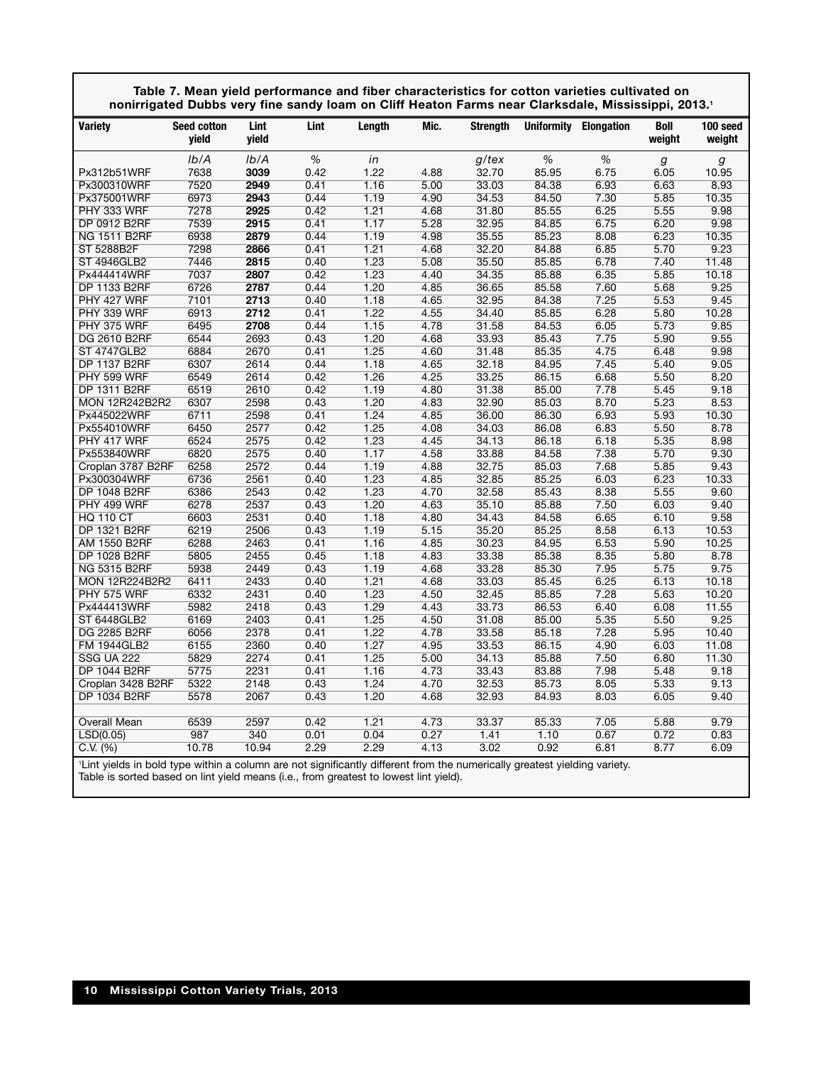**Table 7. Mean yield performance and fiber characteristics for cotton varieties cultivated on nonirrigated Dubbs very fine sandy loam on Cliff Heaton Farms near Clarksdale, Mississippi, 2013.[1]**

| Variety | Seed cotton yield | Lint yield | Lint | Length | Mic. | Strength | Uniformity | Elongation | Boll weight | 100 seed weight |
|---|---|---|---|---|---|---|---|---|---|---|
| | *lb/A* | *lb/A* | *%* | *in* | | *g/tex* | *%* | *%* | *g* | *g* |
| Px312b51WRF | 7638 | **3039** | 0.42 | 1.22 | 4.88 | 32.70 | 85.95 | 6.75 | 6.05 | 10.95 |
| Px300310WRF | 7520 | **2949** | 0.41 | 1.16 | 5.00 | 33.03 | 84.38 | 6.93 | 6.63 | 8.93 |
| Px375001WRF | 6973 | **2943** | 0.44 | 1.19 | 4.90 | 34.53 | 84.50 | 7.30 | 5.85 | 10.35 |
| PHY 333 WRF | 7278 | **2925** | 0.42 | 1.21 | 4.68 | 31.80 | 85.55 | 6.25 | 5.55 | 9.98 |
| DP 0912 B2RF | 7539 | **2915** | 0.41 | 1.17 | 5.28 | 32.95 | 84.85 | 6.75 | 6.20 | 9.98 |
| NG 1511 B2RF | 6938 | **2879** | 0.44 | 1.19 | 4.98 | 35.55 | 85.23 | 8.08 | 6.23 | 10.35 |
| ST 5288B2F | 7298 | **2866** | 0.41 | 1.21 | 4.68 | 32.20 | 84.88 | 6.85 | 5.70 | 9.23 |
| ST 4946GLB2 | 7446 | **2815** | 0.40 | 1.23 | 5.08 | 35.50 | 85.85 | 6.78 | 7.40 | 11.48 |
| Px444414WRF | 7037 | **2807** | 0.42 | 1.23 | 4.40 | 34.35 | 85.88 | 6.35 | 5.85 | 10.18 |
| DP 1133 B2RF | 6726 | **2787** | 0.44 | 1.20 | 4.85 | 36.65 | 85.58 | 7.60 | 5.68 | 9.25 |
| PHY 427 WRF | 7101 | **2713** | 0.40 | 1.18 | 4.65 | 32.95 | 84.38 | 7.25 | 5.53 | 9.45 |
| PHY 339 WRF | 6913 | **2712** | 0.41 | 1.22 | 4.55 | 34.40 | 85.85 | 6.28 | 5.80 | 10.28 |
| PHY 375 WRF | 6495 | **2708** | 0.44 | 1.15 | 4.78 | 31.58 | 84.53 | 6.05 | 5.73 | 9.85 |
| DG 2610 B2RF | 6544 | 2693 | 0.43 | 1.20 | 4.68 | 33.93 | 85.43 | 7.75 | 5.90 | 9.55 |
| ST 4747GLB2 | 6884 | 2670 | 0.41 | 1.25 | 4.60 | 31.48 | 85.35 | 4.75 | 6.48 | 9.98 |
| DP 1137 B2RF | 6307 | 2614 | 0.44 | 1.18 | 4.65 | 32.18 | 84.95 | 7.45 | 5.40 | 9.05 |
| PHY 599 WRF | 6549 | 2614 | 0.42 | 1.26 | 4.25 | 33.25 | 86.15 | 6.68 | 5.50 | 8.20 |
| DP 1311 B2RF | 6519 | 2610 | 0.42 | 1.19 | 4.80 | 31.38 | 85.00 | 7.78 | 5.45 | 9.18 |
| MON 12R242B2R2 | 6307 | 2598 | 0.43 | 1.20 | 4.83 | 32.90 | 85.03 | 8.70 | 5.23 | 8.53 |
| Px445022WRF | 6711 | 2598 | 0.41 | 1.24 | 4.85 | 36.00 | 86.30 | 6.93 | 5.93 | 10.30 |
| Px554010WRF | 6450 | 2577 | 0.42 | 1.25 | 4.08 | 34.03 | 86.08 | 6.83 | 5.50 | 8.78 |
| PHY 417 WRF | 6524 | 2575 | 0.42 | 1.23 | 4.45 | 34.13 | 86.18 | 6.18 | 5.35 | 8.98 |
| Px553840WRF | 6820 | 2575 | 0.40 | 1.17 | 4.58 | 33.88 | 84.58 | 7.38 | 5.70 | 9.30 |
| Croplan 3787 B2RF | 6258 | 2572 | 0.44 | 1.19 | 4.88 | 32.75 | 85.03 | 7.68 | 5.85 | 9.43 |
| Px300304WRF | 6736 | 2561 | 0.40 | 1.23 | 4.85 | 32.85 | 85.25 | 6.03 | 6.23 | 10.33 |
| DP 1048 B2RF | 6386 | 2543 | 0.42 | 1.23 | 4.70 | 32.58 | 85.43 | 8.38 | 5.55 | 9.60 |
| PHY 499 WRF | 6278 | 2537 | 0.43 | 1.20 | 4.63 | 35.10 | 85.88 | 7.50 | 6.03 | 9.40 |
| HQ 110 CT | 6603 | 2531 | 0.40 | 1.18 | 4.80 | 34.43 | 84.58 | 6.65 | 6.10 | 9.58 |
| DP 1321 B2RF | 6219 | 2506 | 0.43 | 1.19 | 5.15 | 35.20 | 85.25 | 8.58 | 6.13 | 10.53 |
| AM 1550 B2RF | 6288 | 2463 | 0.41 | 1.16 | 4.85 | 30.23 | 84.95 | 6.53 | 5.90 | 10.25 |
| DP 1028 B2RF | 5805 | 2455 | 0.45 | 1.18 | 4.83 | 33.38 | 85.38 | 8.35 | 5.80 | 8.78 |
| NG 5315 B2RF | 5938 | 2449 | 0.43 | 1.19 | 4.68 | 33.28 | 85.30 | 7.95 | 5.75 | 9.75 |
| MON 12R224B2R2 | 6411 | 2433 | 0.40 | 1.21 | 4.68 | 33.03 | 85.45 | 6.25 | 6.13 | 10.18 |
| PHY 575 WRF | 6332 | 2431 | 0.40 | 1.23 | 4.50 | 32.45 | 85.85 | 7.28 | 5.63 | 10.20 |
| Px444413WRF | 5982 | 2418 | 0.43 | 1.29 | 4.43 | 33.73 | 86.53 | 6.40 | 6.08 | 11.55 |
| ST 6448GLB2 | 6169 | 2403 | 0.41 | 1.25 | 4.50 | 31.08 | 85.00 | 5.35 | 5.50 | 9.25 |
| DG 2285 B2RF | 6056 | 2378 | 0.41 | 1.22 | 4.78 | 33.58 | 85.18 | 7.28 | 5.95 | 10.40 |
| FM 1944GLB2 | 6155 | 2360 | 0.40 | 1.27 | 4.95 | 33.53 | 86.15 | 4.90 | 6.03 | 11.08 |
| SSG UA 222 | 5829 | 2274 | 0.41 | 1.25 | 5.00 | 34.13 | 85.88 | 7.50 | 6.80 | 11.30 |
| DP 1044 B2RF | 5775 | 2231 | 0.41 | 1.16 | 4.73 | 33.43 | 83.88 | 7.98 | 5.48 | 9.18 |
| Croplan 3428 B2RF | 5322 | 2148 | 0.43 | 1.24 | 4.70 | 32.53 | 85.73 | 8.05 | 5.33 | 9.13 |
| DP 1034 B2RF | 5578 | 2067 | 0.43 | 1.20 | 4.68 | 32.93 | 84.93 | 8.03 | 6.05 | 9.40 |
| Overall Mean | 6539 | 2597 | 0.42 | 1.21 | 4.73 | 33.37 | 85.33 | 7.05 | 5.88 | 9.79 |
| LSD(0.05) | 987 | 340 | 0.01 | 0.04 | 0.27 | 1.41 | 1.10 | 0.67 | 0.72 | 0.83 |
| C.V. (%) | 10.78 | 10.94 | 2.29 | 2.29 | 4.13 | 3.02 | 0.92 | 6.81 | 8.77 | 6.09 |

[1]Lint yields in bold type within a column are not significantly different from the numerically greatest yielding variety.
Table is sorted based on lint yield means (i.e., from greatest to lowest lint yield).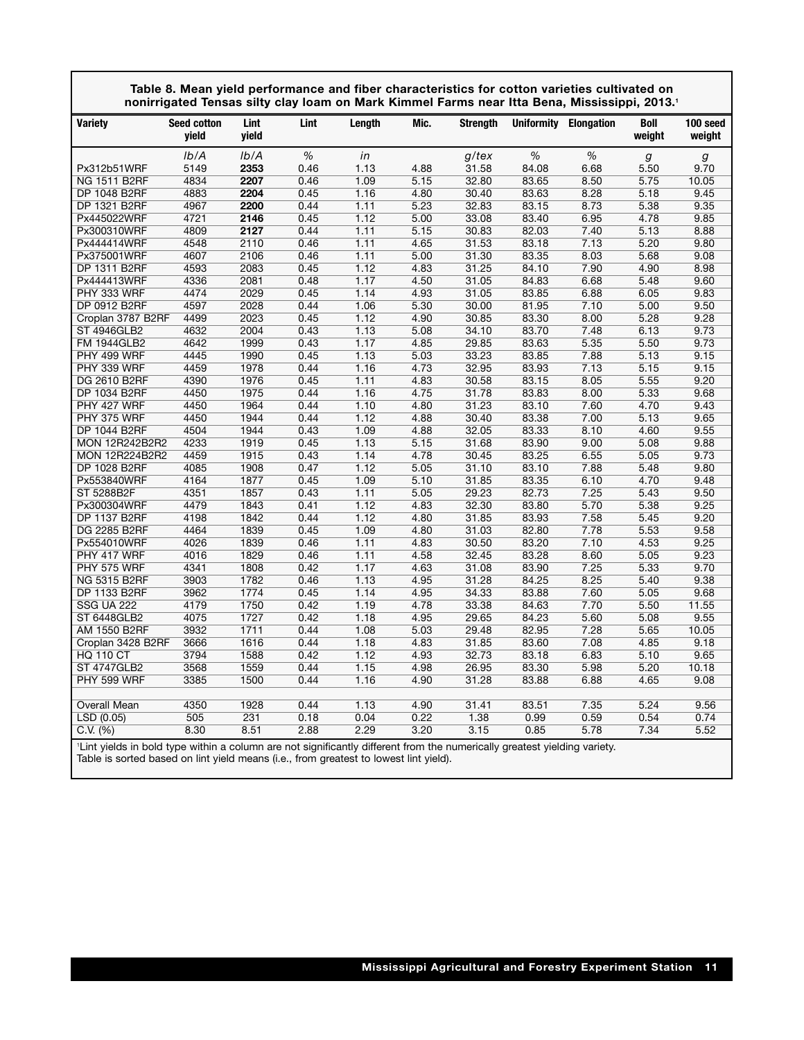**Table 8. Mean yield performance and fiber characteristics for cotton varieties cultivated on nonirrigated Tensas silty clay loam on Mark Kimmel Farms near Itta Bena, Mississippi, 2013.[1]**

| Variety | Seed cotton yield | Lint yield | Lint | Length | Mic. | Strength | Uniformity | Elongation | Boll weight | 100 seed weight |
|---|---|---|---|---|---|---|---|---|---|---|
| | *lb/A* | *lb/A* | *%* | *in* | | *g/tex* | *%* | *%* | *g* | *g* |
| Px312b51WRF | 5149 | **2353** | 0.46 | 1.13 | 4.88 | 31.58 | 84.08 | 6.68 | 5.50 | 9.70 |
| NG 1511 B2RF | 4834 | **2207** | 0.46 | 1.09 | 5.15 | 32.80 | 83.65 | 8.50 | 5.75 | 10.05 |
| DP 1048 B2RF | 4883 | **2204** | 0.45 | 1.16 | 4.80 | 30.40 | 83.63 | 8.28 | 5.18 | 9.45 |
| DP 1321 B2RF | 4967 | **2200** | 0.44 | 1.11 | 5.23 | 32.83 | 83.15 | 8.73 | 5.38 | 9.35 |
| Px445022WRF | 4721 | **2146** | 0.45 | 1.12 | 5.00 | 33.08 | 83.40 | 6.95 | 4.78 | 9.85 |
| Px300310WRF | 4809 | **2127** | 0.44 | 1.11 | 5.15 | 30.83 | 82.03 | 7.40 | 5.13 | 8.88 |
| Px444414WRF | 4548 | 2110 | 0.46 | 1.11 | 4.65 | 31.53 | 83.18 | 7.13 | 5.20 | 9.80 |
| Px375001WRF | 4607 | 2106 | 0.46 | 1.11 | 5.00 | 31.30 | 83.35 | 8.03 | 5.68 | 9.08 |
| DP 1311 B2RF | 4593 | 2083 | 0.45 | 1.12 | 4.83 | 31.25 | 84.10 | 7.90 | 4.90 | 8.98 |
| Px444413WRF | 4336 | 2081 | 0.48 | 1.17 | 4.50 | 31.05 | 84.83 | 6.68 | 5.48 | 9.60 |
| PHY 333 WRF | 4474 | 2029 | 0.45 | 1.14 | 4.93 | 31.05 | 83.85 | 6.88 | 6.05 | 9.83 |
| DP 0912 B2RF | 4597 | 2028 | 0.44 | 1.06 | 5.30 | 30.00 | 81.95 | 7.10 | 5.00 | 9.50 |
| Croplan 3787 B2RF | 4499 | 2023 | 0.45 | 1.12 | 4.90 | 30.85 | 83.30 | 8.00 | 5.28 | 9.28 |
| ST 4946GLB2 | 4632 | 2004 | 0.43 | 1.13 | 5.08 | 34.10 | 83.70 | 7.48 | 6.13 | 9.73 |
| FM 1944GLB2 | 4642 | 1999 | 0.43 | 1.17 | 4.85 | 29.85 | 83.63 | 5.35 | 5.50 | 9.73 |
| PHY 499 WRF | 4445 | 1990 | 0.45 | 1.13 | 5.03 | 33.23 | 83.85 | 7.88 | 5.13 | 9.15 |
| PHY 339 WRF | 4459 | 1978 | 0.44 | 1.16 | 4.73 | 32.95 | 83.93 | 7.13 | 5.15 | 9.15 |
| DG 2610 B2RF | 4390 | 1976 | 0.45 | 1.11 | 4.83 | 30.58 | 83.15 | 8.05 | 5.55 | 9.20 |
| DP 1034 B2RF | 4450 | 1975 | 0.44 | 1.16 | 4.75 | 31.78 | 83.83 | 8.00 | 5.33 | 9.68 |
| PHY 427 WRF | 4450 | 1964 | 0.44 | 1.10 | 4.80 | 31.23 | 83.10 | 7.60 | 4.70 | 9.43 |
| PHY 375 WRF | 4450 | 1944 | 0.44 | 1.12 | 4.88 | 30.40 | 83.38 | 7.00 | 5.13 | 9.65 |
| DP 1044 B2RF | 4504 | 1944 | 0.43 | 1.09 | 4.88 | 32.05 | 83.33 | 8.10 | 4.60 | 9.55 |
| MON 12R242B2R2 | 4233 | 1919 | 0.45 | 1.13 | 5.15 | 31.68 | 83.90 | 9.00 | 5.08 | 9.88 |
| MON 12R224B2R2 | 4459 | 1915 | 0.43 | 1.14 | 4.78 | 30.45 | 83.25 | 6.55 | 5.05 | 9.73 |
| DP 1028 B2RF | 4085 | 1908 | 0.47 | 1.12 | 5.05 | 31.10 | 83.10 | 7.88 | 5.48 | 9.80 |
| Px553840WRF | 4164 | 1877 | 0.45 | 1.09 | 5.10 | 31.85 | 83.35 | 6.10 | 4.70 | 9.48 |
| ST 5288B2F | 4351 | 1857 | 0.43 | 1.11 | 5.05 | 29.23 | 82.73 | 7.25 | 5.43 | 9.50 |
| Px300304WRF | 4479 | 1843 | 0.41 | 1.12 | 4.83 | 32.30 | 83.80 | 5.70 | 5.38 | 9.25 |
| DP 1137 B2RF | 4198 | 1842 | 0.44 | 1.12 | 4.80 | 31.85 | 83.93 | 7.58 | 5.45 | 9.20 |
| DG 2285 B2RF | 4464 | 1839 | 0.45 | 1.09 | 4.80 | 31.03 | 82.80 | 7.78 | 5.53 | 9.58 |
| Px554010WRF | 4026 | 1839 | 0.46 | 1.11 | 4.83 | 30.50 | 83.20 | 7.10 | 4.53 | 9.25 |
| PHY 417 WRF | 4016 | 1829 | 0.46 | 1.11 | 4.58 | 32.45 | 83.28 | 8.60 | 5.05 | 9.23 |
| PHY 575 WRF | 4341 | 1808 | 0.42 | 1.17 | 4.63 | 31.08 | 83.90 | 7.25 | 5.33 | 9.70 |
| NG 5315 B2RF | 3903 | 1782 | 0.46 | 1.13 | 4.95 | 31.28 | 84.25 | 8.25 | 5.40 | 9.38 |
| DP 1133 B2RF | 3962 | 1774 | 0.45 | 1.14 | 4.95 | 34.33 | 83.88 | 7.60 | 5.05 | 9.68 |
| SSG UA 222 | 4179 | 1750 | 0.42 | 1.19 | 4.78 | 33.38 | 84.63 | 7.70 | 5.50 | 11.55 |
| ST 6448GLB2 | 4075 | 1727 | 0.42 | 1.18 | 4.95 | 29.65 | 84.23 | 5.60 | 5.08 | 9.55 |
| AM 1550 B2RF | 3932 | 1711 | 0.44 | 1.08 | 5.03 | 29.48 | 82.95 | 7.28 | 5.65 | 10.05 |
| Croplan 3428 B2RF | 3666 | 1616 | 0.44 | 1.18 | 4.83 | 31.85 | 83.60 | 7.08 | 4.85 | 9.18 |
| HQ 110 CT | 3794 | 1588 | 0.42 | 1.12 | 4.93 | 32.73 | 83.18 | 6.83 | 5.10 | 9.65 |
| ST 4747GLB2 | 3568 | 1559 | 0.44 | 1.15 | 4.98 | 26.95 | 83.30 | 5.98 | 5.20 | 10.18 |
| PHY 599 WRF | 3385 | 1500 | 0.44 | 1.16 | 4.90 | 31.28 | 83.88 | 6.88 | 4.65 | 9.08 |
| Overall Mean | 4350 | 1928 | 0.44 | 1.13 | 4.90 | 31.41 | 83.51 | 7.35 | 5.24 | 9.56 |
| LSD (0.05) | 505 | 231 | 0.18 | 0.04 | 0.22 | 1.38 | 0.99 | 0.59 | 0.54 | 0.74 |
| C.V. (%) | 8.30 | 8.51 | 2.88 | 2.29 | 3.20 | 3.15 | 0.85 | 5.78 | 7.34 | 5.52 |

[1]Lint yields in bold type within a column are not significantly different from the numerically greatest yielding variety.
Table is sorted based on lint yield means (i.e., from greatest to lowest lint yield).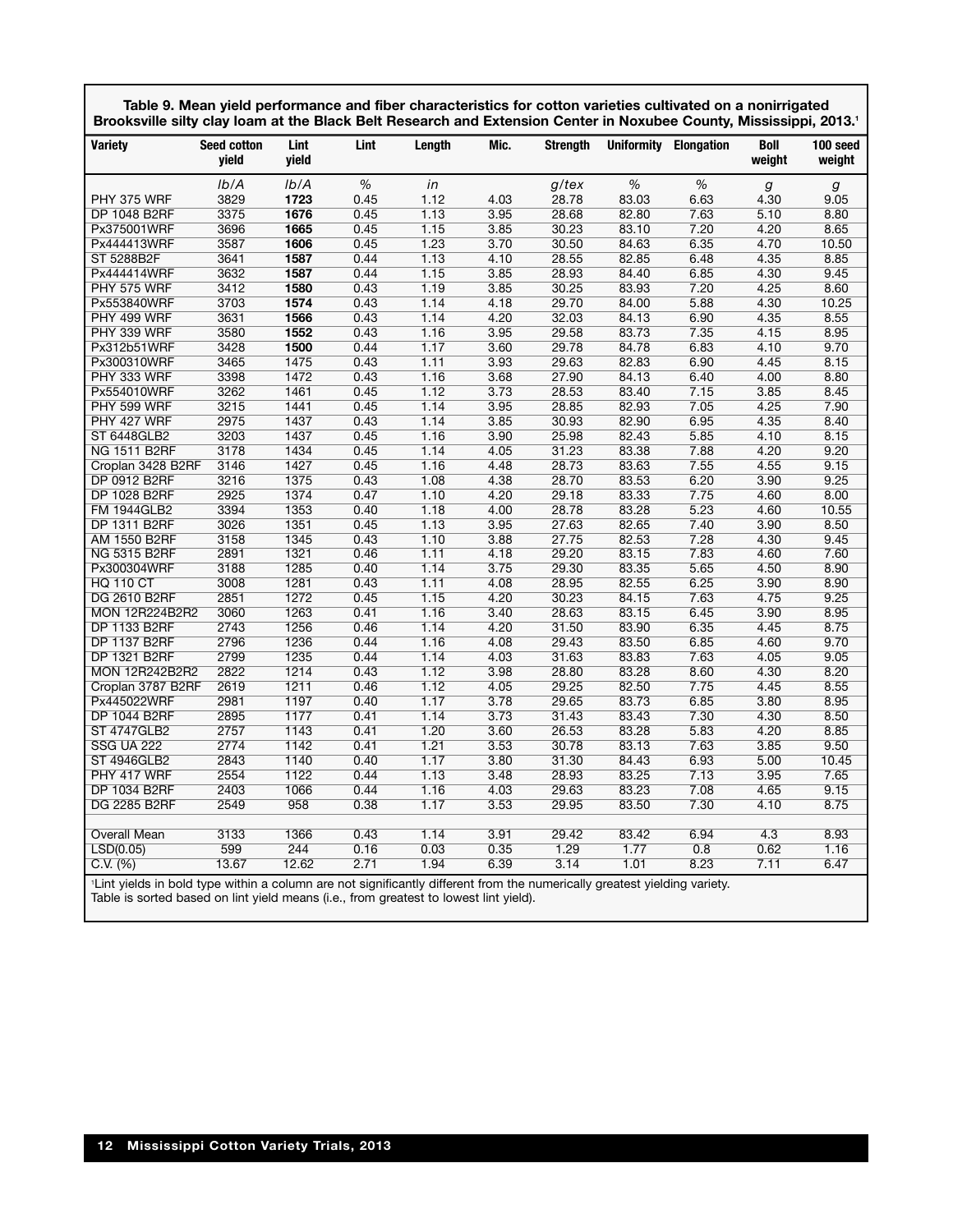**Table 9. Mean yield performance and fiber characteristics for cotton varieties cultivated on a nonirrigated Brooksville silty clay loam at the Black Belt Research and Extension Center in Noxubee County, Mississippi, 2013.[1]**

| Variety | Seed cotton yield | Lint yield | Lint | Length | Mic. | Strength | Uniformity | Elongation | Boll weight | 100 seed weight |
|---|---|---|---|---|---|---|---|---|---|---|
| | *lb/A* | *lb/A* | *%* | *in* | | *g/tex* | *%* | *%* | *g* | *g* |
| PHY 375 WRF | 3829 | **1723** | 0.45 | 1.12 | 4.03 | 28.78 | 83.03 | 6.63 | 4.30 | 9.05 |
| DP 1048 B2RF | 3375 | **1676** | 0.45 | 1.13 | 3.95 | 28.68 | 82.80 | 7.63 | 5.10 | 8.80 |
| Px375001WRF | 3696 | **1665** | 0.45 | 1.15 | 3.85 | 30.23 | 83.10 | 7.20 | 4.20 | 8.65 |
| Px444413WRF | 3587 | **1606** | 0.45 | 1.23 | 3.70 | 30.50 | 84.63 | 6.35 | 4.70 | 10.50 |
| ST 5288B2F | 3641 | **1587** | 0.44 | 1.13 | 4.10 | 28.55 | 82.85 | 6.48 | 4.35 | 8.85 |
| Px444414WRF | 3632 | **1587** | 0.44 | 1.15 | 3.85 | 28.93 | 84.40 | 6.85 | 4.30 | 9.45 |
| PHY 575 WRF | 3412 | **1580** | 0.43 | 1.19 | 3.85 | 30.25 | 83.93 | 7.20 | 4.25 | 8.60 |
| Px553840WRF | 3703 | **1574** | 0.43 | 1.14 | 4.18 | 29.70 | 84.00 | 5.88 | 4.30 | 10.25 |
| PHY 499 WRF | 3631 | **1566** | 0.43 | 1.14 | 4.20 | 32.03 | 84.13 | 6.90 | 4.35 | 8.55 |
| PHY 339 WRF | 3580 | **1552** | 0.43 | 1.16 | 3.95 | 29.58 | 83.73 | 7.35 | 4.15 | 8.95 |
| Px312b51WRF | 3428 | **1500** | 0.44 | 1.17 | 3.60 | 29.78 | 84.78 | 6.83 | 4.10 | 9.70 |
| Px300310WRF | 3465 | 1475 | 0.43 | 1.11 | 3.93 | 29.63 | 82.83 | 6.90 | 4.45 | 8.15 |
| PHY 333 WRF | 3398 | 1472 | 0.43 | 1.16 | 3.68 | 27.90 | 84.13 | 6.40 | 4.00 | 8.80 |
| Px554010WRF | 3262 | 1461 | 0.45 | 1.12 | 3.73 | 28.53 | 83.40 | 7.15 | 3.85 | 8.45 |
| PHY 599 WRF | 3215 | 1441 | 0.45 | 1.14 | 3.95 | 28.85 | 82.93 | 7.05 | 4.25 | 7.90 |
| PHY 427 WRF | 2975 | 1437 | 0.43 | 1.14 | 3.85 | 30.93 | 82.90 | 6.95 | 4.35 | 8.40 |
| ST 6448GLB2 | 3203 | 1437 | 0.45 | 1.16 | 3.90 | 25.98 | 82.43 | 5.85 | 4.10 | 8.15 |
| NG 1511 B2RF | 3178 | 1434 | 0.45 | 1.14 | 4.05 | 31.23 | 83.38 | 7.88 | 4.20 | 9.20 |
| Croplan 3428 B2RF | 3146 | 1427 | 0.45 | 1.16 | 4.48 | 28.73 | 83.63 | 7.55 | 4.55 | 9.15 |
| DP 0912 B2RF | 3216 | 1375 | 0.43 | 1.08 | 4.38 | 28.70 | 83.53 | 6.20 | 3.90 | 9.25 |
| DP 1028 B2RF | 2925 | 1374 | 0.47 | 1.10 | 4.20 | 29.18 | 83.33 | 7.75 | 4.60 | 8.00 |
| FM 1944GLB2 | 3394 | 1353 | 0.40 | 1.18 | 4.00 | 28.78 | 83.28 | 5.23 | 4.60 | 10.55 |
| DP 1311 B2RF | 3026 | 1351 | 0.45 | 1.13 | 3.95 | 27.63 | 82.65 | 7.40 | 3.90 | 8.50 |
| AM 1550 B2RF | 3158 | 1345 | 0.43 | 1.10 | 3.88 | 27.75 | 82.53 | 7.28 | 4.30 | 9.45 |
| NG 5315 B2RF | 2891 | 1321 | 0.46 | 1.11 | 4.18 | 29.20 | 83.15 | 7.83 | 4.60 | 7.60 |
| Px300304WRF | 3188 | 1285 | 0.40 | 1.14 | 3.75 | 29.30 | 83.35 | 5.65 | 4.50 | 8.90 |
| HQ 110 CT | 3008 | 1281 | 0.43 | 1.11 | 4.08 | 28.95 | 82.55 | 6.25 | 3.90 | 8.90 |
| DG 2610 B2RF | 2851 | 1272 | 0.45 | 1.15 | 4.20 | 30.23 | 84.15 | 7.63 | 4.75 | 9.25 |
| MON 12R224B2R2 | 3060 | 1263 | 0.41 | 1.16 | 3.40 | 28.63 | 83.15 | 6.45 | 3.90 | 8.95 |
| DP 1133 B2RF | 2743 | 1256 | 0.46 | 1.14 | 4.20 | 31.50 | 83.90 | 6.35 | 4.45 | 8.75 |
| DP 1137 B2RF | 2796 | 1236 | 0.44 | 1.16 | 4.08 | 29.43 | 83.50 | 6.85 | 4.60 | 9.70 |
| DP 1321 B2RF | 2799 | 1235 | 0.44 | 1.14 | 4.03 | 31.63 | 83.83 | 7.63 | 4.05 | 9.05 |
| MON 12R242B2R2 | 2822 | 1214 | 0.43 | 1.12 | 3.98 | 28.80 | 83.28 | 8.60 | 4.30 | 8.20 |
| Croplan 3787 B2RF | 2619 | 1211 | 0.46 | 1.12 | 4.05 | 29.25 | 82.50 | 7.75 | 4.45 | 8.55 |
| Px445022WRF | 2981 | 1197 | 0.40 | 1.17 | 3.78 | 29.65 | 83.73 | 6.85 | 3.80 | 8.95 |
| DP 1044 B2RF | 2895 | 1177 | 0.41 | 1.14 | 3.73 | 31.43 | 83.43 | 7.30 | 4.30 | 8.50 |
| ST 4747GLB2 | 2757 | 1143 | 0.41 | 1.20 | 3.60 | 26.53 | 83.28 | 5.83 | 4.20 | 8.85 |
| SSG UA 222 | 2774 | 1142 | 0.41 | 1.21 | 3.53 | 30.78 | 83.13 | 7.63 | 3.85 | 9.50 |
| ST 4946GLB2 | 2843 | 1140 | 0.40 | 1.17 | 3.80 | 31.30 | 84.43 | 6.93 | 5.00 | 10.45 |
| PHY 417 WRF | 2554 | 1122 | 0.44 | 1.13 | 3.48 | 28.93 | 83.25 | 7.13 | 3.95 | 7.65 |
| DP 1034 B2RF | 2403 | 1066 | 0.44 | 1.16 | 4.03 | 29.63 | 83.23 | 7.08 | 4.65 | 9.15 |
| DG 2285 B2RF | 2549 | 958 | 0.38 | 1.17 | 3.53 | 29.95 | 83.50 | 7.30 | 4.10 | 8.75 |
| | | | | | | | | | | |
| Overall Mean | 3133 | 1366 | 0.43 | 1.14 | 3.91 | 29.42 | 83.42 | 6.94 | 4.3 | 8.93 |
| LSD(0.05) | 599 | 244 | 0.16 | 0.03 | 0.35 | 1.29 | 1.77 | 0.8 | 0.62 | 1.16 |
| C.V. (%) | 13.67 | 12.62 | 2.71 | 1.94 | 6.39 | 3.14 | 1.01 | 8.23 | 7.11 | 6.47 |

[1]Lint yields in bold type within a column are not significantly different from the numerically greatest yielding variety.
Table is sorted based on lint yield means (i.e., from greatest to lowest lint yield).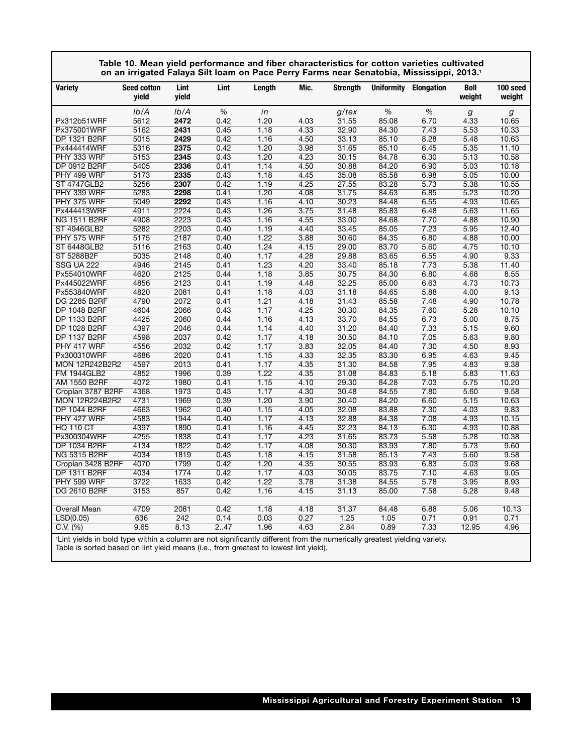**Table 10. Mean yield performance and fiber characteristics for cotton varieties cultivated on an irrigated Falaya Silt loam on Pace Perry Farms near Senatobia, Mississippi, 2013.[1]**

| Variety | Seed cotton yield | Lint yield | Lint | Length | Mic. | Strength | Uniformity | Elongation | Boll weight | 100 seed weight |
|---|---|---|---|---|---|---|---|---|---|---|
| | *lb/A* | *lb/A* | *%* | *in* | | *g/tex* | *%* | *%* | *g* | *g* |
| Px312b51WRF | 5612 | **2472** | 0.42 | 1.20 | 4.03 | 31.55 | 85.08 | 6.70 | 4.33 | 10.65 |
| Px375001WRF | 5162 | **2431** | 0.45 | 1.18 | 4.33 | 32.90 | 84.30 | 7.43 | 5.53 | 10.33 |
| DP 1321 B2RF | 5015 | **2429** | 0.42 | 1.16 | 4.50 | 33.13 | 85.10 | 8.28 | 5.48 | 10.63 |
| Px444414WRF | 5316 | **2375** | 0.42 | 1.20 | 3.98 | 31.65 | 85.10 | 6.45 | 5.35 | 11.10 |
| PHY 333 WRF | 5153 | **2345** | 0.43 | 1.20 | 4.23 | 30.15 | 84.78 | 6.30 | 5.13 | 10.58 |
| DP 0912 B2RF | 5405 | **2336** | 0.41 | 1.14 | 4.50 | 30.88 | 84.20 | 6.90 | 5.03 | 10.18 |
| PHY 499 WRF | 5173 | **2335** | 0.43 | 1.18 | 4.45 | 35.08 | 85.58 | 6.98 | 5.05 | 10.00 |
| ST 4747GLB2 | 5256 | **2307** | 0.42 | 1.19 | 4.25 | 27.55 | 83.28 | 5.73 | 5.38 | 10.55 |
| PHY 339 WRF | 5283 | **2298** | 0.41 | 1.20 | 4.08 | 31.75 | 84.63 | 6.85 | 5.23 | 10.20 |
| PHY 375 WRF | 5049 | **2292** | 0.43 | 1.16 | 4.10 | 30.23 | 84.48 | 6.55 | 4.93 | 10.65 |
| Px444413WRF | 4911 | 2224 | 0.43 | 1.26 | 3.75 | 31.48 | 85.83 | 6.48 | 5.63 | 11.65 |
| NG 1511 B2RF | 4908 | 2223 | 0.43 | 1.16 | 4.55 | 33.00 | 84.68 | 7.70 | 4.88 | 10.90 |
| ST 4946GLB2 | 5282 | 2203 | 0.40 | 1.19 | 4.40 | 33.45 | 85.05 | 7.23 | 5.95 | 12.40 |
| PHY 575 WRF | 5175 | 2187 | 0.40 | 1.22 | 3.88 | 30.60 | 84.35 | 6.80 | 4.88 | 10.00 |
| ST 6448GLB2 | 5116 | 2163 | 0.40 | 1.24 | 4.15 | 29.00 | 83.70 | 5.60 | 4.75 | 10.10 |
| ST 5288B2F | 5035 | 2148 | 0.40 | 1.17 | 4.28 | 29.88 | 83.65 | 6.55 | 4.90 | 9.33 |
| SSG UA 222 | 4946 | 2145 | 0.41 | 1.23 | 4.20 | 33.40 | 85.18 | 7.73 | 5.38 | 11.40 |
| Px554010WRF | 4620 | 2125 | 0.44 | 1.18 | 3.85 | 30.75 | 84.30 | 6.80 | 4.68 | 8.55 |
| Px445022WRF | 4856 | 2123 | 0.41 | 1.19 | 4.48 | 32.25 | 85.00 | 6.63 | 4.73 | 10.73 |
| Px553840WRF | 4820 | 2081 | 0.41 | 1.18 | 4.03 | 31.18 | 84.65 | 5.88 | 4.00 | 9.13 |
| DG 2285 B2RF | 4790 | 2072 | 0.41 | 1.21 | 4.18 | 31.43 | 85.58 | 7.48 | 4.90 | 10.78 |
| DP 1048 B2RF | 4604 | 2066 | 0.43 | 1.17 | 4.25 | 30.30 | 84.35 | 7.60 | 5.28 | 10.10 |
| DP 1133 B2RF | 4425 | 2060 | 0.44 | 1.16 | 4.13 | 33.70 | 84.55 | 6.73 | 5.00 | 8.75 |
| DP 1028 B2RF | 4397 | 2046 | 0.44 | 1.14 | 4.40 | 31.20 | 84.40 | 7.33 | 5.15 | 9.60 |
| DP 1137 B2RF | 4598 | 2037 | 0.42 | 1.17 | 4.18 | 30.50 | 84.10 | 7.05 | 5.63 | 9.80 |
| PHY 417 WRF | 4556 | 2032 | 0.42 | 1.17 | 3.83 | 32.05 | 84.40 | 7.30 | 4.50 | 8.93 |
| Px300310WRF | 4686 | 2020 | 0.41 | 1.15 | 4.33 | 32.35 | 83.30 | 6.95 | 4.63 | 9.45 |
| MON 12R242B2R2 | 4597 | 2013 | 0.41 | 1.17 | 4.35 | 31.30 | 84.58 | 7.95 | 4.83 | 9.38 |
| FM 1944GLB2 | 4852 | 1996 | 0.39 | 1.22 | 4.35 | 31.08 | 84.83 | 5.18 | 5.83 | 11.63 |
| AM 1550 B2RF | 4072 | 1980 | 0.41 | 1.15 | 4.10 | 29.30 | 84.28 | 7.03 | 5.75 | 10.20 |
| Croplan 3787 B2RF | 4368 | 1973 | 0.43 | 1.17 | 4.30 | 30.48 | 84.55 | 7.80 | 5.60 | 9.58 |
| MON 12R224B2R2 | 4731 | 1969 | 0.39 | 1.20 | 3.90 | 30.40 | 84.20 | 6.60 | 5.15 | 10.63 |
| DP 1044 B2RF | 4663 | 1962 | 0.40 | 1.15 | 4.05 | 32.08 | 83.88 | 7.30 | 4.03 | 9.83 |
| PHY 427 WRF | 4583 | 1944 | 0.40 | 1.17 | 4.13 | 32.88 | 84.38 | 7.08 | 4.93 | 10.15 |
| HQ 110 CT | 4397 | 1890 | 0.41 | 1.16 | 4.45 | 32.23 | 84.13 | 6.30 | 4.93 | 10.88 |
| Px300304WRF | 4255 | 1838 | 0.41 | 1.17 | 4.23 | 31.65 | 83.73 | 5.58 | 5.28 | 10.38 |
| DP 1034 B2RF | 4134 | 1822 | 0.42 | 1.17 | 4.08 | 30.30 | 83.93 | 7.80 | 5.73 | 9.60 |
| NG 5315 B2RF | 4034 | 1819 | 0.43 | 1.18 | 4.15 | 31.58 | 85.13 | 7.43 | 5.60 | 9.58 |
| Croplan 3428 B2RF | 4070 | 1799 | 0.42 | 1.20 | 4.35 | 30.55 | 83.93 | 6.83 | 5.03 | 9.68 |
| DP 1311 B2RF | 4034 | 1774 | 0.42 | 1.17 | 4.03 | 30.05 | 83.75 | 7.10 | 4.63 | 9.05 |
| PHY 599 WRF | 3722 | 1633 | 0.42 | 1.22 | 3.78 | 31.38 | 84.55 | 5.78 | 3.95 | 8.93 |
| DG 2610 B2RF | 3153 | 857 | 0.42 | 1.16 | 4.15 | 31.13 | 85.00 | 7.58 | 5.28 | 9.48 |
| | | | | | | | | | | |
| Overall Mean | 4709 | 2081 | 0.42 | 1.18 | 4.18 | 31.37 | 84.48 | 6.88 | 5.06 | 10.13 |
| LSD(0.05) | 636 | 242 | 0.14 | 0.03 | 0.27 | 1.25 | 1.05 | 0.71 | 0.91 | 0.71 |
| C.V. (%) | 9.65 | 8.13 | 2..47 | 1.96 | 4.63 | 2.84 | 0.89 | 7.33 | 12.95 | 4.96 |

[1]Lint yields in bold type within a column are not significantly different from the numerically greatest yielding variety.
Table is sorted based on lint yield means (i.e., from greatest to lowest lint yield).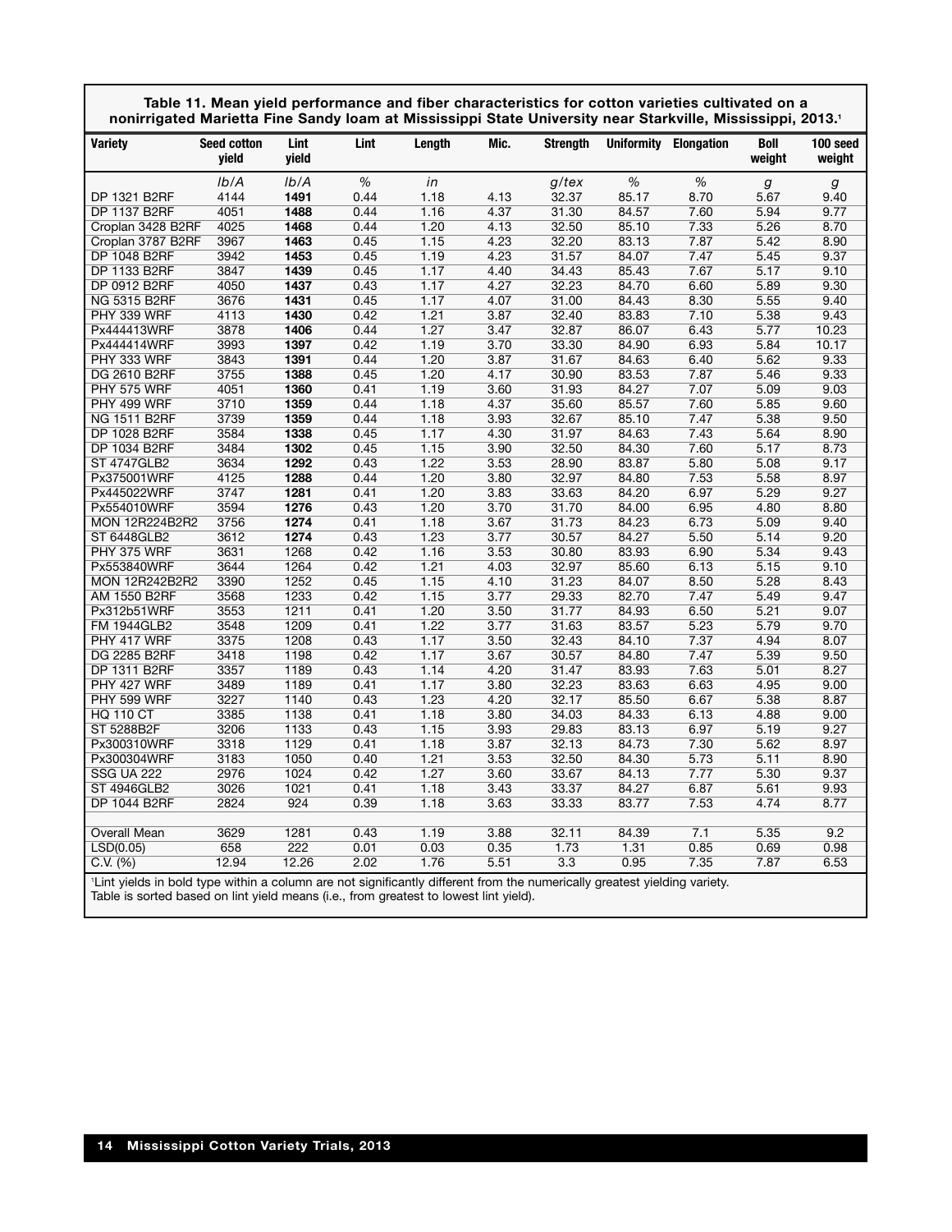**Table 11. Mean yield performance and fiber characteristics for cotton varieties cultivated on a nonirrigated Marietta Fine Sandy loam at Mississippi State University near Starkville, Mississippi, 2013.**[1]

| Variety | Seed cotton yield | Lint yield | Lint | Length | Mic. | Strength | Uniformity | Elongation | Boll weight | 100 seed weight |
|---|---|---|---|---|---|---|---|---|---|---|
| | *lb/A* | *lb/A* | *%* | *in* | | *g/tex* | *%* | *%* | *g* | *g* |
| DP 1321 B2RF | 4144 | **1491** | 0.44 | 1.18 | 4.13 | 32.37 | 85.17 | 8.70 | 5.67 | 9.40 |
| DP 1137 B2RF | 4051 | **1488** | 0.44 | 1.16 | 4.37 | 31.30 | 84.57 | 7.60 | 5.94 | 9.77 |
| Croplan 3428 B2RF | 4025 | **1468** | 0.44 | 1.20 | 4.13 | 32.50 | 85.10 | 7.33 | 5.26 | 8.70 |
| Croplan 3787 B2RF | 3967 | **1463** | 0.45 | 1.15 | 4.23 | 32.20 | 83.13 | 7.87 | 5.42 | 8.90 |
| DP 1048 B2RF | 3942 | **1453** | 0.45 | 1.19 | 4.23 | 31.57 | 84.07 | 7.47 | 5.45 | 9.37 |
| DP 1133 B2RF | 3847 | **1439** | 0.45 | 1.17 | 4.40 | 34.43 | 85.43 | 7.67 | 5.17 | 9.10 |
| DP 0912 B2RF | 4050 | **1437** | 0.43 | 1.17 | 4.27 | 32.23 | 84.70 | 6.60 | 5.89 | 9.30 |
| NG 5315 B2RF | 3676 | **1431** | 0.45 | 1.17 | 4.07 | 31.00 | 84.43 | 8.30 | 5.55 | 9.40 |
| PHY 339 WRF | 4113 | **1430** | 0.42 | 1.21 | 3.87 | 32.40 | 83.83 | 7.10 | 5.38 | 9.43 |
| Px444413WRF | 3878 | **1406** | 0.44 | 1.27 | 3.47 | 32.87 | 86.07 | 6.43 | 5.77 | 10.23 |
| Px444414WRF | 3993 | **1397** | 0.42 | 1.19 | 3.70 | 33.30 | 84.90 | 6.93 | 5.84 | 10.17 |
| PHY 333 WRF | 3843 | **1391** | 0.44 | 1.20 | 3.87 | 31.67 | 84.63 | 6.40 | 5.62 | 9.33 |
| DG 2610 B2RF | 3755 | **1388** | 0.45 | 1.20 | 4.17 | 30.90 | 83.53 | 7.87 | 5.46 | 9.33 |
| PHY 575 WRF | 4051 | **1360** | 0.41 | 1.19 | 3.60 | 31.93 | 84.27 | 7.07 | 5.09 | 9.03 |
| PHY 499 WRF | 3710 | **1359** | 0.44 | 1.18 | 4.37 | 35.60 | 85.57 | 7.60 | 5.85 | 9.60 |
| NG 1511 B2RF | 3739 | **1359** | 0.44 | 1.18 | 3.93 | 32.67 | 85.10 | 7.47 | 5.38 | 9.50 |
| DP 1028 B2RF | 3584 | **1338** | 0.45 | 1.17 | 4.30 | 31.97 | 84.63 | 7.43 | 5.64 | 8.90 |
| DP 1034 B2RF | 3484 | **1302** | 0.45 | 1.15 | 3.90 | 32.50 | 84.30 | 7.60 | 5.17 | 8.73 |
| ST 4747GLB2 | 3634 | **1292** | 0.43 | 1.22 | 3.53 | 28.90 | 83.87 | 5.80 | 5.08 | 9.17 |
| Px375001WRF | 4125 | **1288** | 0.44 | 1.20 | 3.80 | 32.97 | 84.80 | 7.53 | 5.58 | 8.97 |
| Px445022WRF | 3747 | **1281** | 0.41 | 1.20 | 3.83 | 33.63 | 84.20 | 6.97 | 5.29 | 9.27 |
| Px554010WRF | 3594 | **1276** | 0.43 | 1.20 | 3.70 | 31.70 | 84.00 | 6.95 | 4.80 | 8.80 |
| MON 12R224B2R2 | 3756 | **1274** | 0.41 | 1.18 | 3.67 | 31.73 | 84.23 | 6.73 | 5.09 | 9.40 |
| ST 6448GLB2 | 3612 | **1274** | 0.43 | 1.23 | 3.77 | 30.57 | 84.27 | 5.50 | 5.14 | 9.20 |
| PHY 375 WRF | 3631 | 1268 | 0.42 | 1.16 | 3.53 | 30.80 | 83.93 | 6.90 | 5.34 | 9.43 |
| Px553840WRF | 3644 | 1264 | 0.42 | 1.21 | 4.03 | 32.97 | 85.60 | 6.13 | 5.15 | 9.10 |
| MON 12R242B2R2 | 3390 | 1252 | 0.45 | 1.15 | 4.10 | 31.23 | 84.07 | 8.50 | 5.28 | 8.43 |
| AM 1550 B2RF | 3568 | 1233 | 0.42 | 1.15 | 3.77 | 29.33 | 82.70 | 7.47 | 5.49 | 9.47 |
| Px312b51WRF | 3553 | 1211 | 0.41 | 1.20 | 3.50 | 31.77 | 84.93 | 6.50 | 5.21 | 9.07 |
| FM 1944GLB2 | 3548 | 1209 | 0.41 | 1.22 | 3.77 | 31.63 | 83.57 | 5.23 | 5.79 | 9.70 |
| PHY 417 WRF | 3375 | 1208 | 0.43 | 1.17 | 3.50 | 32.43 | 84.10 | 7.37 | 4.94 | 8.07 |
| DG 2285 B2RF | 3418 | 1198 | 0.42 | 1.17 | 3.67 | 30.57 | 84.80 | 7.47 | 5.39 | 9.50 |
| DP 1311 B2RF | 3357 | 1189 | 0.43 | 1.14 | 4.20 | 31.47 | 83.93 | 7.63 | 5.01 | 8.27 |
| PHY 427 WRF | 3489 | 1189 | 0.41 | 1.17 | 3.80 | 32.23 | 83.63 | 6.63 | 4.95 | 9.00 |
| PHY 599 WRF | 3227 | 1140 | 0.43 | 1.23 | 4.20 | 32.17 | 85.50 | 6.67 | 5.38 | 8.87 |
| HQ 110 CT | 3385 | 1138 | 0.41 | 1.18 | 3.80 | 34.03 | 84.33 | 6.13 | 4.88 | 9.00 |
| ST 5288B2F | 3206 | 1133 | 0.43 | 1.15 | 3.93 | 29.83 | 83.13 | 6.97 | 5.19 | 9.27 |
| Px300310WRF | 3318 | 1129 | 0.41 | 1.18 | 3.87 | 32.13 | 84.73 | 7.30 | 5.62 | 8.97 |
| Px300304WRF | 3183 | 1050 | 0.40 | 1.21 | 3.53 | 32.50 | 84.30 | 5.73 | 5.11 | 8.90 |
| SSG UA 222 | 2976 | 1024 | 0.42 | 1.27 | 3.60 | 33.67 | 84.13 | 7.77 | 5.30 | 9.37 |
| ST 4946GLB2 | 3026 | 1021 | 0.41 | 1.18 | 3.43 | 33.37 | 84.27 | 6.87 | 5.61 | 9.93 |
| DP 1044 B2RF | 2824 | 924 | 0.39 | 1.18 | 3.63 | 33.33 | 83.77 | 7.53 | 4.74 | 8.77 |
| | | | | | | | | | | |
| Overall Mean | 3629 | 1281 | 0.43 | 1.19 | 3.88 | 32.11 | 84.39 | 7.1 | 5.35 | 9.2 |
| LSD(0.05) | 658 | 222 | 0.01 | 0.03 | 0.35 | 1.73 | 1.31 | 0.85 | 0.69 | 0.98 |
| C.V. (%) | 12.94 | 12.26 | 2.02 | 1.76 | 5.51 | 3.3 | 0.95 | 7.35 | 7.87 | 6.53 |

[1]Lint yields in bold type within a column are not significantly different from the numerically greatest yielding variety.
Table is sorted based on lint yield means (i.e., from greatest to lowest lint yield).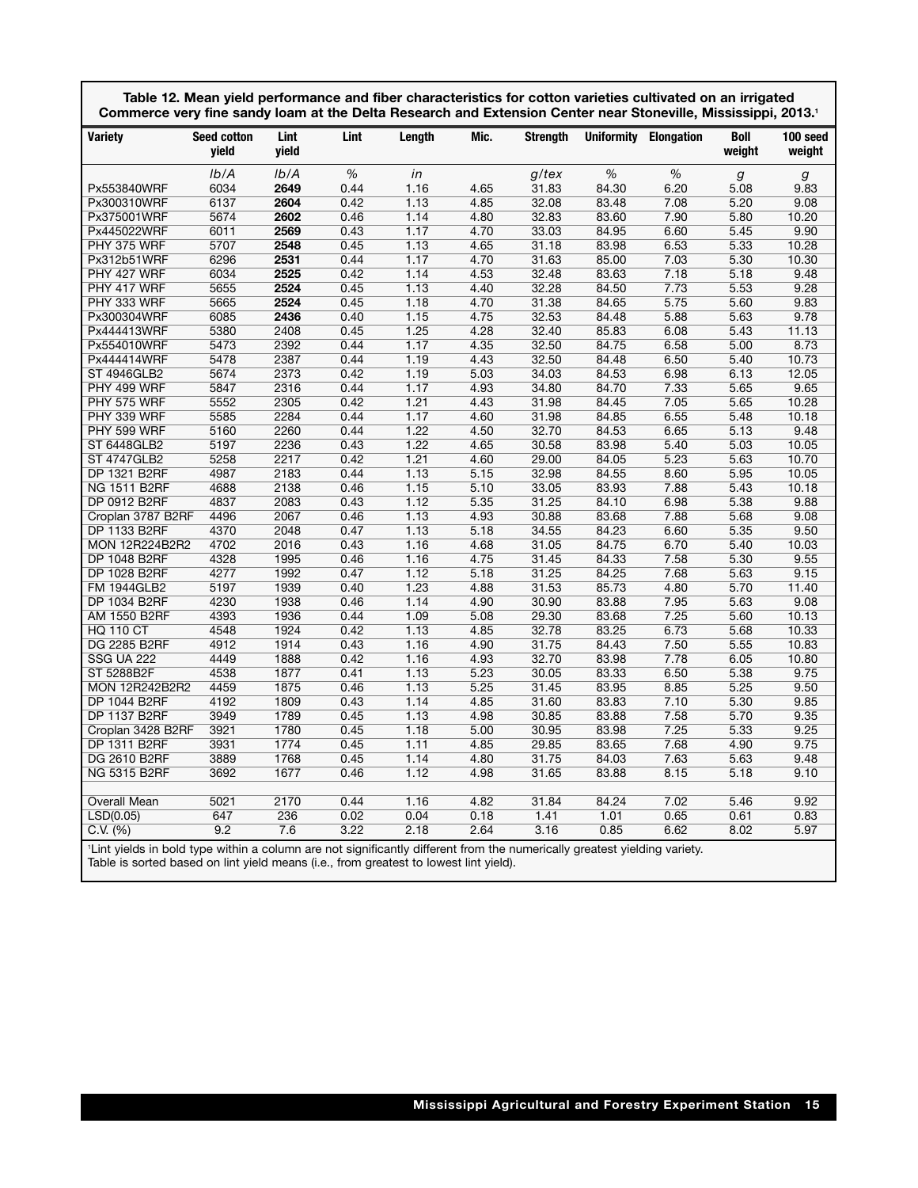**Table 12. Mean yield performance and fiber characteristics for cotton varieties cultivated on an irrigated Commerce very fine sandy loam at the Delta Research and Extension Center near Stoneville, Mississippi, 2013.[1]**

| Variety | Seed cotton yield | Lint yield | Lint | Length | Mic. | Strength | Uniformity | Elongation | Boll weight | 100 seed weight |
|---|---|---|---|---|---|---|---|---|---|---|
| | *lb/A* | *lb/A* | *%* | *in* | | *g/tex* | *%* | *%* | *g* | *g* |
| Px553840WRF | 6034 | **2649** | 0.44 | 1.16 | 4.65 | 31.83 | 84.30 | 6.20 | 5.08 | 9.83 |
| Px300310WRF | 6137 | **2604** | 0.42 | 1.13 | 4.85 | 32.08 | 83.48 | 7.08 | 5.20 | 9.08 |
| Px375001WRF | 5674 | **2602** | 0.46 | 1.14 | 4.80 | 32.83 | 83.60 | 7.90 | 5.80 | 10.20 |
| Px445022WRF | 6011 | **2569** | 0.43 | 1.17 | 4.70 | 33.03 | 84.95 | 6.60 | 5.45 | 9.90 |
| PHY 375 WRF | 5707 | **2548** | 0.45 | 1.13 | 4.65 | 31.18 | 83.98 | 6.53 | 5.33 | 10.28 |
| Px312b51WRF | 6296 | **2531** | 0.44 | 1.17 | 4.70 | 31.63 | 85.00 | 7.03 | 5.30 | 10.30 |
| PHY 427 WRF | 6034 | **2525** | 0.42 | 1.14 | 4.53 | 32.48 | 83.63 | 7.18 | 5.18 | 9.48 |
| PHY 417 WRF | 5655 | **2524** | 0.45 | 1.13 | 4.40 | 32.28 | 84.50 | 7.73 | 5.53 | 9.28 |
| PHY 333 WRF | 5665 | **2524** | 0.45 | 1.18 | 4.70 | 31.38 | 84.65 | 5.75 | 5.60 | 9.83 |
| Px300304WRF | 6085 | **2436** | 0.40 | 1.15 | 4.75 | 32.53 | 84.48 | 5.88 | 5.63 | 9.78 |
| Px444413WRF | 5380 | 2408 | 0.45 | 1.25 | 4.28 | 32.40 | 85.83 | 6.08 | 5.43 | 11.13 |
| Px554010WRF | 5473 | 2392 | 0.44 | 1.17 | 4.35 | 32.50 | 84.75 | 6.58 | 5.00 | 8.73 |
| Px444414WRF | 5478 | 2387 | 0.44 | 1.19 | 4.43 | 32.50 | 84.48 | 6.50 | 5.40 | 10.73 |
| ST 4946GLB2 | 5674 | 2373 | 0.42 | 1.19 | 5.03 | 34.03 | 84.53 | 6.98 | 6.13 | 12.05 |
| PHY 499 WRF | 5847 | 2316 | 0.44 | 1.17 | 4.93 | 34.80 | 84.70 | 7.33 | 5.65 | 9.65 |
| PHY 575 WRF | 5552 | 2305 | 0.42 | 1.21 | 4.43 | 31.98 | 84.45 | 7.05 | 5.65 | 10.28 |
| PHY 339 WRF | 5585 | 2284 | 0.44 | 1.17 | 4.60 | 31.98 | 84.85 | 6.55 | 5.48 | 10.18 |
| PHY 599 WRF | 5160 | 2260 | 0.44 | 1.22 | 4.50 | 32.70 | 84.53 | 6.65 | 5.13 | 9.48 |
| ST 6448GLB2 | 5197 | 2236 | 0.43 | 1.22 | 4.65 | 30.58 | 83.98 | 5.40 | 5.03 | 10.05 |
| ST 4747GLB2 | 5258 | 2217 | 0.42 | 1.21 | 4.60 | 29.00 | 84.05 | 5.23 | 5.63 | 10.70 |
| DP 1321 B2RF | 4987 | 2183 | 0.44 | 1.13 | 5.15 | 32.98 | 84.55 | 8.60 | 5.95 | 10.05 |
| NG 1511 B2RF | 4688 | 2138 | 0.46 | 1.15 | 5.10 | 33.05 | 83.93 | 7.88 | 5.43 | 10.18 |
| DP 0912 B2RF | 4837 | 2083 | 0.43 | 1.12 | 5.35 | 31.25 | 84.10 | 6.98 | 5.38 | 9.88 |
| Croplan 3787 B2RF | 4496 | 2067 | 0.46 | 1.13 | 4.93 | 30.88 | 83.68 | 7.88 | 5.68 | 9.08 |
| DP 1133 B2RF | 4370 | 2048 | 0.47 | 1.13 | 5.18 | 34.55 | 84.23 | 6.60 | 5.35 | 9.50 |
| MON 12R224B2R2 | 4702 | 2016 | 0.43 | 1.16 | 4.68 | 31.05 | 84.75 | 6.70 | 5.40 | 10.03 |
| DP 1048 B2RF | 4328 | 1995 | 0.46 | 1.16 | 4.75 | 31.45 | 84.33 | 7.58 | 5.30 | 9.55 |
| DP 1028 B2RF | 4277 | 1992 | 0.47 | 1.12 | 5.18 | 31.25 | 84.25 | 7.68 | 5.63 | 9.15 |
| FM 1944GLB2 | 5197 | 1939 | 0.40 | 1.23 | 4.88 | 31.53 | 85.73 | 4.80 | 5.70 | 11.40 |
| DP 1034 B2RF | 4230 | 1938 | 0.46 | 1.14 | 4.90 | 30.90 | 83.88 | 7.95 | 5.63 | 9.08 |
| AM 1550 B2RF | 4393 | 1936 | 0.44 | 1.09 | 5.08 | 29.30 | 83.68 | 7.25 | 5.60 | 10.13 |
| HQ 110 CT | 4548 | 1924 | 0.42 | 1.13 | 4.85 | 32.78 | 83.25 | 6.73 | 5.68 | 10.33 |
| DG 2285 B2RF | 4912 | 1914 | 0.43 | 1.16 | 4.90 | 31.75 | 84.43 | 7.50 | 5.55 | 10.83 |
| SSG UA 222 | 4449 | 1888 | 0.42 | 1.16 | 4.93 | 32.70 | 83.98 | 7.78 | 6.05 | 10.80 |
| ST 5288B2F | 4538 | 1877 | 0.41 | 1.13 | 5.23 | 30.05 | 83.33 | 6.50 | 5.38 | 9.75 |
| MON 12R242B2R2 | 4459 | 1875 | 0.46 | 1.13 | 5.25 | 31.45 | 83.95 | 8.85 | 5.25 | 9.50 |
| DP 1044 B2RF | 4192 | 1809 | 0.43 | 1.14 | 4.85 | 31.60 | 83.83 | 7.10 | 5.30 | 9.85 |
| DP 1137 B2RF | 3949 | 1789 | 0.45 | 1.13 | 4.98 | 30.85 | 83.88 | 7.58 | 5.70 | 9.35 |
| Croplan 3428 B2RF | 3921 | 1780 | 0.45 | 1.18 | 5.00 | 30.95 | 83.98 | 7.25 | 5.33 | 9.25 |
| DP 1311 B2RF | 3931 | 1774 | 0.45 | 1.11 | 4.85 | 29.85 | 83.65 | 7.68 | 4.90 | 9.75 |
| DG 2610 B2RF | 3889 | 1768 | 0.45 | 1.14 | 4.80 | 31.75 | 84.03 | 7.63 | 5.63 | 9.48 |
| NG 5315 B2RF | 3692 | 1677 | 0.46 | 1.12 | 4.98 | 31.65 | 83.88 | 8.15 | 5.18 | 9.10 |
| | | | | | | | | | | |
| Overall Mean | 5021 | 2170 | 0.44 | 1.16 | 4.82 | 31.84 | 84.24 | 7.02 | 5.46 | 9.92 |
| LSD(0.05) | 647 | 236 | 0.02 | 0.04 | 0.18 | 1.41 | 1.01 | 0.65 | 0.61 | 0.83 |
| C.V. (%) | 9.2 | 7.6 | 3.22 | 2.18 | 2.64 | 3.16 | 0.85 | 6.62 | 8.02 | 5.97 |

[1]Lint yields in bold type within a column are not significantly different from the numerically greatest yielding variety.
Table is sorted based on lint yield means (i.e., from greatest to lowest lint yield).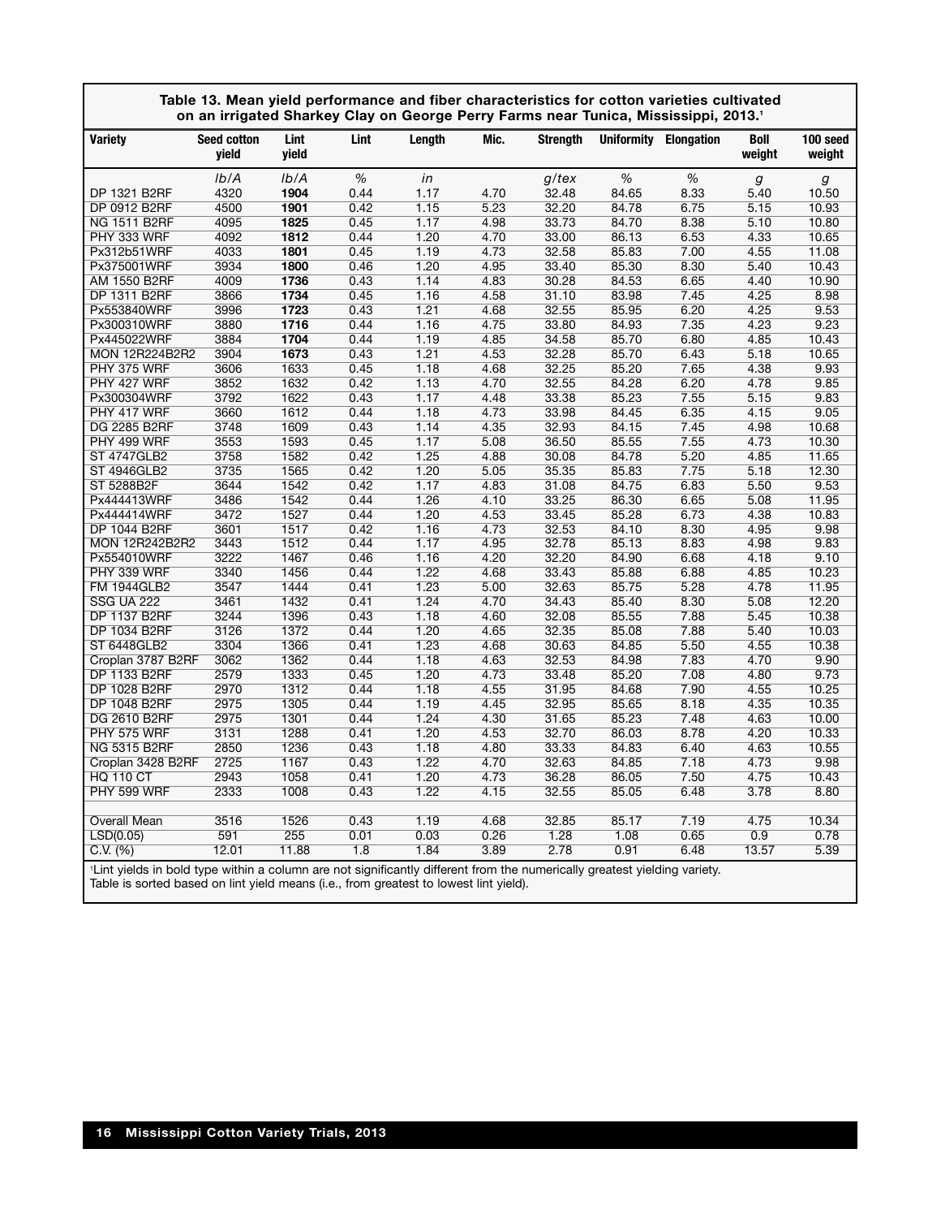**Table 13. Mean yield performance and fiber characteristics for cotton varieties cultivated on an irrigated Sharkey Clay on George Perry Farms near Tunica, Mississippi, 2013.[1]**

| Variety | Seed cotton yield | Lint yield | Lint | Length | Mic. | Strength | Uniformity | Elongation | Boll weight | 100 seed weight |
|---|---|---|---|---|---|---|---|---|---|---|
| | *lb/A* | *lb/A* | *%* | *in* | | *g/tex* | *%* | *%* | *g* | *g* |
| DP 1321 B2RF | 4320 | **1904** | 0.44 | 1.17 | 4.70 | 32.48 | 84.65 | 8.33 | 5.40 | 10.50 |
| DP 0912 B2RF | 4500 | **1901** | 0.42 | 1.15 | 5.23 | 32.20 | 84.78 | 6.75 | 5.15 | 10.93 |
| NG 1511 B2RF | 4095 | **1825** | 0.45 | 1.17 | 4.98 | 33.73 | 84.70 | 8.38 | 5.10 | 10.80 |
| PHY 333 WRF | 4092 | **1812** | 0.44 | 1.20 | 4.70 | 33.00 | 86.13 | 6.53 | 4.33 | 10.65 |
| Px312b51WRF | 4033 | **1801** | 0.45 | 1.19 | 4.73 | 32.58 | 85.83 | 7.00 | 4.55 | 11.08 |
| Px375001WRF | 3934 | **1800** | 0.46 | 1.20 | 4.95 | 33.40 | 85.30 | 8.30 | 5.40 | 10.43 |
| AM 1550 B2RF | 4009 | **1736** | 0.43 | 1.14 | 4.83 | 30.28 | 84.53 | 6.65 | 4.40 | 10.90 |
| DP 1311 B2RF | 3866 | **1734** | 0.45 | 1.16 | 4.58 | 31.10 | 83.98 | 7.45 | 4.25 | 8.98 |
| Px553840WRF | 3996 | **1723** | 0.43 | 1.21 | 4.68 | 32.55 | 85.95 | 6.20 | 4.25 | 9.53 |
| Px300310WRF | 3880 | **1716** | 0.44 | 1.16 | 4.75 | 33.80 | 84.93 | 7.35 | 4.23 | 9.23 |
| Px445022WRF | 3884 | **1704** | 0.44 | 1.19 | 4.85 | 34.58 | 85.70 | 6.80 | 4.85 | 10.43 |
| MON 12R224B2R2 | 3904 | **1673** | 0.43 | 1.21 | 4.53 | 32.28 | 85.70 | 6.43 | 5.18 | 10.65 |
| PHY 375 WRF | 3606 | 1633 | 0.45 | 1.18 | 4.68 | 32.25 | 85.20 | 7.65 | 4.38 | 9.93 |
| PHY 427 WRF | 3852 | 1632 | 0.42 | 1.13 | 4.70 | 32.55 | 84.28 | 6.20 | 4.78 | 9.85 |
| Px300304WRF | 3792 | 1622 | 0.43 | 1.17 | 4.48 | 33.38 | 85.23 | 7.55 | 5.15 | 9.83 |
| PHY 417 WRF | 3660 | 1612 | 0.44 | 1.18 | 4.73 | 33.98 | 84.45 | 6.35 | 4.15 | 9.05 |
| DG 2285 B2RF | 3748 | 1609 | 0.43 | 1.14 | 4.35 | 32.93 | 84.15 | 7.45 | 4.98 | 10.68 |
| PHY 499 WRF | 3553 | 1593 | 0.45 | 1.17 | 5.08 | 36.50 | 85.55 | 7.55 | 4.73 | 10.30 |
| ST 4747GLB2 | 3758 | 1582 | 0.42 | 1.25 | 4.88 | 30.08 | 84.78 | 5.20 | 4.85 | 11.65 |
| ST 4946GLB2 | 3735 | 1565 | 0.42 | 1.20 | 5.05 | 35.35 | 85.83 | 7.75 | 5.18 | 12.30 |
| ST 5288B2F | 3644 | 1542 | 0.42 | 1.17 | 4.83 | 31.08 | 84.75 | 6.83 | 5.50 | 9.53 |
| Px444413WRF | 3486 | 1542 | 0.44 | 1.26 | 4.10 | 33.25 | 86.30 | 6.65 | 5.08 | 11.95 |
| Px444414WRF | 3472 | 1527 | 0.44 | 1.20 | 4.53 | 33.45 | 85.28 | 6.73 | 4.38 | 10.83 |
| DP 1044 B2RF | 3601 | 1517 | 0.42 | 1.16 | 4.73 | 32.53 | 84.10 | 8.30 | 4.95 | 9.98 |
| MON 12R242B2R2 | 3443 | 1512 | 0.44 | 1.17 | 4.95 | 32.78 | 85.13 | 8.83 | 4.98 | 9.83 |
| Px554010WRF | 3222 | 1467 | 0.46 | 1.16 | 4.20 | 32.20 | 84.90 | 6.68 | 4.18 | 9.10 |
| PHY 339 WRF | 3340 | 1456 | 0.44 | 1.22 | 4.68 | 33.43 | 85.88 | 6.88 | 4.85 | 10.23 |
| FM 1944GLB2 | 3547 | 1444 | 0.41 | 1.23 | 5.00 | 32.63 | 85.75 | 5.28 | 4.78 | 11.95 |
| SSG UA 222 | 3461 | 1432 | 0.41 | 1.24 | 4.70 | 34.43 | 85.40 | 8.30 | 5.08 | 12.20 |
| DP 1137 B2RF | 3244 | 1396 | 0.43 | 1.18 | 4.60 | 32.08 | 85.55 | 7.88 | 5.45 | 10.38 |
| DP 1034 B2RF | 3126 | 1372 | 0.44 | 1.20 | 4.65 | 32.35 | 85.08 | 7.88 | 5.40 | 10.03 |
| ST 6448GLB2 | 3304 | 1366 | 0.41 | 1.23 | 4.68 | 30.63 | 84.85 | 5.50 | 4.55 | 10.38 |
| Croplan 3787 B2RF | 3062 | 1362 | 0.44 | 1.18 | 4.63 | 32.53 | 84.98 | 7.83 | 4.70 | 9.90 |
| DP 1133 B2RF | 2579 | 1333 | 0.45 | 1.20 | 4.73 | 33.48 | 85.20 | 7.08 | 4.80 | 9.73 |
| DP 1028 B2RF | 2970 | 1312 | 0.44 | 1.18 | 4.55 | 31.95 | 84.68 | 7.90 | 4.55 | 10.25 |
| DP 1048 B2RF | 2975 | 1305 | 0.44 | 1.19 | 4.45 | 32.95 | 85.65 | 8.18 | 4.35 | 10.35 |
| DG 2610 B2RF | 2975 | 1301 | 0.44 | 1.24 | 4.30 | 31.65 | 85.23 | 7.48 | 4.63 | 10.00 |
| PHY 575 WRF | 3131 | 1288 | 0.41 | 1.20 | 4.53 | 32.70 | 86.03 | 8.78 | 4.20 | 10.33 |
| NG 5315 B2RF | 2850 | 1236 | 0.43 | 1.18 | 4.80 | 33.33 | 84.83 | 6.40 | 4.63 | 10.55 |
| Croplan 3428 B2RF | 2725 | 1167 | 0.43 | 1.22 | 4.70 | 32.63 | 84.85 | 7.18 | 4.73 | 9.98 |
| HQ 110 CT | 2943 | 1058 | 0.41 | 1.20 | 4.73 | 36.28 | 86.05 | 7.50 | 4.75 | 10.43 |
| PHY 599 WRF | 2333 | 1008 | 0.43 | 1.22 | 4.15 | 32.55 | 85.05 | 6.48 | 3.78 | 8.80 |
| Overall Mean | 3516 | 1526 | 0.43 | 1.19 | 4.68 | 32.85 | 85.17 | 7.19 | 4.75 | 10.34 |
| LSD(0.05) | 591 | 255 | 0.01 | 0.03 | 0.26 | 1.28 | 1.08 | 0.65 | 0.9 | 0.78 |
| C.V. (%) | 12.01 | 11.88 | 1.8 | 1.84 | 3.89 | 2.78 | 0.91 | 6.48 | 13.57 | 5.39 |

[1]Lint yields in bold type within a column are not significantly different from the numerically greatest yielding variety.
Table is sorted based on lint yield means (i.e., from greatest to lowest lint yield).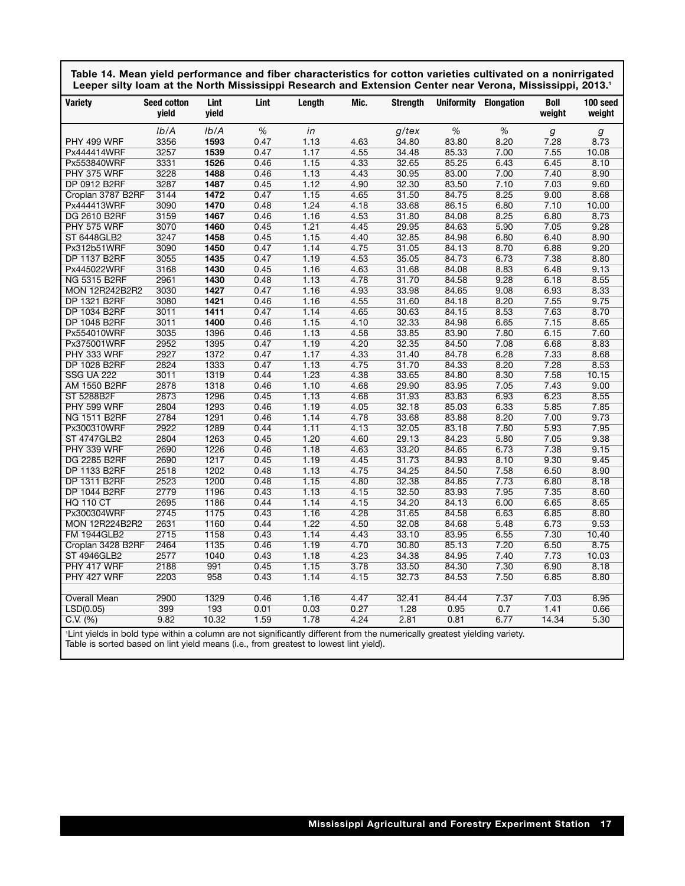**Table 14. Mean yield performance and fiber characteristics for cotton varieties cultivated on a nonirrigated Leeper silty loam at the North Mississippi Research and Extension Center near Verona, Mississippi, 2013.[1]**

| Variety | Seed cotton yield | Lint yield | Lint | Length | Mic. | Strength | Uniformity | Elongation | Boll weight | 100 seed weight |
|---|---|---|---|---|---|---|---|---|---|---|
| | *lb/A* | *lb/A* | *%* | *in* | | *g/tex* | *%* | *%* | *g* | *g* |
| PHY 499 WRF | 3356 | **1593** | 0.47 | 1.13 | 4.63 | 34.80 | 83.80 | 8.20 | 7.28 | 8.73 |
| Px444414WRF | 3257 | **1539** | 0.47 | 1.17 | 4.55 | 34.48 | 85.33 | 7.00 | 7.55 | 10.08 |
| Px553840WRF | 3331 | **1526** | 0.46 | 1.15 | 4.33 | 32.65 | 85.25 | 6.43 | 6.45 | 8.10 |
| PHY 375 WRF | 3228 | **1488** | 0.46 | 1.13 | 4.43 | 30.95 | 83.00 | 7.00 | 7.40 | 8.90 |
| DP 0912 B2RF | 3287 | **1487** | 0.45 | 1.12 | 4.90 | 32.30 | 83.50 | 7.10 | 7.03 | 9.60 |
| Croplan 3787 B2RF | 3144 | **1472** | 0.47 | 1.15 | 4.65 | 31.50 | 84.75 | 8.25 | 9.00 | 8.68 |
| Px444413WRF | 3090 | **1470** | 0.48 | 1.24 | 4.18 | 33.68 | 86.15 | 6.80 | 7.10 | 10.00 |
| DG 2610 B2RF | 3159 | **1467** | 0.46 | 1.16 | 4.53 | 31.80 | 84.08 | 8.25 | 6.80 | 8.73 |
| PHY 575 WRF | 3070 | **1460** | 0.45 | 1.21 | 4.45 | 29.95 | 84.63 | 5.90 | 7.05 | 9.28 |
| ST 6448GLB2 | 3247 | **1458** | 0.45 | 1.15 | 4.40 | 32.85 | 84.98 | 6.80 | 6.40 | 8.90 |
| Px312b51WRF | 3090 | **1450** | 0.47 | 1.14 | 4.75 | 31.05 | 84.13 | 8.70 | 6.88 | 9.20 |
| DP 1137 B2RF | 3055 | **1435** | 0.47 | 1.19 | 4.53 | 35.05 | 84.73 | 6.73 | 7.38 | 8.80 |
| Px445022WRF | 3168 | **1430** | 0.45 | 1.16 | 4.63 | 31.68 | 84.08 | 8.83 | 6.48 | 9.13 |
| NG 5315 B2RF | 2961 | **1430** | 0.48 | 1.13 | 4.78 | 31.70 | 84.58 | 9.28 | 6.18 | 8.55 |
| MON 12R242B2R2 | 3030 | **1427** | 0.47 | 1.16 | 4.93 | 33.98 | 84.65 | 9.08 | 6.93 | 8.33 |
| DP 1321 B2RF | 3080 | **1421** | 0.46 | 1.16 | 4.55 | 31.60 | 84.18 | 8.20 | 7.55 | 9.75 |
| DP 1034 B2RF | 3011 | **1411** | 0.47 | 1.14 | 4.65 | 30.63 | 84.15 | 8.53 | 7.63 | 8.70 |
| DP 1048 B2RF | 3011 | **1400** | 0.46 | 1.15 | 4.10 | 32.33 | 84.98 | 6.65 | 7.15 | 8.65 |
| Px554010WRF | 3035 | 1396 | 0.46 | 1.13 | 4.58 | 33.85 | 83.90 | 7.80 | 6.15 | 7.60 |
| Px375001WRF | 2952 | 1395 | 0.47 | 1.19 | 4.20 | 32.35 | 84.50 | 7.08 | 6.68 | 8.83 |
| PHY 333 WRF | 2927 | 1372 | 0.47 | 1.17 | 4.33 | 31.40 | 84.78 | 6.28 | 7.33 | 8.68 |
| DP 1028 B2RF | 2824 | 1333 | 0.47 | 1.13 | 4.75 | 31.70 | 84.33 | 8.20 | 7.28 | 8.53 |
| SSG UA 222 | 3011 | 1319 | 0.44 | 1.23 | 4.38 | 33.65 | 84.80 | 8.30 | 7.58 | 10.15 |
| AM 1550 B2RF | 2878 | 1318 | 0.46 | 1.10 | 4.68 | 29.90 | 83.95 | 7.05 | 7.43 | 9.00 |
| ST 5288B2F | 2873 | 1296 | 0.45 | 1.13 | 4.68 | 31.93 | 83.83 | 6.93 | 6.23 | 8.55 |
| PHY 599 WRF | 2804 | 1293 | 0.46 | 1.19 | 4.05 | 32.18 | 85.03 | 6.33 | 5.85 | 7.85 |
| NG 1511 B2RF | 2784 | 1291 | 0.46 | 1.14 | 4.78 | 33.68 | 83.88 | 8.20 | 7.00 | 9.73 |
| Px300310WRF | 2922 | 1289 | 0.44 | 1.11 | 4.13 | 32.05 | 83.18 | 7.80 | 5.93 | 7.95 |
| ST 4747GLB2 | 2804 | 1263 | 0.45 | 1.20 | 4.60 | 29.13 | 84.23 | 5.80 | 7.05 | 9.38 |
| PHY 339 WRF | 2690 | 1226 | 0.46 | 1.18 | 4.63 | 33.20 | 84.65 | 6.73 | 7.38 | 9.15 |
| DG 2285 B2RF | 2690 | 1217 | 0.45 | 1.19 | 4.45 | 31.73 | 84.93 | 8.10 | 9.30 | 9.45 |
| DP 1133 B2RF | 2518 | 1202 | 0.48 | 1.13 | 4.75 | 34.25 | 84.50 | 7.58 | 6.50 | 8.90 |
| DP 1311 B2RF | 2523 | 1200 | 0.48 | 1.15 | 4.80 | 32.38 | 84.85 | 7.73 | 6.80 | 8.18 |
| DP 1044 B2RF | 2779 | 1196 | 0.43 | 1.13 | 4.15 | 32.50 | 83.93 | 7.95 | 7.35 | 8.60 |
| HQ 110 CT | 2695 | 1186 | 0.44 | 1.14 | 4.15 | 34.20 | 84.13 | 6.00 | 6.65 | 8.65 |
| Px300304WRF | 2745 | 1175 | 0.43 | 1.16 | 4.28 | 31.65 | 84.58 | 6.63 | 6.85 | 8.80 |
| MON 12R224B2R2 | 2631 | 1160 | 0.44 | 1.22 | 4.50 | 32.08 | 84.68 | 5.48 | 6.73 | 9.53 |
| FM 1944GLB2 | 2715 | 1158 | 0.43 | 1.14 | 4.43 | 33.10 | 83.95 | 6.55 | 7.30 | 10.40 |
| Croplan 3428 B2RF | 2464 | 1135 | 0.46 | 1.19 | 4.70 | 30.80 | 85.13 | 7.20 | 6.50 | 8.75 |
| ST 4946GLB2 | 2577 | 1040 | 0.43 | 1.18 | 4.23 | 34.38 | 84.95 | 7.40 | 7.73 | 10.03 |
| PHY 417 WRF | 2188 | 991 | 0.45 | 1.15 | 3.78 | 33.50 | 84.30 | 7.30 | 6.90 | 8.18 |
| PHY 427 WRF | 2203 | 958 | 0.43 | 1.14 | 4.15 | 32.73 | 84.53 | 7.50 | 6.85 | 8.80 |
| | | | | | | | | | | |
| Overall Mean | 2900 | 1329 | 0.46 | 1.16 | 4.47 | 32.41 | 84.44 | 7.37 | 7.03 | 8.95 |
| LSD(0.05) | 399 | 193 | 0.01 | 0.03 | 0.27 | 1.28 | 0.95 | 0.7 | 1.41 | 0.66 |
| C.V. (%) | 9.82 | 10.32 | 1.59 | 1.78 | 4.24 | 2.81 | 0.81 | 6.77 | 14.34 | 5.30 |

[1]Lint yields in bold type within a column are not significantly different from the numerically greatest yielding variety. Table is sorted based on lint yield means (i.e., from greatest to lowest lint yield).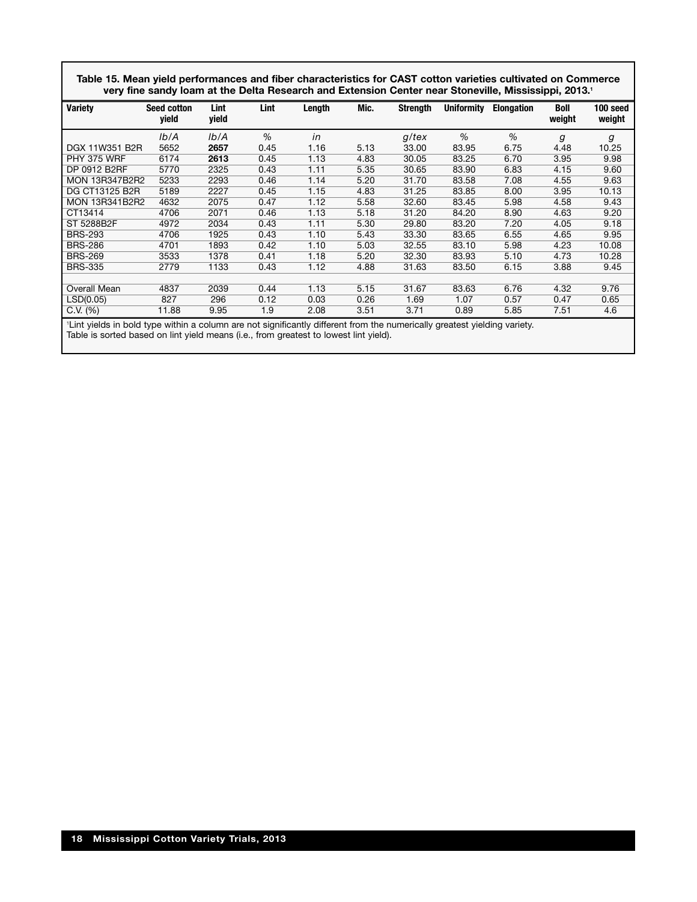**Table 15. Mean yield performances and fiber characteristics for CAST cotton varieties cultivated on Commerce very fine sandy loam at the Delta Research and Extension Center near Stoneville, Mississippi, 2013.[1]**

| Variety | Seed cotton yield | Lint yield | Lint | Length | Mic. | Strength | Uniformity | Elongation | Boll weight | 100 seed weight |
|---|---|---|---|---|---|---|---|---|---|---|
| | *lb/A* | *lb/A* | *%* | *in* | | *g/tex* | *%* | *%* | *g* | *g* |
| DGX 11W351 B2R | 5652 | **2657** | 0.45 | 1.16 | 5.13 | 33.00 | 83.95 | 6.75 | 4.48 | 10.25 |
| PHY 375 WRF | 6174 | **2613** | 0.45 | 1.13 | 4.83 | 30.05 | 83.25 | 6.70 | 3.95 | 9.98 |
| DP 0912 B2RF | 5770 | 2325 | 0.43 | 1.11 | 5.35 | 30.65 | 83.90 | 6.83 | 4.15 | 9.60 |
| MON 13R347B2R2 | 5233 | 2293 | 0.46 | 1.14 | 5.20 | 31.70 | 83.58 | 7.08 | 4.55 | 9.63 |
| DG CT13125 B2R | 5189 | 2227 | 0.45 | 1.15 | 4.83 | 31.25 | 83.85 | 8.00 | 3.95 | 10.13 |
| MON 13R341B2R2 | 4632 | 2075 | 0.47 | 1.12 | 5.58 | 32.60 | 83.45 | 5.98 | 4.58 | 9.43 |
| CT13414 | 4706 | 2071 | 0.46 | 1.13 | 5.18 | 31.20 | 84.20 | 8.90 | 4.63 | 9.20 |
| ST 5288B2F | 4972 | 2034 | 0.43 | 1.11 | 5.30 | 29.80 | 83.20 | 7.20 | 4.05 | 9.18 |
| BRS-293 | 4706 | 1925 | 0.43 | 1.10 | 5.43 | 33.30 | 83.65 | 6.55 | 4.65 | 9.95 |
| BRS-286 | 4701 | 1893 | 0.42 | 1.10 | 5.03 | 32.55 | 83.10 | 5.98 | 4.23 | 10.08 |
| BRS-269 | 3533 | 1378 | 0.41 | 1.18 | 5.20 | 32.30 | 83.93 | 5.10 | 4.73 | 10.28 |
| BRS-335 | 2779 | 1133 | 0.43 | 1.12 | 4.88 | 31.63 | 83.50 | 6.15 | 3.88 | 9.45 |
| | | | | | | | | | | |
| Overall Mean | 4837 | 2039 | 0.44 | 1.13 | 5.15 | 31.67 | 83.63 | 6.76 | 4.32 | 9.76 |
| LSD(0.05) | 827 | 296 | 0.12 | 0.03 | 0.26 | 1.69 | 1.07 | 0.57 | 0.47 | 0.65 |
| C.V. (%) | 11.88 | 9.95 | 1.9 | 2.08 | 3.51 | 3.71 | 0.89 | 5.85 | 7.51 | 4.6 |

[1]Lint yields in bold type within a column are not significantly different from the numerically greatest yielding variety.
Table is sorted based on lint yield means (i.e., from greatest to lowest lint yield).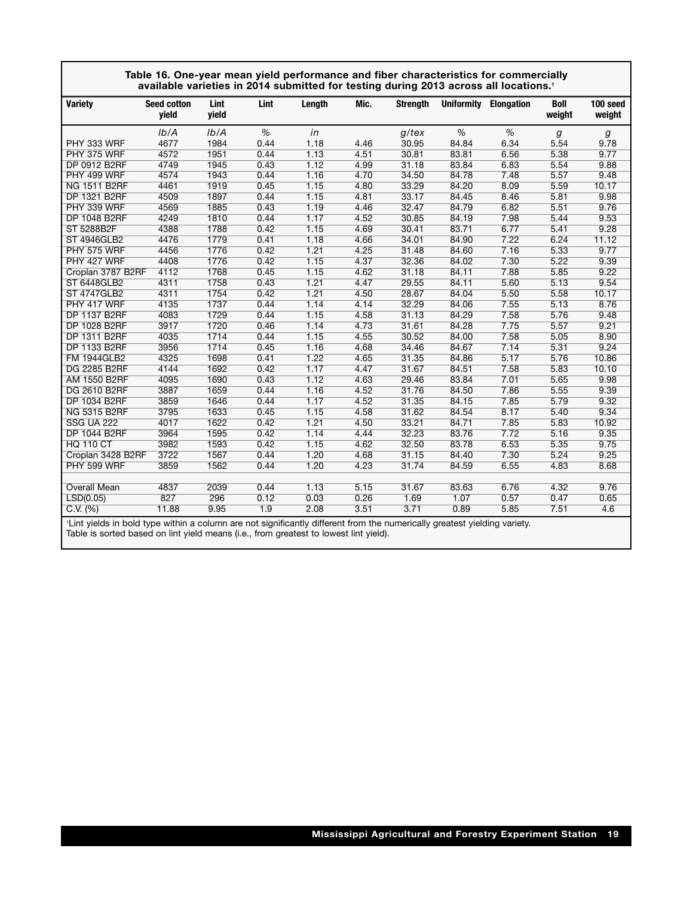**Table 16. One-year mean yield performance and fiber characteristics for commercially available varieties in 2014 submitted for testing during 2013 across all locations.[1]**

| Variety | Seed cotton yield | Lint yield | Lint | Length | Mic. | Strength | Uniformity | Elongation | Boll weight | 100 seed weight |
|---|---|---|---|---|---|---|---|---|---|---|
| | *lb/A* | *lb/A* | *%* | *in* | | *g/tex* | *%* | *%* | *g* | *g* |
| PHY 333 WRF | 4677 | 1984 | 0.44 | 1.18 | 4.46 | 30.95 | 84.84 | 6.34 | 5.54 | 9.78 |
| PHY 375 WRF | 4572 | 1951 | 0.44 | 1.13 | 4.51 | 30.81 | 83.81 | 6.56 | 5.38 | 9.77 |
| DP 0912 B2RF | 4749 | 1945 | 0.43 | 1.12 | 4.99 | 31.18 | 83.84 | 6.83 | 5.54 | 9.88 |
| PHY 499 WRF | 4574 | 1943 | 0.44 | 1.16 | 4.70 | 34.50 | 84.78 | 7.48 | 5.57 | 9.48 |
| NG 1511 B2RF | 4461 | 1919 | 0.45 | 1.15 | 4.80 | 33.29 | 84.20 | 8.09 | 5.59 | 10.17 |
| DP 1321 B2RF | 4509 | 1897 | 0.44 | 1.15 | 4.81 | 33.17 | 84.45 | 8.46 | 5.81 | 9.98 |
| PHY 339 WRF | 4569 | 1885 | 0.43 | 1.19 | 4.46 | 32.47 | 84.79 | 6.82 | 5.51 | 9.76 |
| DP 1048 B2RF | 4249 | 1810 | 0.44 | 1.17 | 4.52 | 30.85 | 84.19 | 7.98 | 5.44 | 9.53 |
| ST 5288B2F | 4388 | 1788 | 0.42 | 1.15 | 4.69 | 30.41 | 83.71 | 6.77 | 5.41 | 9.28 |
| ST 4946GLB2 | 4476 | 1779 | 0.41 | 1.18 | 4.66 | 34.01 | 84.90 | 7.22 | 6.24 | 11.12 |
| PHY 575 WRF | 4456 | 1776 | 0.42 | 1.21 | 4.25 | 31.48 | 84.60 | 7.16 | 5.33 | 9.77 |
| PHY 427 WRF | 4408 | 1776 | 0.42 | 1.15 | 4.37 | 32.36 | 84.02 | 7.30 | 5.22 | 9.39 |
| Croplan 3787 B2RF | 4112 | 1768 | 0.45 | 1.15 | 4.62 | 31.18 | 84.11 | 7.88 | 5.85 | 9.22 |
| ST 6448GLB2 | 4311 | 1758 | 0.43 | 1.21 | 4.47 | 29.55 | 84.11 | 5.60 | 5.13 | 9.54 |
| ST 4747GLB2 | 4311 | 1754 | 0.42 | 1.21 | 4.50 | 28.67 | 84.04 | 5.50 | 5.58 | 10.17 |
| PHY 417 WRF | 4135 | 1737 | 0.44 | 1.14 | 4.14 | 32.29 | 84.06 | 7.55 | 5.13 | 8.76 |
| DP 1137 B2RF | 4083 | 1729 | 0.44 | 1.15 | 4.58 | 31.13 | 84.29 | 7.58 | 5.76 | 9.48 |
| DP 1028 B2RF | 3917 | 1720 | 0.46 | 1.14 | 4.73 | 31.61 | 84.28 | 7.75 | 5.57 | 9.21 |
| DP 1311 B2RF | 4035 | 1714 | 0.44 | 1.15 | 4.55 | 30.52 | 84.00 | 7.58 | 5.05 | 8.90 |
| DP 1133 B2RF | 3956 | 1714 | 0.45 | 1.16 | 4.68 | 34.46 | 84.67 | 7.14 | 5.31 | 9.24 |
| FM 1944GLB2 | 4325 | 1698 | 0.41 | 1.22 | 4.65 | 31.35 | 84.86 | 5.17 | 5.76 | 10.86 |
| DG 2285 B2RF | 4144 | 1692 | 0.42 | 1.17 | 4.47 | 31.67 | 84.51 | 7.58 | 5.83 | 10.10 |
| AM 1550 B2RF | 4095 | 1690 | 0.43 | 1.12 | 4.63 | 29.46 | 83.84 | 7.01 | 5.65 | 9.98 |
| DG 2610 B2RF | 3887 | 1659 | 0.44 | 1.16 | 4.52 | 31.76 | 84.50 | 7.86 | 5.55 | 9.39 |
| DP 1034 B2RF | 3859 | 1646 | 0.44 | 1.17 | 4.52 | 31.35 | 84.15 | 7.85 | 5.79 | 9.32 |
| NG 5315 B2RF | 3795 | 1633 | 0.45 | 1.15 | 4.58 | 31.62 | 84.54 | 8.17 | 5.40 | 9.34 |
| SSG UA 222 | 4017 | 1622 | 0.42 | 1.21 | 4.50 | 33.21 | 84.71 | 7.85 | 5.83 | 10.92 |
| DP 1044 B2RF | 3964 | 1595 | 0.42 | 1.14 | 4.44 | 32.23 | 83.76 | 7.72 | 5.16 | 9.35 |
| HQ 110 CT | 3982 | 1593 | 0.42 | 1.15 | 4.62 | 32.50 | 83.78 | 6.53 | 5.35 | 9.75 |
| Croplan 3428 B2RF | 3722 | 1567 | 0.44 | 1.20 | 4.68 | 31.15 | 84.40 | 7.30 | 5.24 | 9.25 |
| PHY 599 WRF | 3859 | 1562 | 0.44 | 1.20 | 4.23 | 31.74 | 84.59 | 6.55 | 4.83 | 8.68 |
| | | | | | | | | | | |
| Overall Mean | 4837 | 2039 | 0.44 | 1.13 | 5.15 | 31.67 | 83.63 | 6.76 | 4.32 | 9.76 |
| LSD(0.05) | 827 | 296 | 0.12 | 0.03 | 0.26 | 1.69 | 1.07 | 0.57 | 0.47 | 0.65 |
| C.V. (%) | 11.88 | 9.95 | 1.9 | 2.08 | 3.51 | 3.71 | 0.89 | 5.85 | 7.51 | 4.6 |

[1]Lint yields in bold type within a column are not significantly different from the numerically greatest yielding variety.
Table is sorted based on lint yield means (i.e., from greatest to lowest lint yield).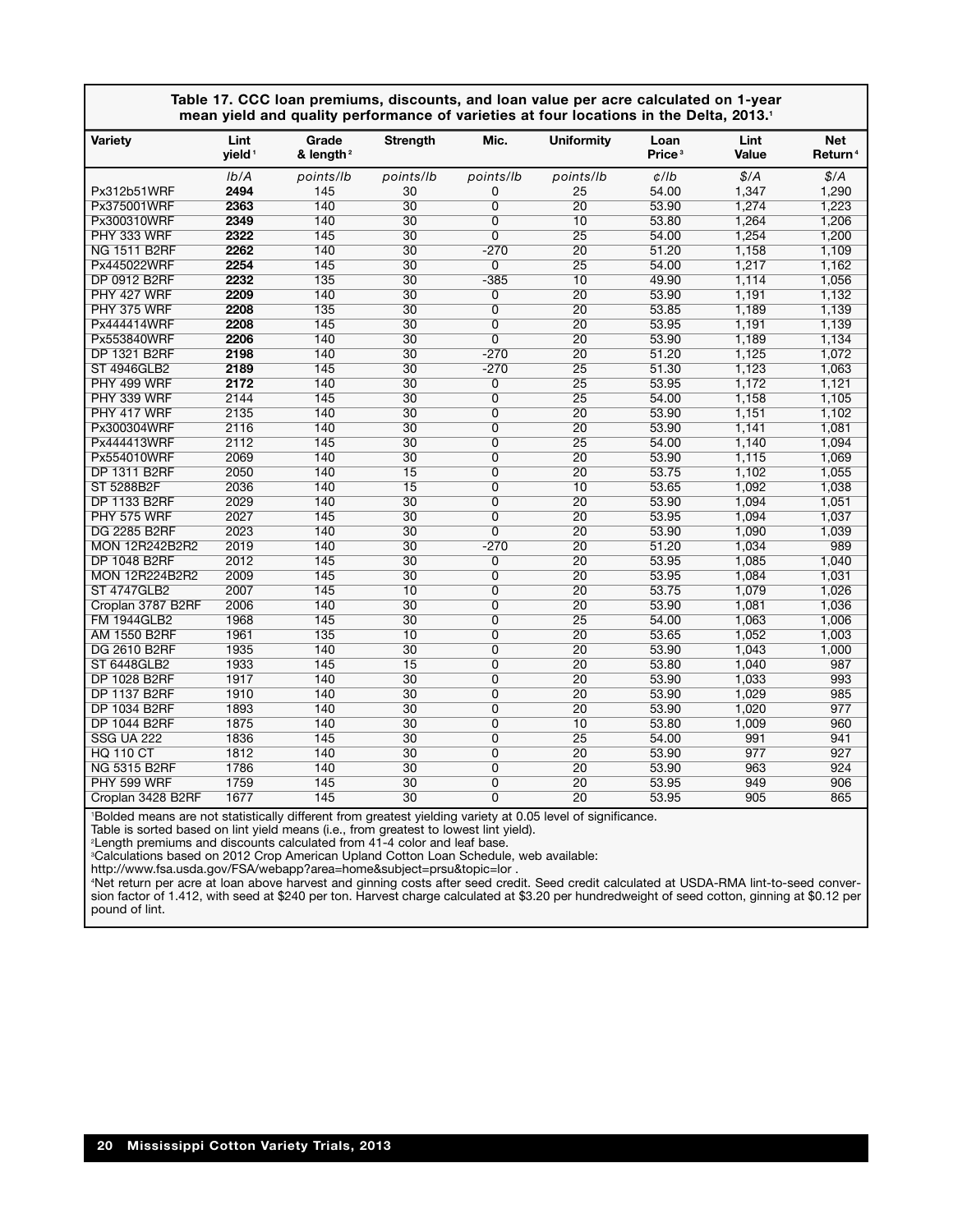**Table 17. CCC loan premiums, discounts, and loan value per acre calculated on 1-year mean yield and quality performance of varieties at four locations in the Delta, 2013.[1]**

| Variety | Lint yield[1] | Grade & length[2] | Strength | Mic. | Uniformity | Loan Price[3] | Lint Value | Net Return[4] |
|---|---|---|---|---|---|---|---|---|
| | *lb/A* | *points/lb* | *points/lb* | *points/lb* | *points/lb* | *¢/lb* | *$/A* | *$/A* |
| Px312b51WRF | **2494** | 145 | 30 | 0 | 25 | 54.00 | 1,347 | 1,290 |
| Px375001WRF | **2363** | 140 | 30 | 0 | 20 | 53.90 | 1,274 | 1,223 |
| Px300310WRF | **2349** | 140 | 30 | 0 | 10 | 53.80 | 1,264 | 1,206 |
| PHY 333 WRF | **2322** | 145 | 30 | 0 | 25 | 54.00 | 1,254 | 1,200 |
| NG 1511 B2RF | **2262** | 140 | 30 | -270 | 20 | 51.20 | 1,158 | 1,109 |
| Px445022WRF | **2254** | 145 | 30 | 0 | 25 | 54.00 | 1,217 | 1,162 |
| DP 0912 B2RF | **2232** | 135 | 30 | -385 | 10 | 49.90 | 1,114 | 1,056 |
| PHY 427 WRF | **2209** | 140 | 30 | 0 | 20 | 53.90 | 1,191 | 1,132 |
| PHY 375 WRF | **2208** | 135 | 30 | 0 | 20 | 53.85 | 1,189 | 1,139 |
| Px444414WRF | **2208** | 145 | 30 | 0 | 20 | 53.95 | 1,191 | 1,139 |
| Px553840WRF | **2206** | 140 | 30 | 0 | 20 | 53.90 | 1,189 | 1,134 |
| DP 1321 B2RF | **2198** | 140 | 30 | -270 | 20 | 51.20 | 1,125 | 1,072 |
| ST 4946GLB2 | **2189** | 145 | 30 | -270 | 25 | 51.30 | 1,123 | 1,063 |
| PHY 499 WRF | **2172** | 140 | 30 | 0 | 25 | 53.95 | 1,172 | 1,121 |
| PHY 339 WRF | 2144 | 145 | 30 | 0 | 25 | 54.00 | 1,158 | 1,105 |
| PHY 417 WRF | 2135 | 140 | 30 | 0 | 20 | 53.90 | 1,151 | 1,102 |
| Px300304WRF | 2116 | 140 | 30 | 0 | 20 | 53.90 | 1,141 | 1,081 |
| Px444413WRF | 2112 | 145 | 30 | 0 | 25 | 54.00 | 1,140 | 1,094 |
| Px554010WRF | 2069 | 140 | 30 | 0 | 20 | 53.90 | 1,115 | 1,069 |
| DP 1311 B2RF | 2050 | 140 | 15 | 0 | 20 | 53.75 | 1,102 | 1,055 |
| ST 5288B2F | 2036 | 140 | 15 | 0 | 10 | 53.65 | 1,092 | 1,038 |
| DP 1133 B2RF | 2029 | 140 | 30 | 0 | 20 | 53.90 | 1,094 | 1,051 |
| PHY 575 WRF | 2027 | 145 | 30 | 0 | 20 | 53.95 | 1,094 | 1,037 |
| DG 2285 B2RF | 2023 | 140 | 30 | 0 | 20 | 53.90 | 1,090 | 1,039 |
| MON 12R242B2R2 | 2019 | 140 | 30 | -270 | 20 | 51.20 | 1,034 | 989 |
| DP 1048 B2RF | 2012 | 145 | 30 | 0 | 20 | 53.95 | 1,085 | 1,040 |
| MON 12R224B2R2 | 2009 | 145 | 30 | 0 | 20 | 53.95 | 1,084 | 1,031 |
| ST 4747GLB2 | 2007 | 145 | 10 | 0 | 20 | 53.75 | 1,079 | 1,026 |
| Croplan 3787 B2RF | 2006 | 140 | 30 | 0 | 20 | 53.90 | 1,081 | 1,036 |
| FM 1944GLB2 | 1968 | 145 | 30 | 0 | 25 | 54.00 | 1,063 | 1,006 |
| AM 1550 B2RF | 1961 | 135 | 10 | 0 | 20 | 53.65 | 1,052 | 1,003 |
| DG 2610 B2RF | 1935 | 140 | 30 | 0 | 20 | 53.90 | 1,043 | 1,000 |
| ST 6448GLB2 | 1933 | 145 | 15 | 0 | 20 | 53.80 | 1,040 | 987 |
| DP 1028 B2RF | 1917 | 140 | 30 | 0 | 20 | 53.90 | 1,033 | 993 |
| DP 1137 B2RF | 1910 | 140 | 30 | 0 | 20 | 53.90 | 1,029 | 985 |
| DP 1034 B2RF | 1893 | 140 | 30 | 0 | 20 | 53.90 | 1,020 | 977 |
| DP 1044 B2RF | 1875 | 140 | 30 | 0 | 10 | 53.80 | 1,009 | 960 |
| SSG UA 222 | 1836 | 145 | 30 | 0 | 25 | 54.00 | 991 | 941 |
| HQ 110 CT | 1812 | 140 | 30 | 0 | 20 | 53.90 | 977 | 927 |
| NG 5315 B2RF | 1786 | 140 | 30 | 0 | 20 | 53.90 | 963 | 924 |
| PHY 599 WRF | 1759 | 145 | 30 | 0 | 20 | 53.95 | 949 | 906 |
| Croplan 3428 B2RF | 1677 | 145 | 30 | 0 | 20 | 53.95 | 905 | 865 |

[1]Bolded means are not statistically different from greatest yielding variety at 0.05 level of significance.
Table is sorted based on lint yield means (i.e., from greatest to lowest lint yield).
[2]Length premiums and discounts calculated from 41-4 color and leaf base.
[3]Calculations based on 2012 Crop American Upland Cotton Loan Schedule, web available:
http://www.fsa.usda.gov/FSA/webapp?area=home&subject=prsu&topic=lor .
[4]Net return per acre at loan above harvest and ginning costs after seed credit. Seed credit calculated at USDA-RMA lint-to-seed conversion factor of 1.412, with seed at $240 per ton. Harvest charge calculated at $3.20 per hundredweight of seed cotton, ginning at $0.12 per pound of lint.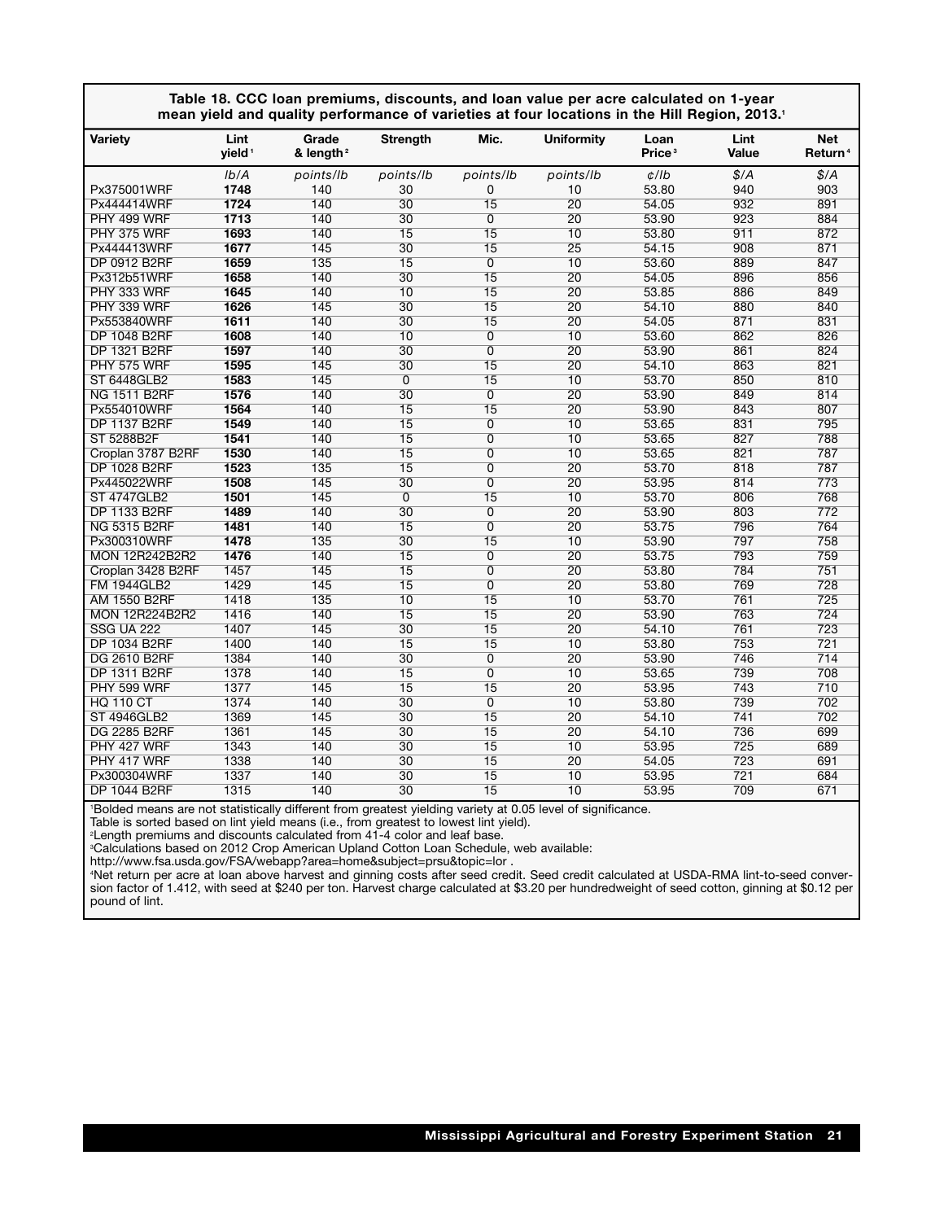**Table 18. CCC loan premiums, discounts, and loan value per acre calculated on 1-year mean yield and quality performance of varieties at four locations in the Hill Region, 2013.[1]**

| Variety | Lint yield[1] | Grade & length[2] | Strength | Mic. | Uniformity | Loan Price[3] | Lint Value | Net Return[4] |
|---|---|---|---|---|---|---|---|---|
| | *lb/A* | *points/lb* | *points/lb* | *points/lb* | *points/lb* | *¢/lb* | *$/A* | *$/A* |
| Px375001WRF | **1748** | 140 | 30 | 0 | 10 | 53.80 | 940 | 903 |
| Px444414WRF | **1724** | 140 | 30 | 15 | 20 | 54.05 | 932 | 891 |
| PHY 499 WRF | **1713** | 140 | 30 | 0 | 20 | 53.90 | 923 | 884 |
| PHY 375 WRF | **1693** | 140 | 15 | 15 | 10 | 53.80 | 911 | 872 |
| Px444413WRF | **1677** | 145 | 30 | 15 | 25 | 54.15 | 908 | 871 |
| DP 0912 B2RF | **1659** | 135 | 15 | 0 | 10 | 53.60 | 889 | 847 |
| Px312b51WRF | **1658** | 140 | 30 | 15 | 20 | 54.05 | 896 | 856 |
| PHY 333 WRF | **1645** | 140 | 10 | 15 | 20 | 53.85 | 886 | 849 |
| PHY 339 WRF | **1626** | 145 | 30 | 15 | 20 | 54.10 | 880 | 840 |
| Px553840WRF | **1611** | 140 | 30 | 15 | 20 | 54.05 | 871 | 831 |
| DP 1048 B2RF | **1608** | 140 | 10 | 0 | 10 | 53.60 | 862 | 826 |
| DP 1321 B2RF | **1597** | 140 | 30 | 0 | 20 | 53.90 | 861 | 824 |
| PHY 575 WRF | **1595** | 145 | 30 | 15 | 20 | 54.10 | 863 | 821 |
| ST 6448GLB2 | **1583** | 145 | 0 | 15 | 10 | 53.70 | 850 | 810 |
| NG 1511 B2RF | **1576** | 140 | 30 | 0 | 20 | 53.90 | 849 | 814 |
| Px554010WRF | **1564** | 140 | 15 | 15 | 20 | 53.90 | 843 | 807 |
| DP 1137 B2RF | **1549** | 140 | 15 | 0 | 10 | 53.65 | 831 | 795 |
| ST 5288B2F | **1541** | 140 | 15 | 0 | 10 | 53.65 | 827 | 788 |
| Croplan 3787 B2RF | **1530** | 140 | 15 | 0 | 10 | 53.65 | 821 | 787 |
| DP 1028 B2RF | **1523** | 135 | 15 | 0 | 20 | 53.70 | 818 | 787 |
| Px445022WRF | **1508** | 145 | 30 | 0 | 20 | 53.95 | 814 | 773 |
| ST 4747GLB2 | **1501** | 145 | 0 | 15 | 10 | 53.70 | 806 | 768 |
| DP 1133 B2RF | **1489** | 140 | 30 | 0 | 20 | 53.90 | 803 | 772 |
| NG 5315 B2RF | **1481** | 140 | 15 | 0 | 20 | 53.75 | 796 | 764 |
| Px300310WRF | **1478** | 135 | 30 | 15 | 10 | 53.90 | 797 | 758 |
| MON 12R242B2R2 | **1476** | 140 | 15 | 0 | 20 | 53.75 | 793 | 759 |
| Croplan 3428 B2RF | 1457 | 145 | 15 | 0 | 20 | 53.80 | 784 | 751 |
| FM 1944GLB2 | 1429 | 145 | 15 | 0 | 20 | 53.80 | 769 | 728 |
| AM 1550 B2RF | 1418 | 135 | 10 | 15 | 10 | 53.70 | 761 | 725 |
| MON 12R224B2R2 | 1416 | 140 | 15 | 15 | 20 | 53.90 | 763 | 724 |
| SSG UA 222 | 1407 | 145 | 30 | 15 | 20 | 54.10 | 761 | 723 |
| DP 1034 B2RF | 1400 | 140 | 15 | 15 | 10 | 53.80 | 753 | 721 |
| DG 2610 B2RF | 1384 | 140 | 30 | 0 | 20 | 53.90 | 746 | 714 |
| DP 1311 B2RF | 1378 | 140 | 15 | 0 | 10 | 53.65 | 739 | 708 |
| PHY 599 WRF | 1377 | 145 | 15 | 15 | 20 | 53.95 | 743 | 710 |
| HQ 110 CT | 1374 | 140 | 30 | 0 | 10 | 53.80 | 739 | 702 |
| ST 4946GLB2 | 1369 | 145 | 30 | 15 | 20 | 54.10 | 741 | 702 |
| DG 2285 B2RF | 1361 | 145 | 30 | 15 | 20 | 54.10 | 736 | 699 |
| PHY 427 WRF | 1343 | 140 | 30 | 15 | 10 | 53.95 | 725 | 689 |
| PHY 417 WRF | 1338 | 140 | 30 | 15 | 20 | 54.05 | 723 | 691 |
| Px300304WRF | 1337 | 140 | 30 | 15 | 10 | 53.95 | 721 | 684 |
| DP 1044 B2RF | 1315 | 140 | 30 | 15 | 10 | 53.95 | 709 | 671 |

[1]Bolded means are not statistically different from greatest yielding variety at 0.05 level of significance.
Table is sorted based on lint yield means (i.e., from greatest to lowest lint yield).
[2]Length premiums and discounts calculated from 41-4 color and leaf base.
[3]Calculations based on 2012 Crop American Upland Cotton Loan Schedule, web available:
http://www.fsa.usda.gov/FSA/webapp?area=home&subject=prsu&topic=lor .
[4]Net return per acre at loan above harvest and ginning costs after seed credit. Seed credit calculated at USDA-RMA lint-to-seed conversion factor of 1.412, with seed at $240 per ton. Harvest charge calculated at $3.20 per hundredweight of seed cotton, ginning at $0.12 per pound of lint.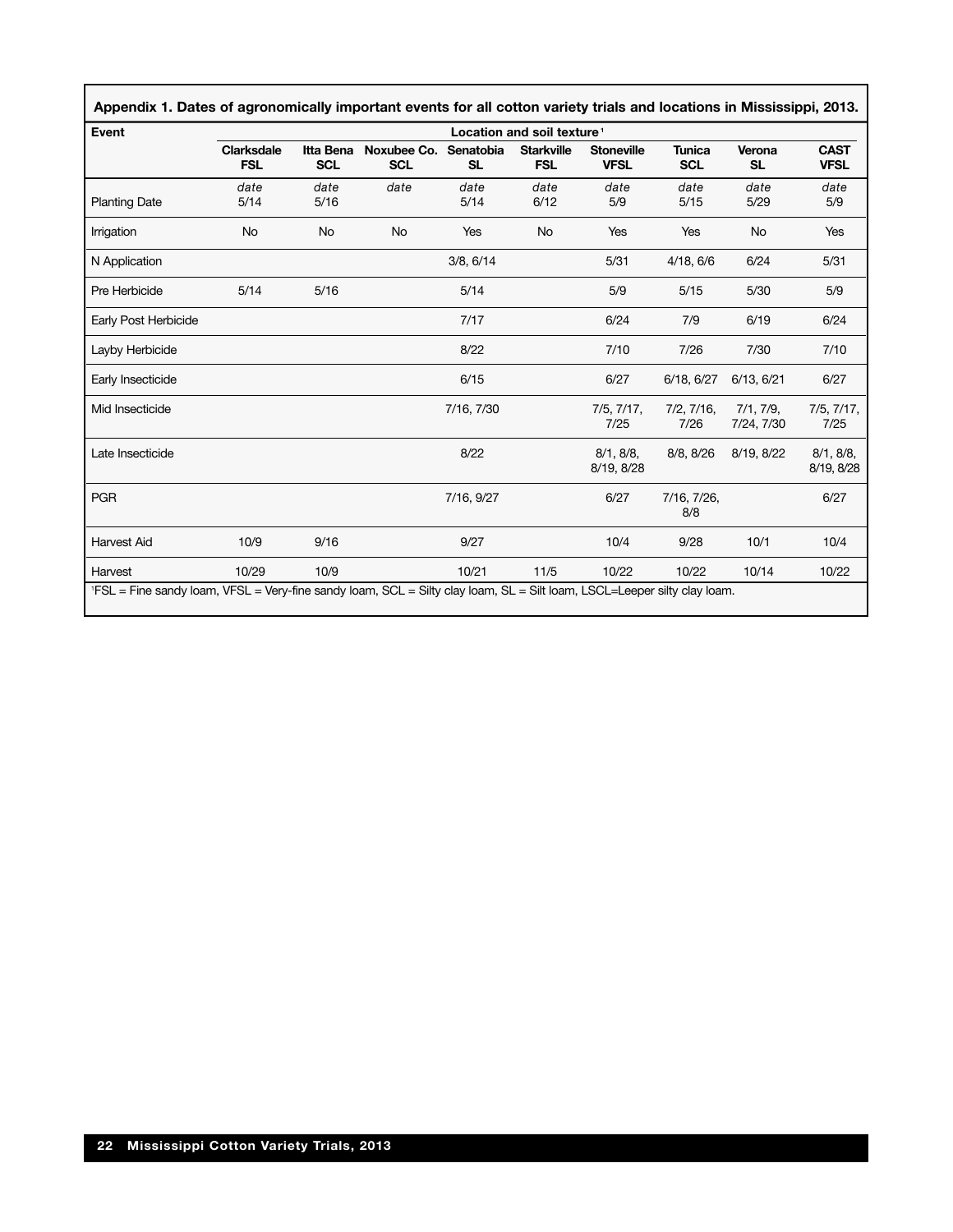**Appendix 1. Dates of agronomically important events for all cotton variety trials and locations in Mississippi, 2013.**

| Event | Location and soil texture[1] | | | | | | | | |
|---|---|---|---|---|---|---|---|---|---|
| | Clarksdale FSL | Itta Bena SCL | Noxubee Co. SCL | Senatobia SL | Starkville FSL | Stoneville VFSL | Tunica SCL | Verona SL | CAST VFSL |
| | *date* | *date* | *date* | *date* | *date* | *date* | *date* | *date* | *date* |
| Planting Date | 5/14 | 5/16 | | 5/14 | 6/12 | 5/9 | 5/15 | 5/29 | 5/9 |
| Irrigation | No | No | No | Yes | No | Yes | Yes | No | Yes |
| N Application | | | | 3/8, 6/14 | | 5/31 | 4/18, 6/6 | 6/24 | 5/31 |
| Pre Herbicide | 5/14 | 5/16 | | 5/14 | | 5/9 | 5/15 | 5/30 | 5/9 |
| Early Post Herbicide | | | | 7/17 | | 6/24 | 7/9 | 6/19 | 6/24 |
| Layby Herbicide | | | | 8/22 | | 7/10 | 7/26 | 7/30 | 7/10 |
| Early Insecticide | | | | 6/15 | | 6/27 | 6/18, 6/27 | 6/13, 6/21 | 6/27 |
| Mid Insecticide | | | | 7/16, 7/30 | | 7/5, 7/17, 7/25 | 7/2, 7/16, 7/26 | 7/1, 7/9, 7/24, 7/30 | 7/5, 7/17, 7/25 |
| Late Insecticide | | | | 8/22 | | 8/1, 8/8, 8/19, 8/28 | 8/8, 8/26 | 8/19, 8/22 | 8/1, 8/8, 8/19, 8/28 |
| PGR | | | | 7/16, 9/27 | | 6/27 | 7/16, 7/26, 8/8 | | 6/27 |
| Harvest Aid | 10/9 | 9/16 | | 9/27 | | 10/4 | 9/28 | 10/1 | 10/4 |
| Harvest | 10/29 | 10/9 | | 10/21 | 11/5 | 10/22 | 10/22 | 10/14 | 10/22 |

[1]FSL = Fine sandy loam, VFSL = Very-fine sandy loam, SCL = Silty clay loam, SL = Silt loam, LSCL=Leeper silty clay loam.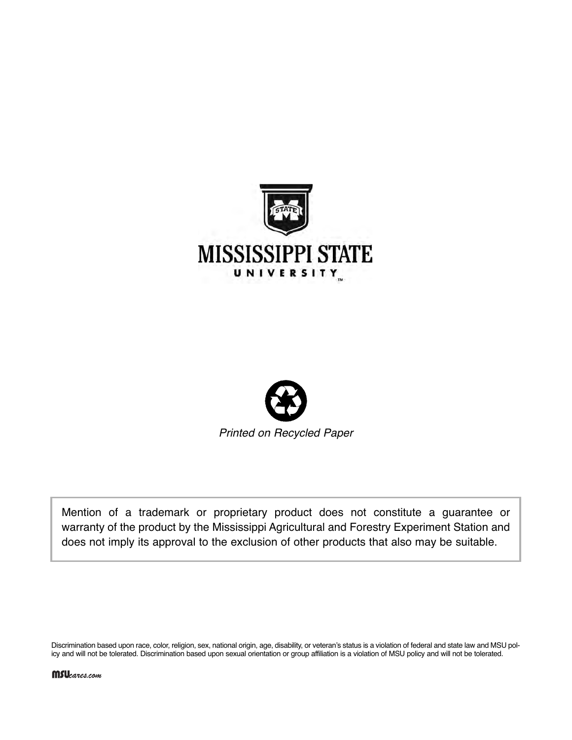MISSISSIPPI STATE UNIVERSITY™

*Printed on Recycled Paper*

Mention of a trademark or proprietary product does not constitute a guarantee or warranty of the product by the Mississippi Agricultural and Forestry Experiment Station and does not imply its approval to the exclusion of other products that also may be suitable.

Discrimination based upon race, color, religion, sex, national origin, age, disability, or veteran's status is a violation of federal and state law and MSU policy and will not be tolerated. Discrimination based upon sexual orientation or group affiliation is a violation of MSU policy and will not be tolerated.

MSUcares.com